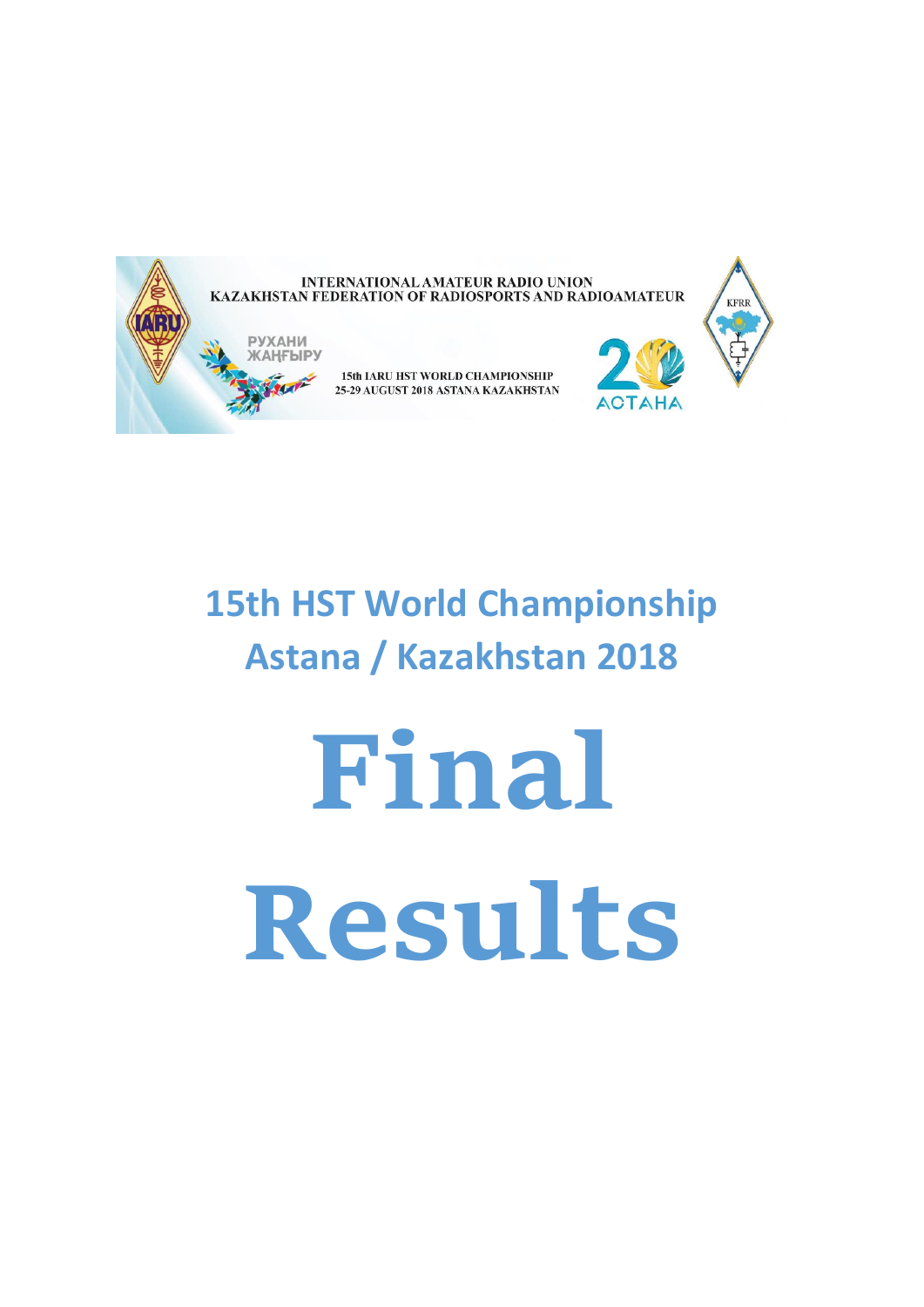INTERNATIONAL AMATEUR RADIO UNION
KAZAKHSTAN FEDERATION OF RADIOSPORTS AND RADIOAMATEUR

РУХАНИ ЖАҢҒЫРУ

15th IARU HST WORLD CHAMPIONSHIP
25-29 AUGUST 2018 ASTANA KAZAKHSTAN

# 15th HST World Championship
# Astana / Kazakhstan 2018

# Final Results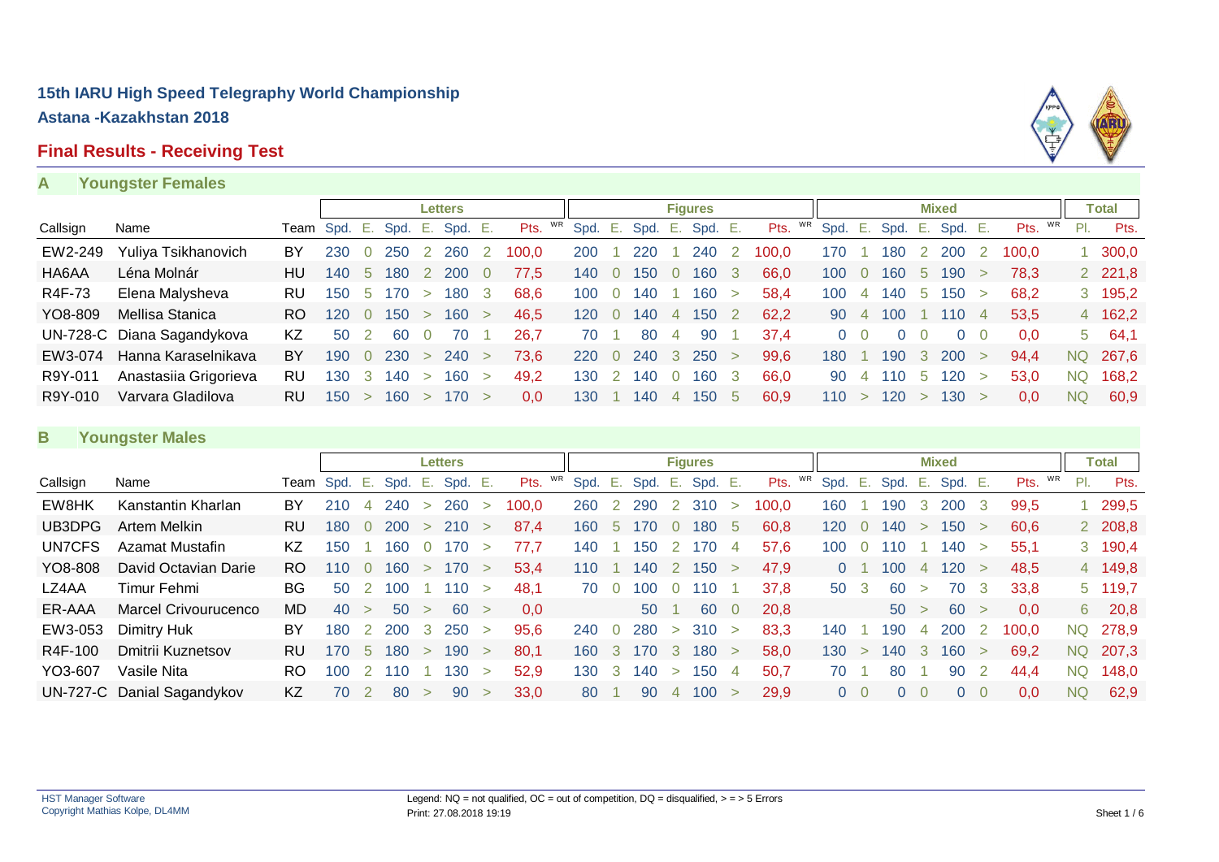# 15th IARU High Speed Telegraphy World Championship

**Astana -Kazakhstan 2018**

## Final Results - Receiving Test

### A Youngster Females

| Callsign | Name | Team | Letters | | | | | | | Figures | | | | | | | Mixed | | | | | | | Total | |
|---|---|---|---|---|---|---|---|---|---|---|---|---|---|---|---|---|---|---|---|---|---|---|---|---|---|
| | | | Spd. | E. | Spd. | E. | Spd. | E. | Pts. WR | Spd. | E. | Spd. | E. | Spd. | E. | Pts. WR | Spd. | E. | Spd. | E. | Spd. | E. | Pts. WR | Pl. | Pts. |
| EW2-249 | Yuliya Tsikhanovich | BY | 230 | 0 | 250 | 2 | 260 | 2 | 100,0 | 200 | 1 | 220 | 1 | 240 | 2 | 100,0 | 170 | 1 | 180 | 2 | 200 | 2 | 100,0 | 1 | 300,0 |
| HA6AA | Léna Molnár | HU | 140 | 5 | 180 | 2 | 200 | 0 | 77,5 | 140 | 0 | 150 | 0 | 160 | 3 | 66,0 | 100 | 0 | 160 | 5 | 190 | > | 78,3 | 2 | 221,8 |
| R4F-73 | Elena Malysheva | RU | 150 | 5 | 170 | > | 180 | 3 | 68,6 | 100 | 0 | 140 | 1 | 160 | > | 58,4 | 100 | 4 | 140 | 5 | 150 | > | 68,2 | 3 | 195,2 |
| YO8-809 | Mellisa Stanica | RO | 120 | 0 | 150 | > | 160 | > | 46,5 | 120 | 0 | 140 | 4 | 150 | 2 | 62,2 | 90 | 4 | 100 | 1 | 110 | 4 | 53,5 | 4 | 162,2 |
| UN-728-C | Diana Sagandykova | KZ | 50 | 2 | 60 | 0 | 70 | 1 | 26,7 | 70 | 1 | 80 | 4 | 90 | 1 | 37,4 | 0 | 0 | 0 | 0 | 0 | 0 | 0,0 | 5 | 64,1 |
| EW3-074 | Hanna Karaselnikava | BY | 190 | 0 | 230 | > | 240 | > | 73,6 | 220 | 0 | 240 | 3 | 250 | > | 99,6 | 180 | 1 | 190 | 3 | 200 | > | 94,4 | NQ | 267,6 |
| R9Y-011 | Anastasiia Grigorieva | RU | 130 | 3 | 140 | > | 160 | > | 49,2 | 130 | 2 | 140 | 0 | 160 | 3 | 66,0 | 90 | 4 | 110 | 5 | 120 | > | 53,0 | NQ | 168,2 |
| R9Y-010 | Varvara Gladilova | RU | 150 | > | 160 | > | 170 | > | 0,0 | 130 | 1 | 140 | 4 | 150 | 5 | 60,9 | 110 | > | 120 | > | 130 | > | 0,0 | NQ | 60,9 |

### B Youngster Males

| Callsign | Name | Team | Letters | | | | | | | Figures | | | | | | | Mixed | | | | | | | Total | |
|---|---|---|---|---|---|---|---|---|---|---|---|---|---|---|---|---|---|---|---|---|---|---|---|---|---|
| | | | Spd. | E. | Spd. | E. | Spd. | E. | Pts. WR | Spd. | E. | Spd. | E. | Spd. | E. | Pts. WR | Spd. | E. | Spd. | E. | Spd. | E. | Pts. WR | Pl. | Pts. |
| EW8HK | Kanstantin Kharlan | BY | 210 | 4 | 240 | > | 260 | > | 100,0 | 260 | 2 | 290 | 2 | 310 | > | 100,0 | 160 | 1 | 190 | 3 | 200 | 3 | 99,5 | 1 | 299,5 |
| UB3DPG | Artem Melkin | RU | 180 | 0 | 200 | > | 210 | > | 87,4 | 160 | 5 | 170 | 0 | 180 | 5 | 60,8 | 120 | 0 | 140 | > | 150 | > | 60,6 | 2 | 208,8 |
| UN7CFS | Azamat Mustafin | KZ | 150 | 1 | 160 | 0 | 170 | > | 77,7 | 140 | 1 | 150 | 2 | 170 | 4 | 57,6 | 100 | 0 | 110 | 1 | 140 | > | 55,1 | 3 | 190,4 |
| YO8-808 | David Octavian Darie | RO | 110 | 0 | 160 | > | 170 | > | 53,4 | 110 | 1 | 140 | 2 | 150 | > | 47,9 | 0 | 1 | 100 | 4 | 120 | > | 48,5 | 4 | 149,8 |
| LZ4AA | Timur Fehmi | BG | 50 | 2 | 100 | 1 | 110 | > | 48,1 | 70 | 0 | 100 | 0 | 110 | 1 | 37,8 | 50 | 3 | 60 | > | 70 | 3 | 33,8 | 5 | 119,7 |
| ER-AAA | Marcel Crivourucenco | MD | 40 | > | 50 | > | 60 | > | 0,0 | | | 50 | 1 | 60 | 0 | 20,8 | | | 50 | > | 60 | > | 0,0 | 6 | 20,8 |
| EW3-053 | Dimitry Huk | BY | 180 | 2 | 200 | 3 | 250 | > | 95,6 | 240 | 0 | 280 | > | 310 | > | 83,3 | 140 | 1 | 190 | 4 | 200 | 2 | 100,0 | NQ | 278,9 |
| R4F-100 | Dmitrii Kuznetsov | RU | 170 | 5 | 180 | > | 190 | > | 80,1 | 160 | 3 | 170 | 3 | 180 | > | 58,0 | 130 | > | 140 | 3 | 160 | > | 69,2 | NQ | 207,3 |
| YO3-607 | Vasile Nita | RO | 100 | 2 | 110 | 1 | 130 | > | 52,9 | 130 | 3 | 140 | > | 150 | 4 | 50,7 | 70 | 1 | 80 | 1 | 90 | 2 | 44,4 | NQ | 148,0 |
| UN-727-C | Danial Sagandykov | KZ | 70 | 2 | 80 | > | 90 | > | 33,0 | 80 | 1 | 90 | 4 | 100 | > | 29,9 | 0 | 0 | 0 | 0 | 0 | 0 | 0,0 | NQ | 62,9 |

HST Manager Software
Copyright Mathias Kolpe, DL4MM

Legend: NQ = not qualified, OC = out of competition, DQ = disqualified, > = > 5 Errors
Print: 27.08.2018 19:19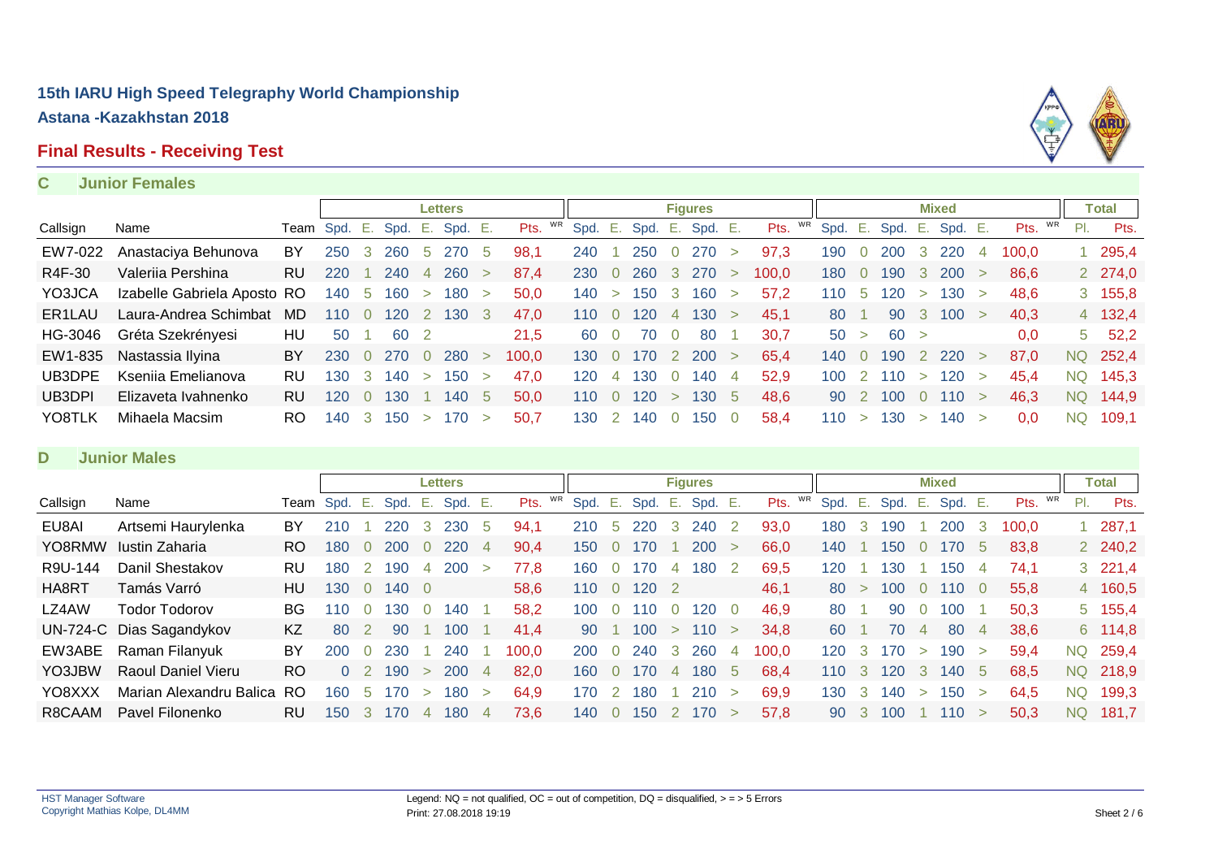# 15th IARU High Speed Telegraphy World Championship

## Astana -Kazakhstan 2018

## Final Results - Receiving Test

### C Junior Females

| | | | Letters | | | | | | | Figures | | | | | | | Mixed | | | | | | | Total | |
|---|---|---|---|---|---|---|---|---|---|---|---|---|---|---|---|---|---|---|---|---|---|---|---|---|---|
| Callsign | Name | Team | Spd. | E. | Spd. | E. | Spd. | E. | Pts. WR | Spd. | E. | Spd. | E. | Spd. | E. | Pts. WR | Spd. | E. | Spd. | E. | Spd. | E. | Pts. WR | Pl. | Pts. |
| EW7-022 | Anastaciya Behunova | BY | 250 | 3 | 260 | 5 | 270 | 5 | 98,1 | 240 | 1 | 250 | 0 | 270 | > | 97,3 | 190 | 0 | 200 | 3 | 220 | 4 | 100,0 | 1 | 295,4 |
| R4F-30 | Valeriia Pershina | RU | 220 | 1 | 240 | 4 | 260 | > | 87,4 | 230 | 0 | 260 | 3 | 270 | > | 100,0 | 180 | 0 | 190 | 3 | 200 | > | 86,6 | 2 | 274,0 |
| YO3JCA | Izabelle Gabriela Aposto | RO | 140 | 5 | 160 | > | 180 | > | 50,0 | 140 | > | 150 | 3 | 160 | > | 57,2 | 110 | 5 | 120 | > | 130 | > | 48,6 | 3 | 155,8 |
| ER1LAU | Laura-Andrea Schimbat | MD | 110 | 0 | 120 | 2 | 130 | 3 | 47,0 | 110 | 0 | 120 | 4 | 130 | > | 45,1 | 80 | 1 | 90 | 3 | 100 | > | 40,3 | 4 | 132,4 |
| HG-3046 | Gréta Szekrényesi | HU | 50 | 1 | 60 | 2 | | | 21,5 | 60 | 0 | 70 | 0 | 80 | 1 | 30,7 | 50 | > | 60 | > | | | 0,0 | 5 | 52,2 |
| EW1-835 | Nastassia Ilyina | BY | 230 | 0 | 270 | 0 | 280 | > | 100,0 | 130 | 0 | 170 | 2 | 200 | > | 65,4 | 140 | 0 | 190 | 2 | 220 | > | 87,0 | NQ | 252,4 |
| UB3DPE | Kseniia Emelianova | RU | 130 | 3 | 140 | > | 150 | > | 47,0 | 120 | 4 | 130 | 0 | 140 | 4 | 52,9 | 100 | 2 | 110 | > | 120 | > | 45,4 | NQ | 145,3 |
| UB3DPI | Elizaveta Ivahnenko | RU | 120 | 0 | 130 | 1 | 140 | 5 | 50,0 | 110 | 0 | 120 | > | 130 | 5 | 48,6 | 90 | 2 | 100 | 0 | 110 | > | 46,3 | NQ | 144,9 |
| YO8TLK | Mihaela Macsim | RO | 140 | 3 | 150 | > | 170 | > | 50,7 | 130 | 2 | 140 | 0 | 150 | 0 | 58,4 | 110 | > | 130 | > | 140 | > | 0,0 | NQ | 109,1 |

### D Junior Males

| | | | Letters | | | | | | | Figures | | | | | | | Mixed | | | | | | | Total | |
|---|---|---|---|---|---|---|---|---|---|---|---|---|---|---|---|---|---|---|---|---|---|---|---|---|---|
| Callsign | Name | Team | Spd. | E. | Spd. | E. | Spd. | E. | Pts. WR | Spd. | E. | Spd. | E. | Spd. | E. | Pts. WR | Spd. | E. | Spd. | E. | Spd. | E. | Pts. WR | Pl. | Pts. |
| EU8AI | Artsemi Haurylenka | BY | 210 | 1 | 220 | 3 | 230 | 5 | 94,1 | 210 | 5 | 220 | 3 | 240 | 2 | 93,0 | 180 | 3 | 190 | 1 | 200 | 3 | 100,0 | 1 | 287,1 |
| YO8RMW | Iustin Zaharia | RO | 180 | 0 | 200 | 0 | 220 | 4 | 90,4 | 150 | 0 | 170 | 1 | 200 | > | 66,0 | 140 | 1 | 150 | 0 | 170 | 5 | 83,8 | 2 | 240,2 |
| R9U-144 | Danil Shestakov | RU | 180 | 2 | 190 | 4 | 200 | > | 77,8 | 160 | 0 | 170 | 4 | 180 | 2 | 69,5 | 120 | 1 | 130 | 1 | 150 | 4 | 74,1 | 3 | 221,4 |
| HA8RT | Tamás Varró | HU | 130 | 0 | 140 | 0 | | | 58,6 | 110 | 0 | 120 | 2 | | | 46,1 | 80 | > | 100 | 0 | 110 | 0 | 55,8 | 4 | 160,5 |
| LZ4AW | Todor Todorov | BG | 110 | 0 | 130 | 0 | 140 | 1 | 58,2 | 100 | 0 | 110 | 0 | 120 | 0 | 46,9 | 80 | 1 | 90 | 0 | 100 | 1 | 50,3 | 5 | 155,4 |
| UN-724-C | Dias Sagandykov | KZ | 80 | 2 | 90 | 1 | 100 | 1 | 41,4 | 90 | 1 | 100 | > | 110 | > | 34,8 | 60 | 1 | 70 | 4 | 80 | 4 | 38,6 | 6 | 114,8 |
| EW3ABE | Raman Filanyuk | BY | 200 | 0 | 230 | 1 | 240 | 1 | 100,0 | 200 | 0 | 240 | 3 | 260 | 4 | 100,0 | 120 | 3 | 170 | > | 190 | > | 59,4 | NQ | 259,4 |
| YO3JBW | Raoul Daniel Vieru | RO | 0 | 2 | 190 | > | 200 | 4 | 82,0 | 160 | 0 | 170 | 4 | 180 | 5 | 68,4 | 110 | 3 | 120 | 3 | 140 | 5 | 68,5 | NQ | 218,9 |
| YO8XXX | Marian Alexandru Balica | RO | 160 | 5 | 170 | > | 180 | > | 64,9 | 170 | 2 | 180 | 1 | 210 | > | 69,9 | 130 | 3 | 140 | > | 150 | > | 64,5 | NQ | 199,3 |
| R8CAAM | Pavel Filonenko | RU | 150 | 3 | 170 | 4 | 180 | 4 | 73,6 | 140 | 0 | 150 | 2 | 170 | > | 57,8 | 90 | 3 | 100 | 1 | 110 | > | 50,3 | NQ | 181,7 |

HST Manager Software
Copyright Mathias Kolpe, DL4MM

Legend: NQ = not qualified, OC = out of competition, DQ = disqualified, > = > 5 Errors
Print: 27.08.2018 19:19

Sheet 2 / 6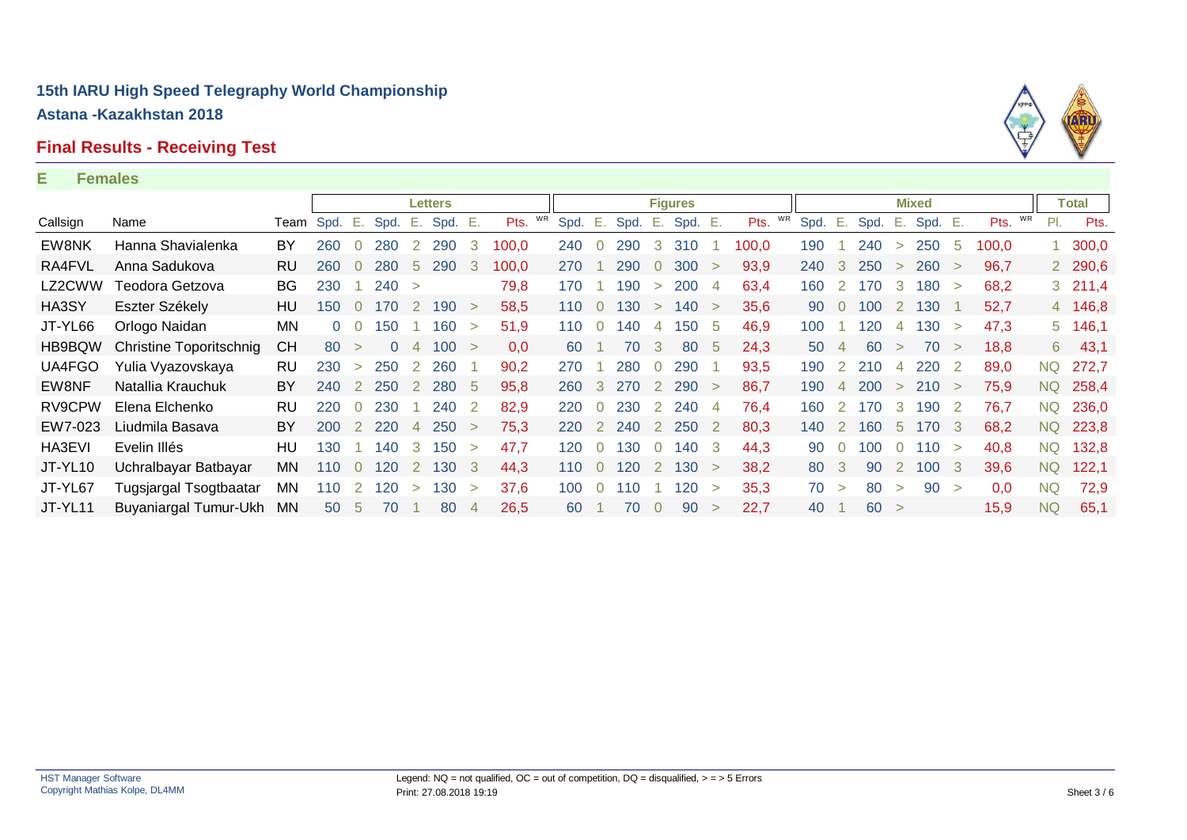# 15th IARU High Speed Telegraphy World Championship

**Astana -Kazakhstan 2018**

## Final Results - Receiving Test

**E Females**

| | | | Letters | | | | | | | Figures | | | | | | | Mixed | | | | | | | Total | |
|---|---|---|---|---|---|---|---|---|---|---|---|---|---|---|---|---|---|---|---|---|---|---|---|---|---|
| Callsign | Name | Team | Spd. | E. | Spd. | E. | Spd. | E. | Pts. WR | Spd. | E. | Spd. | E. | Spd. | E. | Pts. WR | Spd. | E. | Spd. | E. | Spd. | E. | Pts. WR | Pl. | Pts. |
| EW8NK | Hanna Shavialenka | BY | 260 | 0 | 280 | 2 | 290 | 3 | 100,0 | 240 | 0 | 290 | 3 | 310 | 1 | 100,0 | 190 | 1 | 240 | > | 250 | 5 | 100,0 | 1 | 300,0 |
| RA4FVL | Anna Sadukova | RU | 260 | 0 | 280 | 5 | 290 | 3 | 100,0 | 270 | 1 | 290 | 0 | 300 | > | 93,9 | 240 | 3 | 250 | > | 260 | > | 96,7 | 2 | 290,6 |
| LZ2CWW | Teodora Getzova | BG | 230 | 1 | 240 | > | | | 79,8 | 170 | 1 | 190 | > | 200 | 4 | 63,4 | 160 | 2 | 170 | 3 | 180 | > | 68,2 | 3 | 211,4 |
| HA3SY | Eszter Székely | HU | 150 | 0 | 170 | 2 | 190 | > | 58,5 | 110 | 0 | 130 | > | 140 | > | 35,6 | 90 | 0 | 100 | 2 | 130 | 1 | 52,7 | 4 | 146,8 |
| JT-YL66 | Orlogo Naidan | MN | 0 | 0 | 150 | 1 | 160 | > | 51,9 | 110 | 0 | 140 | 4 | 150 | 5 | 46,9 | 100 | 1 | 120 | 4 | 130 | > | 47,3 | 5 | 146,1 |
| HB9BQW | Christine Toporitschnig | CH | 80 | > | 0 | 4 | 100 | > | 0,0 | 60 | 1 | 70 | 3 | 80 | 5 | 24,3 | 50 | 4 | 60 | > | 70 | > | 18,8 | 6 | 43,1 |
| UA4FGO | Yulia Vyazovskaya | RU | 230 | > | 250 | 2 | 260 | 1 | 90,2 | 270 | 1 | 280 | 0 | 290 | 1 | 93,5 | 190 | 2 | 210 | 4 | 220 | 2 | 89,0 | NQ | 272,7 |
| EW8NF | Natallia Krauchuk | BY | 240 | 2 | 250 | 2 | 280 | 5 | 95,8 | 260 | 3 | 270 | 2 | 290 | > | 86,7 | 190 | 4 | 200 | > | 210 | > | 75,9 | NQ | 258,4 |
| RV9CPW | Elena Elchenko | RU | 220 | 0 | 230 | 1 | 240 | 2 | 82,9 | 220 | 0 | 230 | 2 | 240 | 4 | 76,4 | 160 | 2 | 170 | 3 | 190 | 2 | 76,7 | NQ | 236,0 |
| EW7-023 | Liudmila Basava | BY | 200 | 2 | 220 | 4 | 250 | > | 75,3 | 220 | 2 | 240 | 2 | 250 | 2 | 80,3 | 140 | 2 | 160 | 5 | 170 | 3 | 68,2 | NQ | 223,8 |
| HA3EVI | Evelin Illés | HU | 130 | 1 | 140 | 3 | 150 | > | 47,7 | 120 | 0 | 130 | 0 | 140 | 3 | 44,3 | 90 | 0 | 100 | 0 | 110 | > | 40,8 | NQ | 132,8 |
| JT-YL10 | Uchralbayar Batbayar | MN | 110 | 0 | 120 | 2 | 130 | 3 | 44,3 | 110 | 0 | 120 | 2 | 130 | 3 | 38,2 | 80 | 3 | 90 | 2 | 100 | 3 | 39,6 | NQ | 122,1 |
| JT-YL67 | Tugsjargal Tsogtbaatar | MN | 110 | 2 | 120 | > | 130 | > | 37,6 | 100 | 0 | 110 | 1 | 120 | > | 35,3 | 70 | > | 80 | > | 90 | > | 0,0 | NQ | 72,9 |
| JT-YL11 | Buyaniargal Tumur-Ukh | MN | 50 | 5 | 70 | 1 | 80 | 4 | 26,5 | 60 | 1 | 70 | 0 | 90 | > | 22,7 | 40 | 1 | 60 | > | | | 15,9 | NQ | 65,1 |

HST Manager Software
Copyright Mathias Kolpe, DL4MM

Legend: NQ = not qualified, OC = out of competition, DQ = disqualified, > = > 5 Errors
Print: 27.08.2018 19:19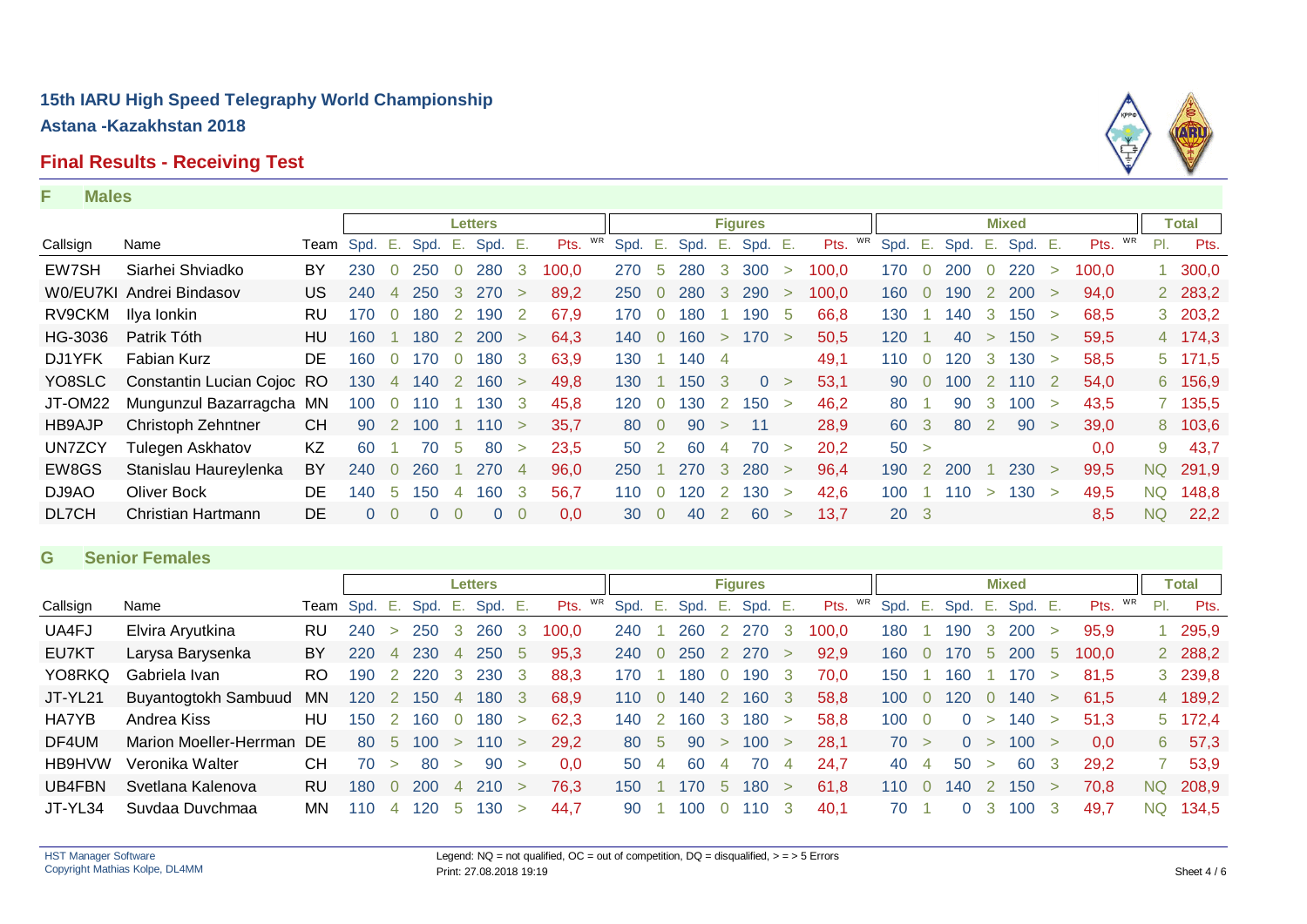# 15th IARU High Speed Telegraphy World Championship

**Astana -Kazakhstan 2018**

## Final Results - Receiving Test

### F Males

| | | | Letters | | | | | | | Figures | | | | | | | Mixed | | | | | | | Total | |
|---|---|---|---|---|---|---|---|---|---|---|---|---|---|---|---|---|---|---|---|---|---|---|---|---|---|
| Callsign | Name | Team | Spd. | E. | Spd. | E. | Spd. | E. | Pts. WR | Spd. | E. | Spd. | E. | Spd. | E. | Pts. WR | Spd. | E. | Spd. | E. | Spd. | E. | Pts. WR | Pl. | Pts. |
| EW7SH | Siarhei Shviadko | BY | 230 | 0 | 250 | 0 | 280 | 3 | 100,0 | 270 | 5 | 280 | 3 | 300 | > | 100,0 | 170 | 0 | 200 | 0 | 220 | > | 100,0 | 1 | 300,0 |
| W0/EU7KI | Andrei Bindasov | US | 240 | 4 | 250 | 3 | 270 | > | 89,2 | 250 | 0 | 280 | 3 | 290 | > | 100,0 | 160 | 0 | 190 | 2 | 200 | > | 94,0 | 2 | 283,2 |
| RV9CKM | Ilya Ionkin | RU | 170 | 0 | 180 | 2 | 190 | 2 | 67,9 | 170 | 0 | 180 | 1 | 190 | 5 | 66,8 | 130 | 1 | 140 | 3 | 150 | > | 68,5 | 3 | 203,2 |
| HG-3036 | Patrik Tóth | HU | 160 | 1 | 180 | 2 | 200 | > | 64,3 | 140 | 0 | 160 | > | 170 | > | 50,5 | 120 | 1 | 40 | > | 150 | > | 59,5 | 4 | 174,3 |
| DJ1YFK | Fabian Kurz | DE | 160 | 0 | 170 | 0 | 180 | 3 | 63,9 | 130 | 1 | 140 | 4 | | | 49,1 | 110 | 0 | 120 | 3 | 130 | > | 58,5 | 5 | 171,5 |
| YO8SLC | Constantin Lucian Cojoc | RO | 130 | 4 | 140 | 2 | 160 | > | 49,8 | 130 | 1 | 150 | 3 | 0 | > | 53,1 | 90 | 0 | 100 | 2 | 110 | 2 | 54,0 | 6 | 156,9 |
| JT-OM22 | Mungunzul Bazarragcha | MN | 100 | 0 | 110 | 1 | 130 | 3 | 45,8 | 120 | 0 | 130 | 2 | 150 | > | 46,2 | 80 | 1 | 90 | 3 | 100 | > | 43,5 | 7 | 135,5 |
| HB9AJP | Christoph Zehntner | CH | 90 | 2 | 100 | 1 | 110 | > | 35,7 | 80 | 0 | 90 | > | 11 | | 28,9 | 60 | 3 | 80 | 2 | 90 | > | 39,0 | 8 | 103,6 |
| UN7ZCY | Tulegen Askhatov | KZ | 60 | 1 | 70 | 5 | 80 | > | 23,5 | 50 | 2 | 60 | 4 | 70 | > | 20,2 | 50 | > | | | | | 0,0 | 9 | 43,7 |
| EW8GS | Stanislau Haureylenka | BY | 240 | 0 | 260 | 1 | 270 | 4 | 96,0 | 250 | 1 | 270 | 3 | 280 | > | 96,4 | 190 | 2 | 200 | 1 | 230 | > | 99,5 | NQ | 291,9 |
| DJ9AO | Oliver Bock | DE | 140 | 5 | 150 | 4 | 160 | 3 | 56,7 | 110 | 0 | 120 | 2 | 130 | > | 42,6 | 100 | 1 | 110 | > | 130 | > | 49,5 | NQ | 148,8 |
| DL7CH | Christian Hartmann | DE | 0 | 0 | 0 | 0 | 0 | 0 | 0,0 | 30 | 0 | 40 | 2 | 60 | > | 13,7 | 20 | 3 | | | | | 8,5 | NQ | 22,2 |

### G Senior Females

| | | | Letters | | | | | | | Figures | | | | | | | Mixed | | | | | | | Total | |
|---|---|---|---|---|---|---|---|---|---|---|---|---|---|---|---|---|---|---|---|---|---|---|---|---|---|
| Callsign | Name | Team | Spd. | E. | Spd. | E. | Spd. | E. | Pts. WR | Spd. | E. | Spd. | E. | Spd. | E. | Pts. WR | Spd. | E. | Spd. | E. | Spd. | E. | Pts. WR | Pl. | Pts. |
| UA4FJ | Elvira Aryutkina | RU | 240 | > | 250 | 3 | 260 | 3 | 100,0 | 240 | 1 | 260 | 2 | 270 | 3 | 100,0 | 180 | 1 | 190 | 3 | 200 | > | 95,9 | 1 | 295,9 |
| EU7KT | Larysa Barysenka | BY | 220 | 4 | 230 | 4 | 250 | 5 | 95,3 | 240 | 0 | 250 | 2 | 270 | > | 92,9 | 160 | 0 | 170 | 5 | 200 | 5 | 100,0 | 2 | 288,2 |
| YO8RKQ | Gabriela Ivan | RO | 190 | 2 | 220 | 3 | 230 | 3 | 88,3 | 170 | 1 | 180 | 0 | 190 | 3 | 70,0 | 150 | 1 | 160 | 1 | 170 | > | 81,5 | 3 | 239,8 |
| JT-YL21 | Buyantogtokh Sambuud | MN | 120 | 2 | 150 | 4 | 180 | 3 | 68,9 | 110 | 0 | 140 | 2 | 160 | 3 | 58,8 | 100 | 0 | 120 | 0 | 140 | > | 61,5 | 4 | 189,2 |
| HA7YB | Andrea Kiss | HU | 150 | 2 | 160 | 0 | 180 | > | 62,3 | 140 | 2 | 160 | 3 | 180 | > | 58,8 | 100 | 0 | 0 | > | 140 | > | 51,3 | 5 | 172,4 |
| DF4UM | Marion Moeller-Herrman | DE | 80 | 5 | 100 | > | 110 | > | 29,2 | 80 | 5 | 90 | > | 100 | > | 28,1 | 70 | > | 0 | > | 100 | > | 0,0 | 6 | 57,3 |
| HB9HVW | Veronika Walter | CH | 70 | > | 80 | > | 90 | > | 0,0 | 50 | 4 | 60 | 4 | 70 | 4 | 24,7 | 40 | 4 | 50 | > | 60 | 3 | 29,2 | 7 | 53,9 |
| UB4FBN | Svetlana Kalenova | RU | 180 | 0 | 200 | 4 | 210 | > | 76,3 | 150 | 1 | 170 | 5 | 180 | > | 61,8 | 110 | 0 | 140 | 2 | 150 | > | 70,8 | NQ | 208,9 |
| JT-YL34 | Suvdaa Duvchmaa | MN | 110 | 4 | 120 | 5 | 130 | > | 44,7 | 90 | 1 | 100 | 0 | 110 | 3 | 40,1 | 70 | 1 | 0 | 3 | 100 | 3 | 49,7 | NQ | 134,5 |

HST Manager Software
Copyright Mathias Kolpe, DL4MM

Legend: NQ = not qualified, OC = out of competition, DQ = disqualified, > = > 5 Errors
Print: 27.08.2018 19:19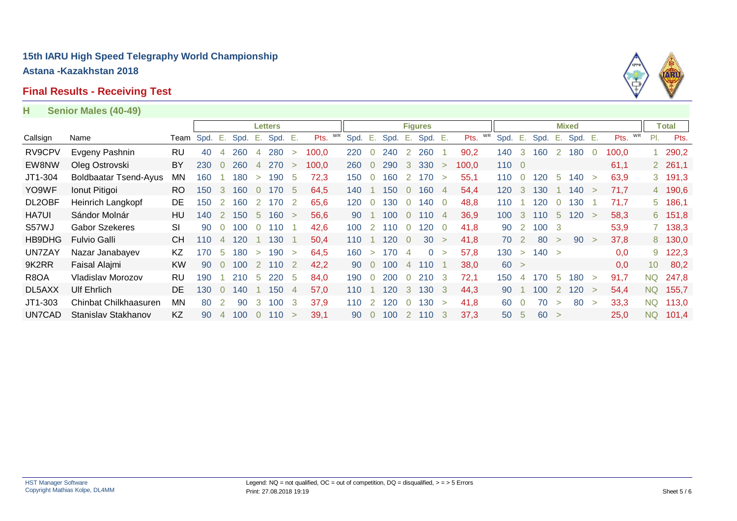## 15th IARU High Speed Telegraphy World Championship

**Astana -Kazakhstan 2018**

### Final Results - Receiving Test

**H Senior Males (40-49)**

| | | | Letters | | | | | | | Figures | | | | | | | Mixed | | | | | | | Total | |
|---|---|---|---|---|---|---|---|---|---|---|---|---|---|---|---|---|---|---|---|---|---|---|---|---|---|
| Callsign | Name | Team | Spd. | E. | Spd. | E. | Spd. | E. | Pts. | Spd. | E. | Spd. | E. | Spd. | E. | Pts. | Spd. | E. | Spd. | E. | Spd. | E. | Pts. | Pl. | Pts. |
| RV9CPV | Evgeny Pashnin | RU | 40 | 4 | 260 | 4 | 280 | > | 100,0 | 220 | 0 | 240 | 2 | 260 | 1 | 90,2 | 140 | 3 | 160 | 2 | 180 | 0 | 100,0 | 1 | 290,2 |
| EW8NW | Oleg Ostrovski | BY | 230 | 0 | 260 | 4 | 270 | > | 100,0 | 260 | 0 | 290 | 3 | 330 | > | 100,0 | 110 | 0 | | | | | 61,1 | 2 | 261,1 |
| JT1-304 | Boldbaatar Tsend-Ayus | MN | 160 | 1 | 180 | > | 190 | 5 | 72,3 | 150 | 0 | 160 | 2 | 170 | > | 55,1 | 110 | 0 | 120 | 5 | 140 | > | 63,9 | 3 | 191,3 |
| YO9WF | Ionut Pitigoi | RO | 150 | 3 | 160 | 0 | 170 | 5 | 64,5 | 140 | 1 | 150 | 0 | 160 | 4 | 54,4 | 120 | 3 | 130 | 1 | 140 | > | 71,7 | 4 | 190,6 |
| DL2OBF | Heinrich Langkopf | DE | 150 | 2 | 160 | 2 | 170 | 2 | 65,6 | 120 | 0 | 130 | 0 | 140 | 0 | 48,8 | 110 | 1 | 120 | 0 | 130 | 1 | 71,7 | 5 | 186,1 |
| HA7UI | Sándor Molnár | HU | 140 | 2 | 150 | 5 | 160 | > | 56,6 | 90 | 1 | 100 | 0 | 110 | 4 | 36,9 | 100 | 3 | 110 | 5 | 120 | > | 58,3 | 6 | 151,8 |
| S57WJ | Gabor Szekeres | SI | 90 | 0 | 100 | 0 | 110 | 1 | 42,6 | 100 | 2 | 110 | 0 | 120 | 0 | 41,8 | 90 | 2 | 100 | 3 | | | 53,9 | 7 | 138,3 |
| HB9DHG | Fulvio Galli | CH | 110 | 4 | 120 | 1 | 130 | 1 | 50,4 | 110 | 1 | 120 | 0 | 30 | > | 41,8 | 70 | 2 | 80 | > | 90 | > | 37,8 | 8 | 130,0 |
| UN7ZAY | Nazar Janabayev | KZ | 170 | 5 | 180 | > | 190 | > | 64,5 | 160 | > | 170 | 4 | 0 | > | 57,8 | 130 | > | 140 | > | | | 0,0 | 9 | 122,3 |
| 9K2RR | Faisal Alajmi | KW | 90 | 0 | 100 | 2 | 110 | 2 | 42,2 | 90 | 0 | 100 | 4 | 110 | 1 | 38,0 | 60 | > | | | | | 0,0 | 10 | 80,2 |
| R8OA | Vladislav Morozov | RU | 190 | 1 | 210 | 5 | 220 | 5 | 84,0 | 190 | 0 | 200 | 0 | 210 | 3 | 72,1 | 150 | 4 | 170 | 5 | 180 | > | 91,7 | NQ | 247,8 |
| DL5AXX | Ulf Ehrlich | DE | 130 | 0 | 140 | 1 | 150 | 4 | 57,0 | 110 | 1 | 120 | 3 | 130 | 3 | 44,3 | 90 | 1 | 100 | 2 | 120 | > | 54,4 | NQ | 155,7 |
| JT1-303 | Chinbat Chilkhaasuren | MN | 80 | 2 | 90 | 3 | 100 | 3 | 37,9 | 110 | 2 | 120 | 0 | 130 | > | 41,8 | 60 | 0 | 70 | > | 80 | > | 33,3 | NQ | 113,0 |
| UN7CAD | Stanislav Stakhanov | KZ | 90 | 4 | 100 | 0 | 110 | > | 39,1 | 90 | 0 | 100 | 2 | 110 | 3 | 37,3 | 50 | 5 | 60 | > | | | 25,0 | NQ | 101,4 |

Legend: NQ = not qualified, OC = out of competition, DQ = disqualified, > = > 5 Errors

Print: 27.08.2018 19:19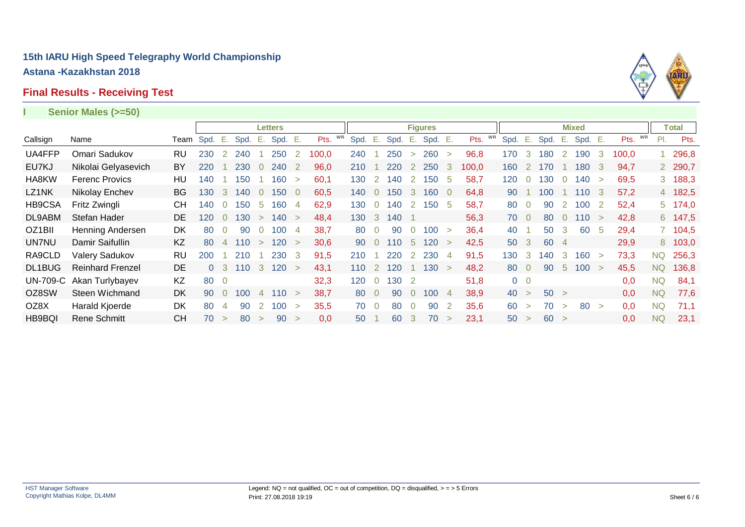# 15th IARU High Speed Telegraphy World Championship

## Astana -Kazakhstan 2018

## Final Results - Receiving Test

### I Senior Males (>=50)

| | | | Letters | | | | | | | | Figures | | | | | | | | Mixed | | | | | | | | Total | |
|---|---|---|---|---|---|---|---|---|---|---|---|---|---|---|---|---|---|---|---|---|---|---|---|---|---|---|---|---|
| Callsign | Name | Team | Spd. | E. | Spd. | E. | Spd. | E. | Pts. | WR | Spd. | E. | Spd. | E. | Spd. | E. | Pts. | WR | Spd. | E. | Spd. | E. | Spd. | E. | Pts. | WR | Pl. | Pts. |
| UA4FFP | Omari Sadukov | RU | 230 | 2 | 240 | 1 | 250 | 2 | 100,0 | | 240 | 1 | 250 | > | 260 | > | 96,8 | | 170 | 3 | 180 | 2 | 190 | 3 | 100,0 | | 1 | 296,8 |
| EU7KJ | Nikolai Gelyasevich | BY | 220 | 1 | 230 | 0 | 240 | 2 | 96,0 | | 210 | 1 | 220 | 2 | 250 | 3 | 100,0 | | 160 | 2 | 170 | 1 | 180 | 3 | 94,7 | | 2 | 290,7 |
| HA8KW | Ferenc Provics | HU | 140 | 1 | 150 | 1 | 160 | > | 60,1 | | 130 | 2 | 140 | 2 | 150 | 5 | 58,7 | | 120 | 0 | 130 | 0 | 140 | > | 69,5 | | 3 | 188,3 |
| LZ1NK | Nikolay Enchev | BG | 130 | 3 | 140 | 0 | 150 | 0 | 60,5 | | 140 | 0 | 150 | 3 | 160 | 0 | 64,8 | | 90 | 1 | 100 | 1 | 110 | 3 | 57,2 | | 4 | 182,5 |
| HB9CSA | Fritz Zwingli | CH | 140 | 0 | 150 | 5 | 160 | 4 | 62,9 | | 130 | 0 | 140 | 2 | 150 | 5 | 58,7 | | 80 | 0 | 90 | 2 | 100 | 2 | 52,4 | | 5 | 174,0 |
| DL9ABM | Stefan Hader | DE | 120 | 0 | 130 | > | 140 | > | 48,4 | | 130 | 3 | 140 | 1 | | | 56,3 | | 70 | 0 | 80 | 0 | 110 | > | 42,8 | | 6 | 147,5 |
| OZ1BII | Henning Andersen | DK | 80 | 0 | 90 | 0 | 100 | 4 | 38,7 | | 80 | 0 | 90 | 0 | 100 | > | 36,4 | | 40 | 1 | 50 | 3 | 60 | 5 | 29,4 | | 7 | 104,5 |
| UN7NU | Damir Saifullin | KZ | 80 | 4 | 110 | > | 120 | > | 30,6 | | 90 | 0 | 110 | 5 | 120 | > | 42,5 | | 50 | 3 | 60 | 4 | | | 29,9 | | 8 | 103,0 |
| RA9CLD | Valery Sadukov | RU | 200 | 1 | 210 | 1 | 230 | 3 | 91,5 | | 210 | 1 | 220 | 2 | 230 | 4 | 91,5 | | 130 | 3 | 140 | 3 | 160 | > | 73,3 | | NQ | 256,3 |
| DL1BUG | Reinhard Frenzel | DE | 0 | 3 | 110 | 3 | 120 | > | 43,1 | | 110 | 2 | 120 | 1 | 130 | > | 48,2 | | 80 | 0 | 90 | 5 | 100 | > | 45,5 | | NQ | 136,8 |
| UN-709-C | Akan Turlybayev | KZ | 80 | 0 | | | | | 32,3 | | 120 | 0 | 130 | 2 | | | 51,8 | | 0 | 0 | | | | | 0,0 | | NQ | 84,1 |
| OZ8SW | Steen Wichmand | DK | 90 | 0 | 100 | 4 | 110 | > | 38,7 | | 80 | 0 | 90 | 0 | 100 | 4 | 38,9 | | 40 | > | 50 | > | | | 0,0 | | NQ | 77,6 |
| OZ8X | Harald Kjoerde | DK | 80 | 4 | 90 | 2 | 100 | > | 35,5 | | 70 | 0 | 80 | 0 | 90 | 2 | 35,6 | | 60 | > | 70 | > | 80 | > | 0,0 | | NQ | 71,1 |
| HB9BQI | Rene Schmitt | CH | 70 | > | 80 | > | 90 | > | 0,0 | | 50 | 1 | 60 | 3 | 70 | > | 23,1 | | 50 | > | 60 | > | | | 0,0 | | NQ | 23,1 |

Legend: NQ = not qualified, OC = out of competition, DQ = disqualified, > = > 5 Errors

Print: 27.08.2018 19:19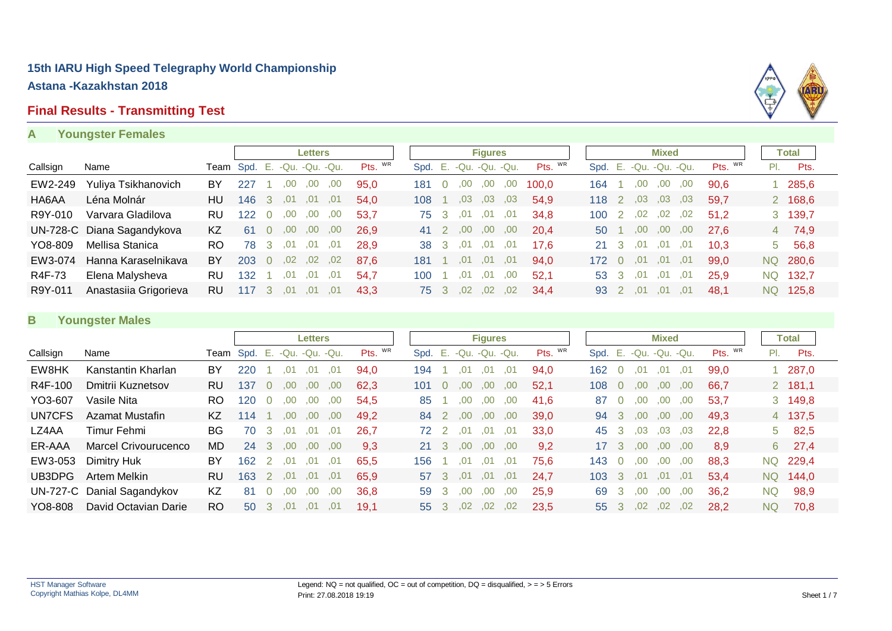# 15th IARU High Speed Telegraphy World Championship

## Astana -Kazakhstan 2018

## Final Results - Transmitting Test

### A Youngster Females

| | | | Letters | | | | | | Figures | | | | | | Mixed | | | | | | Total | |
|---|---|---|---|---|---|---|---|---|---|---|---|---|---|---|---|---|---|---|---|---|---|---|
| Callsign | Name | Team | Spd. | E. | -Qu. | -Qu. | -Qu. | Pts. WR | Spd. | E. | -Qu. | -Qu. | -Qu. | Pts. WR | Spd. | E. | -Qu. | -Qu. | -Qu. | Pts. WR | Pl. | Pts. |
| EW2-249 | Yuliya Tsikhanovich | BY | 227 | 1 | ,00 | ,00 | ,00 | 95,0 | 181 | 0 | ,00 | ,00 | ,00 | 100,0 | 164 | 1 | ,00 | ,00 | ,00 | 90,6 | 1 | 285,6 |
| HA6AA | Léna Molnár | HU | 146 | 3 | ,01 | ,01 | ,01 | 54,0 | 108 | 1 | ,03 | ,03 | ,03 | 54,9 | 118 | 2 | ,03 | ,03 | ,03 | 59,7 | 2 | 168,6 |
| R9Y-010 | Varvara Gladilova | RU | 122 | 0 | ,00 | ,00 | ,00 | 53,7 | 75 | 3 | ,01 | ,01 | ,01 | 34,8 | 100 | 2 | ,02 | ,02 | ,02 | 51,2 | 3 | 139,7 |
| UN-728-C | Diana Sagandykova | KZ | 61 | 0 | ,00 | ,00 | ,00 | 26,9 | 41 | 2 | ,00 | ,00 | ,00 | 20,4 | 50 | 1 | ,00 | ,00 | ,00 | 27,6 | 4 | 74,9 |
| YO8-809 | Mellisa Stanica | RO | 78 | 3 | ,01 | ,01 | ,01 | 28,9 | 38 | 3 | ,01 | ,01 | ,01 | 17,6 | 21 | 3 | ,01 | ,01 | ,01 | 10,3 | 5 | 56,8 |
| EW3-074 | Hanna Karaselnikava | BY | 203 | 0 | ,02 | ,02 | ,02 | 87,6 | 181 | 1 | ,01 | ,01 | ,01 | 94,0 | 172 | 0 | ,01 | ,01 | ,01 | 99,0 | NQ | 280,6 |
| R4F-73 | Elena Malysheva | RU | 132 | 1 | ,01 | ,01 | ,01 | 54,7 | 100 | 1 | ,01 | ,01 | ,00 | 52,1 | 53 | 3 | ,01 | ,01 | ,01 | 25,9 | NQ | 132,7 |
| R9Y-011 | Anastasiia Grigorieva | RU | 117 | 3 | ,01 | ,01 | ,01 | 43,3 | 75 | 3 | ,02 | ,02 | ,02 | 34,4 | 93 | 2 | ,01 | ,01 | ,01 | 48,1 | NQ | 125,8 |

### B Youngster Males

| | | | Letters | | | | | | Figures | | | | | | Mixed | | | | | | Total | |
|---|---|---|---|---|---|---|---|---|---|---|---|---|---|---|---|---|---|---|---|---|---|---|
| Callsign | Name | Team | Spd. | E. | -Qu. | -Qu. | -Qu. | Pts. WR | Spd. | E. | -Qu. | -Qu. | -Qu. | Pts. WR | Spd. | E. | -Qu. | -Qu. | -Qu. | Pts. WR | Pl. | Pts. |
| EW8HK | Kanstantin Kharlan | BY | 220 | 1 | ,01 | ,01 | ,01 | 94,0 | 194 | 1 | ,01 | ,01 | ,01 | 94,0 | 162 | 0 | ,01 | ,01 | ,01 | 99,0 | 1 | 287,0 |
| R4F-100 | Dmitrii Kuznetsov | RU | 137 | 0 | ,00 | ,00 | ,00 | 62,3 | 101 | 0 | ,00 | ,00 | ,00 | 52,1 | 108 | 0 | ,00 | ,00 | ,00 | 66,7 | 2 | 181,1 |
| YO3-607 | Vasile Nita | RO | 120 | 0 | ,00 | ,00 | ,00 | 54,5 | 85 | 1 | ,00 | ,00 | ,00 | 41,6 | 87 | 0 | ,00 | ,00 | ,00 | 53,7 | 3 | 149,8 |
| UN7CFS | Azamat Mustafin | KZ | 114 | 1 | ,00 | ,00 | ,00 | 49,2 | 84 | 2 | ,00 | ,00 | ,00 | 39,0 | 94 | 3 | ,00 | ,00 | ,00 | 49,3 | 4 | 137,5 |
| LZ4AA | Timur Fehmi | BG | 70 | 3 | ,01 | ,01 | ,01 | 26,7 | 72 | 2 | ,01 | ,01 | ,01 | 33,0 | 45 | 3 | ,03 | ,03 | ,03 | 22,8 | 5 | 82,5 |
| ER-AAA | Marcel Crivourucenco | MD | 24 | 3 | ,00 | ,00 | ,00 | 9,3 | 21 | 3 | ,00 | ,00 | ,00 | 9,2 | 17 | 3 | ,00 | ,00 | ,00 | 8,9 | 6 | 27,4 |
| EW3-053 | Dimitry Huk | BY | 162 | 2 | ,01 | ,01 | ,01 | 65,5 | 156 | 1 | ,01 | ,01 | ,01 | 75,6 | 143 | 0 | ,00 | ,00 | ,00 | 88,3 | NQ | 229,4 |
| UB3DPG | Artem Melkin | RU | 163 | 2 | ,01 | ,01 | ,01 | 65,9 | 57 | 3 | ,01 | ,01 | ,01 | 24,7 | 103 | 3 | ,01 | ,01 | ,01 | 53,4 | NQ | 144,0 |
| UN-727-C | Danial Sagandykov | KZ | 81 | 0 | ,00 | ,00 | ,00 | 36,8 | 59 | 3 | ,00 | ,00 | ,00 | 25,9 | 69 | 3 | ,00 | ,00 | ,00 | 36,2 | NQ | 98,9 |
| YO8-808 | David Octavian Darie | RO | 50 | 3 | ,01 | ,01 | ,01 | 19,1 | 55 | 3 | ,02 | ,02 | ,02 | 23,5 | 55 | 3 | ,02 | ,02 | ,02 | 28,2 | NQ | 70,8 |

HST Manager Software
Copyright Mathias Kolpe, DL4MM

Legend: NQ = not qualified, OC = out of competition, DQ = disqualified, > = > 5 Errors
Print: 27.08.2018 19:19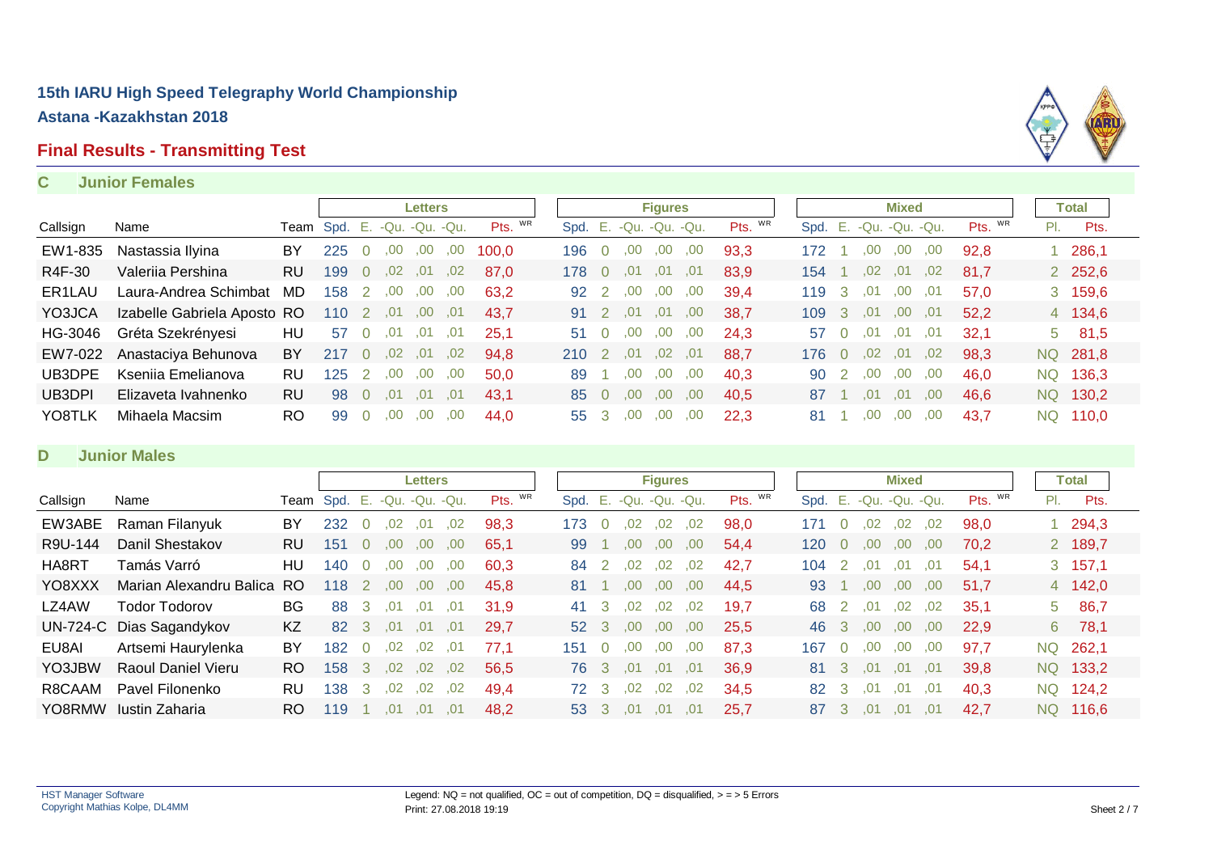# 15th IARU High Speed Telegraphy World Championship

**Astana -Kazakhstan 2018**

## Final Results - Transmitting Test

### C Junior Females

| | | | Letters | | | | | | Figures | | | | | | Mixed | | | | | | Total | |
|---|---|---|---|---|---|---|---|---|---|---|---|---|---|---|---|---|---|---|---|---|---|---|
| Callsign | Name | Team | Spd. | E. | -Qu. | -Qu. | -Qu. | Pts. WR | Spd. | E. | -Qu. | -Qu. | -Qu. | Pts. WR | Spd. | E. | -Qu. | -Qu. | -Qu. | Pts. WR | Pl. | Pts. |
| EW1-835 | Nastassia Ilyina | BY | 225 | 0 | ,00 | ,00 | ,00 | 100,0 | 196 | 0 | ,00 | ,00 | ,00 | 93,3 | 172 | 1 | ,00 | ,00 | ,00 | 92,8 | 1 | 286,1 |
| R4F-30 | Valeriia Pershina | RU | 199 | 0 | ,02 | ,01 | ,02 | 87,0 | 178 | 0 | ,01 | ,01 | ,01 | 83,9 | 154 | 1 | ,02 | ,01 | ,02 | 81,7 | 2 | 252,6 |
| ER1LAU | Laura-Andrea Schimbat | MD | 158 | 2 | ,00 | ,00 | ,00 | 63,2 | 92 | 2 | ,00 | ,00 | ,00 | 39,4 | 119 | 3 | ,01 | ,00 | ,01 | 57,0 | 3 | 159,6 |
| YO3JCA | Izabelle Gabriela Aposto | RO | 110 | 2 | ,01 | ,00 | ,01 | 43,7 | 91 | 2 | ,01 | ,01 | ,00 | 38,7 | 109 | 3 | ,01 | ,00 | ,01 | 52,2 | 4 | 134,6 |
| HG-3046 | Gréta Szekrényesi | HU | 57 | 0 | ,01 | ,01 | ,01 | 25,1 | 51 | 0 | ,00 | ,00 | ,00 | 24,3 | 57 | 0 | ,01 | ,01 | ,01 | 32,1 | 5 | 81,5 |
| EW7-022 | Anastaciya Behunova | BY | 217 | 0 | ,02 | ,01 | ,02 | 94,8 | 210 | 2 | ,01 | ,02 | ,01 | 88,7 | 176 | 0 | ,02 | ,01 | ,02 | 98,3 | NQ | 281,8 |
| UB3DPE | Kseniia Emelianova | RU | 125 | 2 | ,00 | ,00 | ,00 | 50,0 | 89 | 1 | ,00 | ,00 | ,00 | 40,3 | 90 | 2 | ,00 | ,00 | ,00 | 46,0 | NQ | 136,3 |
| UB3DPI | Elizaveta Ivahnenko | RU | 98 | 0 | ,01 | ,01 | ,01 | 43,1 | 85 | 0 | ,00 | ,00 | ,00 | 40,5 | 87 | 1 | ,01 | ,01 | ,00 | 46,6 | NQ | 130,2 |
| YO8TLK | Mihaela Macsim | RO | 99 | 0 | ,00 | ,00 | ,00 | 44,0 | 55 | 3 | ,00 | ,00 | ,00 | 22,3 | 81 | 1 | ,00 | ,00 | ,00 | 43,7 | NQ | 110,0 |

### D Junior Males

| | | | Letters | | | | | | Figures | | | | | | Mixed | | | | | | Total | |
|---|---|---|---|---|---|---|---|---|---|---|---|---|---|---|---|---|---|---|---|---|---|---|
| Callsign | Name | Team | Spd. | E. | -Qu. | -Qu. | -Qu. | Pts. WR | Spd. | E. | -Qu. | -Qu. | -Qu. | Pts. WR | Spd. | E. | -Qu. | -Qu. | -Qu. | Pts. WR | Pl. | Pts. |
| EW3ABE | Raman Filanyuk | BY | 232 | 0 | ,02 | ,01 | ,02 | 98,3 | 173 | 0 | ,02 | ,02 | ,02 | 98,0 | 171 | 0 | ,02 | ,02 | ,02 | 98,0 | 1 | 294,3 |
| R9U-144 | Danil Shestakov | RU | 151 | 0 | ,00 | ,00 | ,00 | 65,1 | 99 | 1 | ,00 | ,00 | ,00 | 54,4 | 120 | 0 | ,00 | ,00 | ,00 | 70,2 | 2 | 189,7 |
| HA8RT | Tamás Varró | HU | 140 | 0 | ,00 | ,00 | ,00 | 60,3 | 84 | 2 | ,02 | ,02 | ,02 | 42,7 | 104 | 2 | ,01 | ,01 | ,01 | 54,1 | 3 | 157,1 |
| YO8XXX | Marian Alexandru Balica | RO | 118 | 2 | ,00 | ,00 | ,00 | 45,8 | 81 | 1 | ,00 | ,00 | ,00 | 44,5 | 93 | 1 | ,00 | ,00 | ,00 | 51,7 | 4 | 142,0 |
| LZ4AW | Todor Todorov | BG | 88 | 3 | ,01 | ,01 | ,01 | 31,9 | 41 | 3 | ,02 | ,02 | ,02 | 19,7 | 68 | 2 | ,01 | ,02 | ,02 | 35,1 | 5 | 86,7 |
| UN-724-C | Dias Sagandykov | KZ | 82 | 3 | ,01 | ,01 | ,01 | 29,7 | 52 | 3 | ,00 | ,00 | ,00 | 25,5 | 46 | 3 | ,00 | ,00 | ,00 | 22,9 | 6 | 78,1 |
| EU8AI | Artsemi Haurylenka | BY | 182 | 0 | ,02 | ,02 | ,01 | 77,1 | 151 | 0 | ,00 | ,00 | ,00 | 87,3 | 167 | 0 | ,00 | ,00 | ,00 | 97,7 | NQ | 262,1 |
| YO3JBW | Raoul Daniel Vieru | RO | 158 | 3 | ,02 | ,02 | ,02 | 56,5 | 76 | 3 | ,01 | ,01 | ,01 | 36,9 | 81 | 3 | ,01 | ,01 | ,01 | 39,8 | NQ | 133,2 |
| R8CAAM | Pavel Filonenko | RU | 138 | 3 | ,02 | ,02 | ,02 | 49,4 | 72 | 3 | ,02 | ,02 | ,02 | 34,5 | 82 | 3 | ,01 | ,01 | ,01 | 40,3 | NQ | 124,2 |
| YO8RMW | Iustin Zaharia | RO | 119 | 1 | ,01 | ,01 | ,01 | 48,2 | 53 | 3 | ,01 | ,01 | ,01 | 25,7 | 87 | 3 | ,01 | ,01 | ,01 | 42,7 | NQ | 116,6 |

HST Manager Software
Copyright Mathias Kolpe, DL4MM

Legend: NQ = not qualified, OC = out of competition, DQ = disqualified, > = > 5 Errors
Print: 27.08.2018 19:19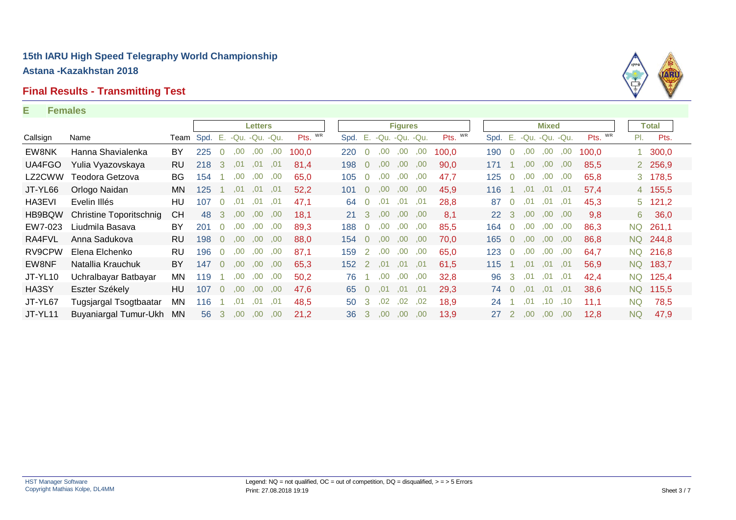# 15th IARU High Speed Telegraphy World Championship

## Astana -Kazakhstan 2018

## Final Results - Transmitting Test

**E Females**

| | | | Letters | | | | | | Figures | | | | | | Mixed | | | | | | Total | |
|---|---|---|---|---|---|---|---|---|---|---|---|---|---|---|---|---|---|---|---|---|---|---|
| Callsign | Name | Team | Spd. | E. | -Qu. | -Qu. | -Qu. | Pts. WR | Spd. | E. | -Qu. | -Qu. | -Qu. | Pts. WR | Spd. | E. | -Qu. | -Qu. | -Qu. | Pts. WR | Pl. | Pts. |
| EW8NK | Hanna Shavialenka | BY | 225 | 0 | ,00 | ,00 | ,00 | 100,0 | 220 | 0 | ,00 | ,00 | ,00 | 100,0 | 190 | 0 | ,00 | ,00 | ,00 | 100,0 | 1 | 300,0 |
| UA4FGO | Yulia Vyazovskaya | RU | 218 | 3 | ,01 | ,01 | ,01 | 81,4 | 198 | 0 | ,00 | ,00 | ,00 | 90,0 | 171 | 1 | ,00 | ,00 | ,00 | 85,5 | 2 | 256,9 |
| LZ2CWW | Teodora Getzova | BG | 154 | 1 | ,00 | ,00 | ,00 | 65,0 | 105 | 0 | ,00 | ,00 | ,00 | 47,7 | 125 | 0 | ,00 | ,00 | ,00 | 65,8 | 3 | 178,5 |
| JT-YL66 | Orlogo Naidan | MN | 125 | 1 | ,01 | ,01 | ,01 | 52,2 | 101 | 0 | ,00 | ,00 | ,00 | 45,9 | 116 | 1 | ,01 | ,01 | ,01 | 57,4 | 4 | 155,5 |
| HA3EVI | Evelin Illés | HU | 107 | 0 | ,01 | ,01 | ,01 | 47,1 | 64 | 0 | ,01 | ,01 | ,01 | 28,8 | 87 | 0 | ,01 | ,01 | ,01 | 45,3 | 5 | 121,2 |
| HB9BQW | Christine Toporitschnig | CH | 48 | 3 | ,00 | ,00 | ,00 | 18,1 | 21 | 3 | ,00 | ,00 | ,00 | 8,1 | 22 | 3 | ,00 | ,00 | ,00 | 9,8 | 6 | 36,0 |
| EW7-023 | Liudmila Basava | BY | 201 | 0 | ,00 | ,00 | ,00 | 89,3 | 188 | 0 | ,00 | ,00 | ,00 | 85,5 | 164 | 0 | ,00 | ,00 | ,00 | 86,3 | NQ | 261,1 |
| RA4FVL | Anna Sadukova | RU | 198 | 0 | ,00 | ,00 | ,00 | 88,0 | 154 | 0 | ,00 | ,00 | ,00 | 70,0 | 165 | 0 | ,00 | ,00 | ,00 | 86,8 | NQ | 244,8 |
| RV9CPW | Elena Elchenko | RU | 196 | 0 | ,00 | ,00 | ,00 | 87,1 | 159 | 2 | ,00 | ,00 | ,00 | 65,0 | 123 | 0 | ,00 | ,00 | ,00 | 64,7 | NQ | 216,8 |
| EW8NF | Natallia Krauchuk | BY | 147 | 0 | ,00 | ,00 | ,00 | 65,3 | 152 | 2 | ,01 | ,01 | ,01 | 61,5 | 115 | 1 | ,01 | ,01 | ,01 | 56,9 | NQ | 183,7 |
| JT-YL10 | Uchralbayar Batbayar | MN | 119 | 1 | ,00 | ,00 | ,00 | 50,2 | 76 | 1 | ,00 | ,00 | ,00 | 32,8 | 96 | 3 | ,01 | ,01 | ,01 | 42,4 | NQ | 125,4 |
| HA3SY | Eszter Székely | HU | 107 | 0 | ,00 | ,00 | ,00 | 47,6 | 65 | 0 | ,01 | ,01 | ,01 | 29,3 | 74 | 0 | ,01 | ,01 | ,01 | 38,6 | NQ | 115,5 |
| JT-YL67 | Tugsjargal Tsogtbaatar | MN | 116 | 1 | ,01 | ,01 | ,01 | 48,5 | 50 | 3 | ,02 | ,02 | ,02 | 18,9 | 24 | 1 | ,01 | ,10 | ,10 | 11,1 | NQ | 78,5 |
| JT-YL11 | Buyaniargal Tumur-Ukh | MN | 56 | 3 | ,00 | ,00 | ,00 | 21,2 | 36 | 3 | ,00 | ,00 | ,00 | 13,9 | 27 | 2 | ,00 | ,00 | ,00 | 12,8 | NQ | 47,9 |

HST Manager Software
Copyright Mathias Kolpe, DL4MM

Legend: NQ = not qualified, OC = out of competition, DQ = disqualified, > = > 5 Errors
Print: 27.08.2018 19:19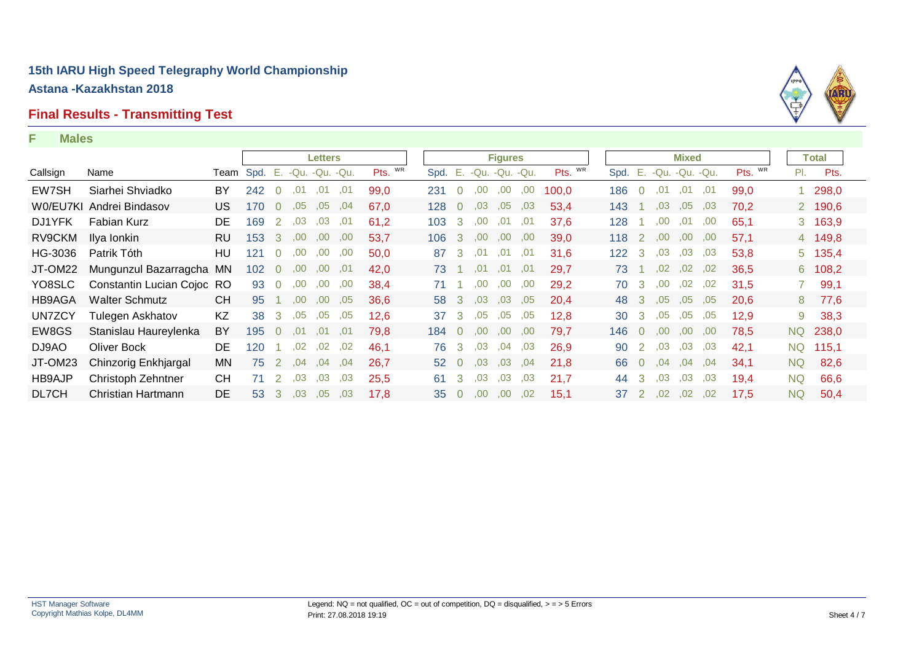# 15th IARU High Speed Telegraphy World Championship

**Astana -Kazakhstan 2018**

## Final Results - Transmitting Test

### F Males

| Callsign | Name | Team | Letters | | | | | | Figures | | | | | | Mixed | | | | | | Total | |
|---|---|---|---|---|---|---|---|---|---|---|---|---|---|---|---|---|---|---|---|---|---|---|
| | | | Spd. | E. | -Qu. | -Qu. | -Qu. | Pts. WR | Spd. | E. | -Qu. | -Qu. | -Qu. | Pts. WR | Spd. | E. | -Qu. | -Qu. | -Qu. | Pts. WR | Pl. | Pts. |
| EW7SH | Siarhei Shviadko | BY | 242 | 0 | ,01 | ,01 | ,01 | 99,0 | 231 | 0 | ,00 | ,00 | ,00 | 100,0 | 186 | 0 | ,01 | ,01 | ,01 | 99,0 | 1 | 298,0 |
| W0/EU7KI | Andrei Bindasov | US | 170 | 0 | ,05 | ,05 | ,04 | 67,0 | 128 | 0 | ,03 | ,05 | ,03 | 53,4 | 143 | 1 | ,03 | ,05 | ,03 | 70,2 | 2 | 190,6 |
| DJ1YFK | Fabian Kurz | DE | 169 | 2 | ,03 | ,03 | ,01 | 61,2 | 103 | 3 | ,00 | ,01 | ,01 | 37,6 | 128 | 1 | ,00 | ,01 | ,00 | 65,1 | 3 | 163,9 |
| RV9CKM | Ilya Ionkin | RU | 153 | 3 | ,00 | ,00 | ,00 | 53,7 | 106 | 3 | ,00 | ,00 | ,00 | 39,0 | 118 | 2 | ,00 | ,00 | ,00 | 57,1 | 4 | 149,8 |
| HG-3036 | Patrik Tóth | HU | 121 | 0 | ,00 | ,00 | ,00 | 50,0 | 87 | 3 | ,01 | ,01 | ,01 | 31,6 | 122 | 3 | ,03 | ,03 | ,03 | 53,8 | 5 | 135,4 |
| JT-OM22 | Mungunzul Bazarragcha | MN | 102 | 0 | ,00 | ,00 | ,01 | 42,0 | 73 | 1 | ,01 | ,01 | ,01 | 29,7 | 73 | 1 | ,02 | ,02 | ,02 | 36,5 | 6 | 108,2 |
| YO8SLC | Constantin Lucian Cojoc | RO | 93 | 0 | ,00 | ,00 | ,00 | 38,4 | 71 | 1 | ,00 | ,00 | ,00 | 29,2 | 70 | 3 | ,00 | ,02 | ,02 | 31,5 | 7 | 99,1 |
| HB9AGA | Walter Schmutz | CH | 95 | 1 | ,00 | ,00 | ,05 | 36,6 | 58 | 3 | ,03 | ,03 | ,05 | 20,4 | 48 | 3 | ,05 | ,05 | ,05 | 20,6 | 8 | 77,6 |
| UN7ZCY | Tulegen Askhatov | KZ | 38 | 3 | ,05 | ,05 | ,05 | 12,6 | 37 | 3 | ,05 | ,05 | ,05 | 12,8 | 30 | 3 | ,05 | ,05 | ,05 | 12,9 | 9 | 38,3 |
| EW8GS | Stanislau Haureylenka | BY | 195 | 0 | ,01 | ,01 | ,01 | 79,8 | 184 | 0 | ,00 | ,00 | ,00 | 79,7 | 146 | 0 | ,00 | ,00 | ,00 | 78,5 | NQ | 238,0 |
| DJ9AO | Oliver Bock | DE | 120 | 1 | ,02 | ,02 | ,02 | 46,1 | 76 | 3 | ,03 | ,04 | ,03 | 26,9 | 90 | 2 | ,03 | ,03 | ,03 | 42,1 | NQ | 115,1 |
| JT-OM23 | Chinzorig Enkhjargal | MN | 75 | 2 | ,04 | ,04 | ,04 | 26,7 | 52 | 0 | ,03 | ,03 | ,04 | 21,8 | 66 | 0 | ,04 | ,04 | ,04 | 34,1 | NQ | 82,6 |
| HB9AJP | Christoph Zehntner | CH | 71 | 2 | ,03 | ,03 | ,03 | 25,5 | 61 | 3 | ,03 | ,03 | ,03 | 21,7 | 44 | 3 | ,03 | ,03 | ,03 | 19,4 | NQ | 66,6 |
| DL7CH | Christian Hartmann | DE | 53 | 3 | ,03 | ,05 | ,03 | 17,8 | 35 | 0 | ,00 | ,00 | ,02 | 15,1 | 37 | 2 | ,02 | ,02 | ,02 | 17,5 | NQ | 50,4 |

HST Manager Software
Copyright Mathias Kolpe, DL4MM

Legend: NQ = not qualified, OC = out of competition, DQ = disqualified, > = > 5 Errors
Print: 27.08.2018 19:19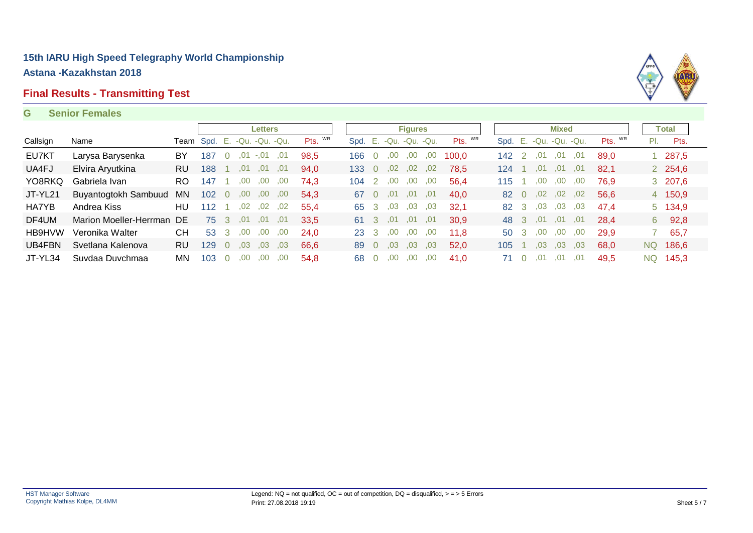## 15th IARU High Speed Telegraphy World Championship

**Astana -Kazakhstan 2018**

## Final Results - Transmitting Test

**G Senior Females**

| | | | Letters | | | | | | Figures | | | | | | Mixed | | | | | | Total | |
|---|---|---|---|---|---|---|---|---|---|---|---|---|---|---|---|---|---|---|---|---|---|---|
| Callsign | Name | Team | Spd. | E. | -Qu. | -Qu. | -Qu. | Pts. WR | Spd. | E. | -Qu. | -Qu. | -Qu. | Pts. WR | Spd. | E. | -Qu. | -Qu. | -Qu. | Pts. WR | Pl. | Pts. |
| EU7KT | Larysa Barysenka | BY | 187 | 0 | ,01 | -,01 | ,01 | 98,5 | 166 | 0 | ,00 | ,00 | ,00 | 100,0 | 142 | 2 | ,01 | ,01 | ,01 | 89,0 | 1 | 287,5 |
| UA4FJ | Elvira Aryutkina | RU | 188 | 1 | ,01 | ,01 | ,01 | 94,0 | 133 | 0 | ,02 | ,02 | ,02 | 78,5 | 124 | 1 | ,01 | ,01 | ,01 | 82,1 | 2 | 254,6 |
| YO8RKQ | Gabriela Ivan | RO | 147 | 1 | ,00 | ,00 | ,00 | 74,3 | 104 | 2 | ,00 | ,00 | ,00 | 56,4 | 115 | 1 | ,00 | ,00 | ,00 | 76,9 | 3 | 207,6 |
| JT-YL21 | Buyantogtokh Sambuud | MN | 102 | 0 | ,00 | ,00 | ,00 | 54,3 | 67 | 0 | ,01 | ,01 | ,01 | 40,0 | 82 | 0 | ,02 | ,02 | ,02 | 56,6 | 4 | 150,9 |
| HA7YB | Andrea Kiss | HU | 112 | 1 | ,02 | ,02 | ,02 | 55,4 | 65 | 3 | ,03 | ,03 | ,03 | 32,1 | 82 | 3 | ,03 | ,03 | ,03 | 47,4 | 5 | 134,9 |
| DF4UM | Marion Moeller-Herrman | DE | 75 | 3 | ,01 | ,01 | ,01 | 33,5 | 61 | 3 | ,01 | ,01 | ,01 | 30,9 | 48 | 3 | ,01 | ,01 | ,01 | 28,4 | 6 | 92,8 |
| HB9HVW | Veronika Walter | CH | 53 | 3 | ,00 | ,00 | ,00 | 24,0 | 23 | 3 | ,00 | ,00 | ,00 | 11,8 | 50 | 3 | ,00 | ,00 | ,00 | 29,9 | 7 | 65,7 |
| UB4FBN | Svetlana Kalenova | RU | 129 | 0 | ,03 | ,03 | ,03 | 66,6 | 89 | 0 | ,03 | ,03 | ,03 | 52,0 | 105 | 1 | ,03 | ,03 | ,03 | 68,0 | NQ | 186,6 |
| JT-YL34 | Suvdaa Duvchmaa | MN | 103 | 0 | ,00 | ,00 | ,00 | 54,8 | 68 | 0 | ,00 | ,00 | ,00 | 41,0 | 71 | 0 | ,01 | ,01 | ,01 | 49,5 | NQ | 145,3 |

HST Manager Software
Copyright Mathias Kolpe, DL4MM

Legend: NQ = not qualified, OC = out of competition, DQ = disqualified, > = > 5 Errors
Print: 27.08.2018 19:19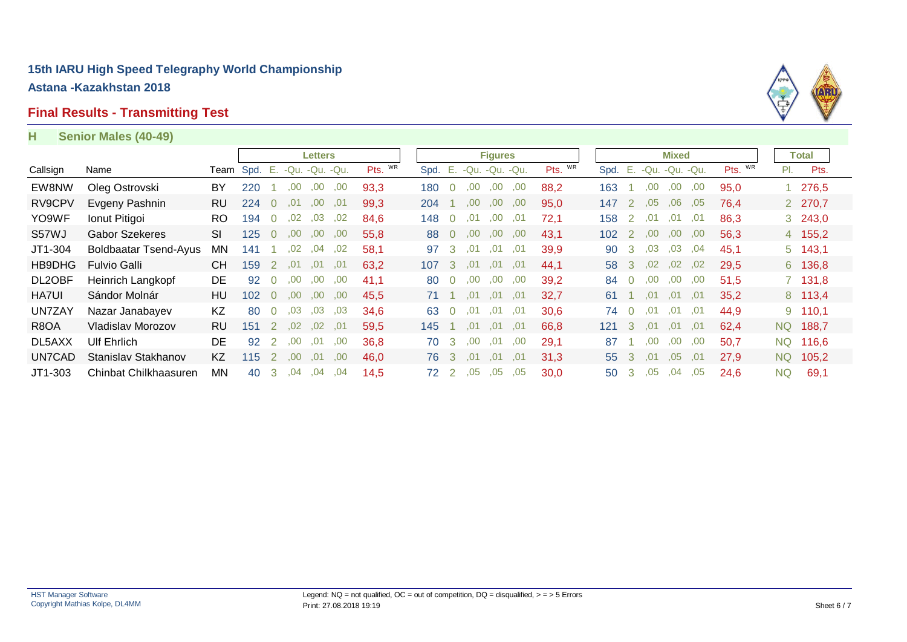# 15th IARU High Speed Telegraphy World Championship

**Astana -Kazakhstan 2018**

## Final Results - Transmitting Test

### H Senior Males (40-49)

| | | | Letters | | | | | | Figures | | | | | | Mixed | | | | | | Total | |
|---|---|---|---|---|---|---|---|---|---|---|---|---|---|---|---|---|---|---|---|---|---|---|
| Callsign | Name | Team | Spd. | E. | -Qu. | -Qu. | -Qu. | Pts. WR | Spd. | E. | -Qu. | -Qu. | -Qu. | Pts. WR | Spd. | E. | -Qu. | -Qu. | -Qu. | Pts. WR | Pl. | Pts. |
| EW8NW | Oleg Ostrovski | BY | 220 | 1 | ,00 | ,00 | ,00 | 93,3 | 180 | 0 | ,00 | ,00 | ,00 | 88,2 | 163 | 1 | ,00 | ,00 | ,00 | 95,0 | 1 | 276,5 |
| RV9CPV | Evgeny Pashnin | RU | 224 | 0 | ,01 | ,00 | ,01 | 99,3 | 204 | 1 | ,00 | ,00 | ,00 | 95,0 | 147 | 2 | ,05 | ,06 | ,05 | 76,4 | 2 | 270,7 |
| YO9WF | Ionut Pitigoi | RO | 194 | 0 | ,02 | ,03 | ,02 | 84,6 | 148 | 0 | ,01 | ,00 | ,01 | 72,1 | 158 | 2 | ,01 | ,01 | ,01 | 86,3 | 3 | 243,0 |
| S57WJ | Gabor Szekeres | SI | 125 | 0 | ,00 | ,00 | ,00 | 55,8 | 88 | 0 | ,00 | ,00 | ,00 | 43,1 | 102 | 2 | ,00 | ,00 | ,00 | 56,3 | 4 | 155,2 |
| JT1-304 | Boldbaatar Tsend-Ayus | MN | 141 | 1 | ,02 | ,04 | ,02 | 58,1 | 97 | 3 | ,01 | ,01 | ,01 | 39,9 | 90 | 3 | ,03 | ,03 | ,04 | 45,1 | 5 | 143,1 |
| HB9DHG | Fulvio Galli | CH | 159 | 2 | ,01 | ,01 | ,01 | 63,2 | 107 | 3 | ,01 | ,01 | ,01 | 44,1 | 58 | 3 | ,02 | ,02 | ,02 | 29,5 | 6 | 136,8 |
| DL2OBF | Heinrich Langkopf | DE | 92 | 0 | ,00 | ,00 | ,00 | 41,1 | 80 | 0 | ,00 | ,00 | ,00 | 39,2 | 84 | 0 | ,00 | ,00 | ,00 | 51,5 | 7 | 131,8 |
| HA7UI | Sándor Molnár | HU | 102 | 0 | ,00 | ,00 | ,00 | 45,5 | 71 | 1 | ,01 | ,01 | ,01 | 32,7 | 61 | 1 | ,01 | ,01 | ,01 | 35,2 | 8 | 113,4 |
| UN7ZAY | Nazar Janabayev | KZ | 80 | 0 | ,03 | ,03 | ,03 | 34,6 | 63 | 0 | ,01 | ,01 | ,01 | 30,6 | 74 | 0 | ,01 | ,01 | ,01 | 44,9 | 9 | 110,1 |
| R8OA | Vladislav Morozov | RU | 151 | 2 | ,02 | ,02 | ,01 | 59,5 | 145 | 1 | ,01 | ,01 | ,01 | 66,8 | 121 | 3 | ,01 | ,01 | ,01 | 62,4 | NQ | 188,7 |
| DL5AXX | Ulf Ehrlich | DE | 92 | 2 | ,00 | ,01 | ,00 | 36,8 | 70 | 3 | ,00 | ,01 | ,00 | 29,1 | 87 | 1 | ,00 | ,00 | ,00 | 50,7 | NQ | 116,6 |
| UN7CAD | Stanislav Stakhanov | KZ | 115 | 2 | ,00 | ,01 | ,00 | 46,0 | 76 | 3 | ,01 | ,01 | ,01 | 31,3 | 55 | 3 | ,01 | ,05 | ,01 | 27,9 | NQ | 105,2 |
| JT1-303 | Chinbat Chilkhaasuren | MN | 40 | 3 | ,04 | ,04 | ,04 | 14,5 | 72 | 2 | ,05 | ,05 | ,05 | 30,0 | 50 | 3 | ,05 | ,04 | ,05 | 24,6 | NQ | 69,1 |

HST Manager Software
Copyright Mathias Kolpe, DL4MM

Legend: NQ = not qualified, OC = out of competition, DQ = disqualified, > = > 5 Errors
Print: 27.08.2018 19:19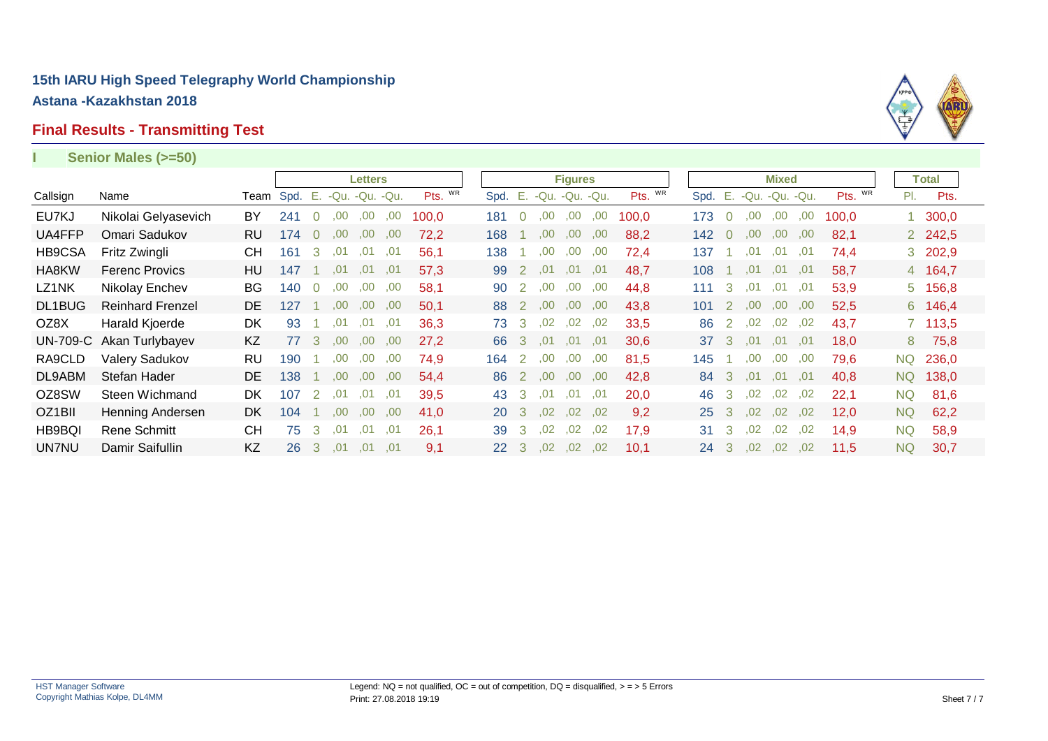# 15th IARU High Speed Telegraphy World Championship

**Astana -Kazakhstan 2018**

## Final Results - Transmitting Test

### I Senior Males (>=50)

| | | | Letters | | | | | | Figures | | | | | | Mixed | | | | | | Total | |
|---|---|---|---|---|---|---|---|---|---|---|---|---|---|---|---|---|---|---|---|---|---|---|
| Callsign | Name | Team | Spd. | E. | -Qu. | -Qu. | -Qu. | Pts. WR | Spd. | E. | -Qu. | -Qu. | -Qu. | Pts. WR | Spd. | E. | -Qu. | -Qu. | -Qu. | Pts. WR | Pl. | Pts. |
| EU7KJ | Nikolai Gelyasevich | BY | 241 | 0 | ,00 | ,00 | ,00 | 100,0 | 181 | 0 | ,00 | ,00 | ,00 | 100,0 | 173 | 0 | ,00 | ,00 | ,00 | 100,0 | 1 | 300,0 |
| UA4FFP | Omari Sadukov | RU | 174 | 0 | ,00 | ,00 | ,00 | 72,2 | 168 | 1 | ,00 | ,00 | ,00 | 88,2 | 142 | 0 | ,00 | ,00 | ,00 | 82,1 | 2 | 242,5 |
| HB9CSA | Fritz Zwingli | CH | 161 | 3 | ,01 | ,01 | ,01 | 56,1 | 138 | 1 | ,00 | ,00 | ,00 | 72,4 | 137 | 1 | ,01 | ,01 | ,01 | 74,4 | 3 | 202,9 |
| HA8KW | Ferenc Provics | HU | 147 | 1 | ,01 | ,01 | ,01 | 57,3 | 99 | 2 | ,01 | ,01 | ,01 | 48,7 | 108 | 1 | ,01 | ,01 | ,01 | 58,7 | 4 | 164,7 |
| LZ1NK | Nikolay Enchev | BG | 140 | 0 | ,00 | ,00 | ,00 | 58,1 | 90 | 2 | ,00 | ,00 | ,00 | 44,8 | 111 | 3 | ,01 | ,01 | ,01 | 53,9 | 5 | 156,8 |
| DL1BUG | Reinhard Frenzel | DE | 127 | 1 | ,00 | ,00 | ,00 | 50,1 | 88 | 2 | ,00 | ,00 | ,00 | 43,8 | 101 | 2 | ,00 | ,00 | ,00 | 52,5 | 6 | 146,4 |
| OZ8X | Harald Kjoerde | DK | 93 | 1 | ,01 | ,01 | ,01 | 36,3 | 73 | 3 | ,02 | ,02 | ,02 | 33,5 | 86 | 2 | ,02 | ,02 | ,02 | 43,7 | 7 | 113,5 |
| UN-709-C | Akan Turlybayev | KZ | 77 | 3 | ,00 | ,00 | ,00 | 27,2 | 66 | 3 | ,01 | ,01 | ,01 | 30,6 | 37 | 3 | ,01 | ,01 | ,01 | 18,0 | 8 | 75,8 |
| RA9CLD | Valery Sadukov | RU | 190 | 1 | ,00 | ,00 | ,00 | 74,9 | 164 | 2 | ,00 | ,00 | ,00 | 81,5 | 145 | 1 | ,00 | ,00 | ,00 | 79,6 | NQ | 236,0 |
| DL9ABM | Stefan Hader | DE | 138 | 1 | ,00 | ,00 | ,00 | 54,4 | 86 | 2 | ,00 | ,00 | ,00 | 42,8 | 84 | 3 | ,01 | ,01 | ,01 | 40,8 | NQ | 138,0 |
| OZ8SW | Steen Wichmand | DK | 107 | 2 | ,01 | ,01 | ,01 | 39,5 | 43 | 3 | ,01 | ,01 | ,01 | 20,0 | 46 | 3 | ,02 | ,02 | ,02 | 22,1 | NQ | 81,6 |
| OZ1BII | Henning Andersen | DK | 104 | 1 | ,00 | ,00 | ,00 | 41,0 | 20 | 3 | ,02 | ,02 | ,02 | 9,2 | 25 | 3 | ,02 | ,02 | ,02 | 12,0 | NQ | 62,2 |
| HB9BQI | Rene Schmitt | CH | 75 | 3 | ,01 | ,01 | ,01 | 26,1 | 39 | 3 | ,02 | ,02 | ,02 | 17,9 | 31 | 3 | ,02 | ,02 | ,02 | 14,9 | NQ | 58,9 |
| UN7NU | Damir Saifullin | KZ | 26 | 3 | ,01 | ,01 | ,01 | 9,1 | 22 | 3 | ,02 | ,02 | ,02 | 10,1 | 24 | 3 | ,02 | ,02 | ,02 | 11,5 | NQ | 30,7 |

HST Manager Software
Copyright Mathias Kolpe, DL4MM

Legend: NQ = not qualified, OC = out of competition, DQ = disqualified, > = > 5 Errors
Print: 27.08.2018 19:19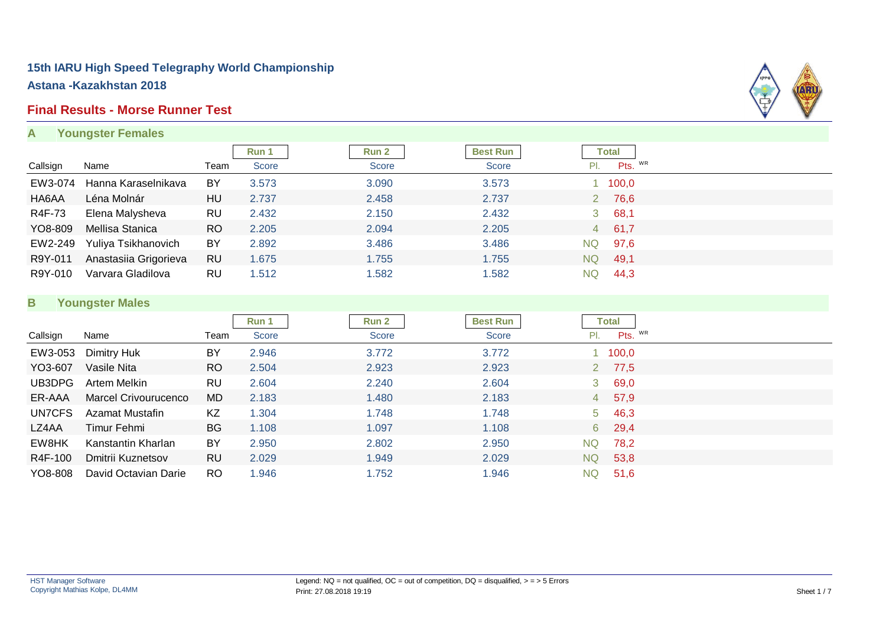# 15th IARU High Speed Telegraphy World Championship

## Astana -Kazakhstan 2018

## Final Results - Morse Runner Test

### A Youngster Females

| | | | Run 1 | Run 2 | Best Run | Total | |
|---|---|---|---|---|---|---|---|
| Callsign | Name | Team | Score | Score | Score | Pl. | Pts. WR |
| EW3-074 | Hanna Karaselnikava | BY | 3.573 | 3.090 | 3.573 | 1 | 100,0 |
| HA6AA | Léna Molnár | HU | 2.737 | 2.458 | 2.737 | 2 | 76,6 |
| R4F-73 | Elena Malysheva | RU | 2.432 | 2.150 | 2.432 | 3 | 68,1 |
| YO8-809 | Mellisa Stanica | RO | 2.205 | 2.094 | 2.205 | 4 | 61,7 |
| EW2-249 | Yuliya Tsikhanovich | BY | 2.892 | 3.486 | 3.486 | NQ | 97,6 |
| R9Y-011 | Anastasiia Grigorieva | RU | 1.675 | 1.755 | 1.755 | NQ | 49,1 |
| R9Y-010 | Varvara Gladilova | RU | 1.512 | 1.582 | 1.582 | NQ | 44,3 |

### B Youngster Males

| | | | Run 1 | Run 2 | Best Run | Total | |
|---|---|---|---|---|---|---|---|
| Callsign | Name | Team | Score | Score | Score | Pl. | Pts. WR |
| EW3-053 | Dimitry Huk | BY | 2.946 | 3.772 | 3.772 | 1 | 100,0 |
| YO3-607 | Vasile Nita | RO | 2.504 | 2.923 | 2.923 | 2 | 77,5 |
| UB3DPG | Artem Melkin | RU | 2.604 | 2.240 | 2.604 | 3 | 69,0 |
| ER-AAA | Marcel Crivourucenco | MD | 2.183 | 1.480 | 2.183 | 4 | 57,9 |
| UN7CFS | Azamat Mustafin | KZ | 1.304 | 1.748 | 1.748 | 5 | 46,3 |
| LZ4AA | Timur Fehmi | BG | 1.108 | 1.097 | 1.108 | 6 | 29,4 |
| EW8HK | Kanstantin Kharlan | BY | 2.950 | 2.802 | 2.950 | NQ | 78,2 |
| R4F-100 | Dmitrii Kuznetsov | RU | 2.029 | 1.949 | 2.029 | NQ | 53,8 |
| YO8-808 | David Octavian Darie | RO | 1.946 | 1.752 | 1.946 | NQ | 51,6 |

HST Manager Software
Copyright Mathias Kolpe, DL4MM

Legend: NQ = not qualified, OC = out of competition, DQ = disqualified, > = > 5 Errors
Print: 27.08.2018 19:19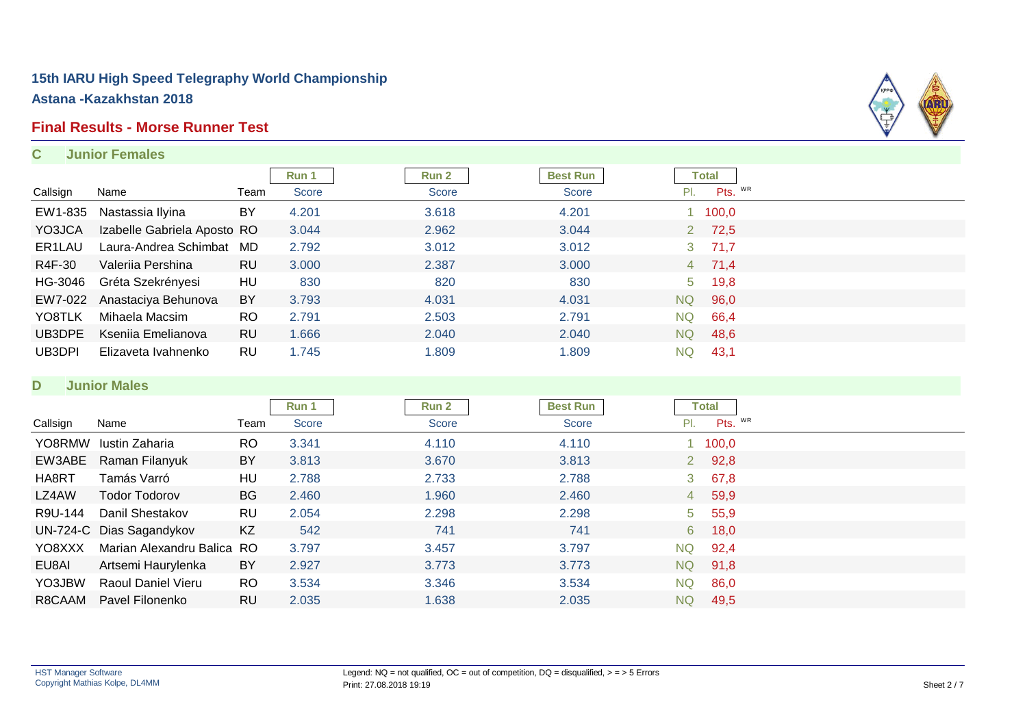# 15th IARU High Speed Telegraphy World Championship

## Astana -Kazakhstan 2018

## Final Results - Morse Runner Test

### C Junior Females

| Callsign | Name | Team | Run 1 Score | Run 2 Score | Best Run Score | Total Pl. | Total Pts. WR |
|---|---|---|---|---|---|---|---|
| EW1-835 | Nastassia Ilyina | BY | 4.201 | 3.618 | 4.201 | 1 | 100,0 |
| YO3JCA | Izabelle Gabriela Aposto | RO | 3.044 | 2.962 | 3.044 | 2 | 72,5 |
| ER1LAU | Laura-Andrea Schimbat | MD | 2.792 | 3.012 | 3.012 | 3 | 71,7 |
| R4F-30 | Valeriia Pershina | RU | 3.000 | 2.387 | 3.000 | 4 | 71,4 |
| HG-3046 | Gréta Szekrényesi | HU | 830 | 820 | 830 | 5 | 19,8 |
| EW7-022 | Anastaciya Behunova | BY | 3.793 | 4.031 | 4.031 | NQ | 96,0 |
| YO8TLK | Mihaela Macsim | RO | 2.791 | 2.503 | 2.791 | NQ | 66,4 |
| UB3DPE | Kseniia Emelianova | RU | 1.666 | 2.040 | 2.040 | NQ | 48,6 |
| UB3DPI | Elizaveta Ivahnenko | RU | 1.745 | 1.809 | 1.809 | NQ | 43,1 |

### D Junior Males

| Callsign | Name | Team | Run 1 Score | Run 2 Score | Best Run Score | Total Pl. | Total Pts. WR |
|---|---|---|---|---|---|---|---|
| YO8RMW | Iustin Zaharia | RO | 3.341 | 4.110 | 4.110 | 1 | 100,0 |
| EW3ABE | Raman Filanyuk | BY | 3.813 | 3.670 | 3.813 | 2 | 92,8 |
| HA8RT | Tamás Varró | HU | 2.788 | 2.733 | 2.788 | 3 | 67,8 |
| LZ4AW | Todor Todorov | BG | 2.460 | 1.960 | 2.460 | 4 | 59,9 |
| R9U-144 | Danil Shestakov | RU | 2.054 | 2.298 | 2.298 | 5 | 55,9 |
| UN-724-C | Dias Sagandykov | KZ | 542 | 741 | 741 | 6 | 18,0 |
| YO8XXX | Marian Alexandru Balica | RO | 3.797 | 3.457 | 3.797 | NQ | 92,4 |
| EU8AI | Artsemi Haurylenka | BY | 2.927 | 3.773 | 3.773 | NQ | 91,8 |
| YO3JBW | Raoul Daniel Vieru | RO | 3.534 | 3.346 | 3.534 | NQ | 86,0 |
| R8CAAM | Pavel Filonenko | RU | 2.035 | 1.638 | 2.035 | NQ | 49,5 |

HST Manager Software
Copyright Mathias Kolpe, DL4MM

Legend: NQ = not qualified, OC = out of competition, DQ = disqualified, > = > 5 Errors
Print: 27.08.2018 19:19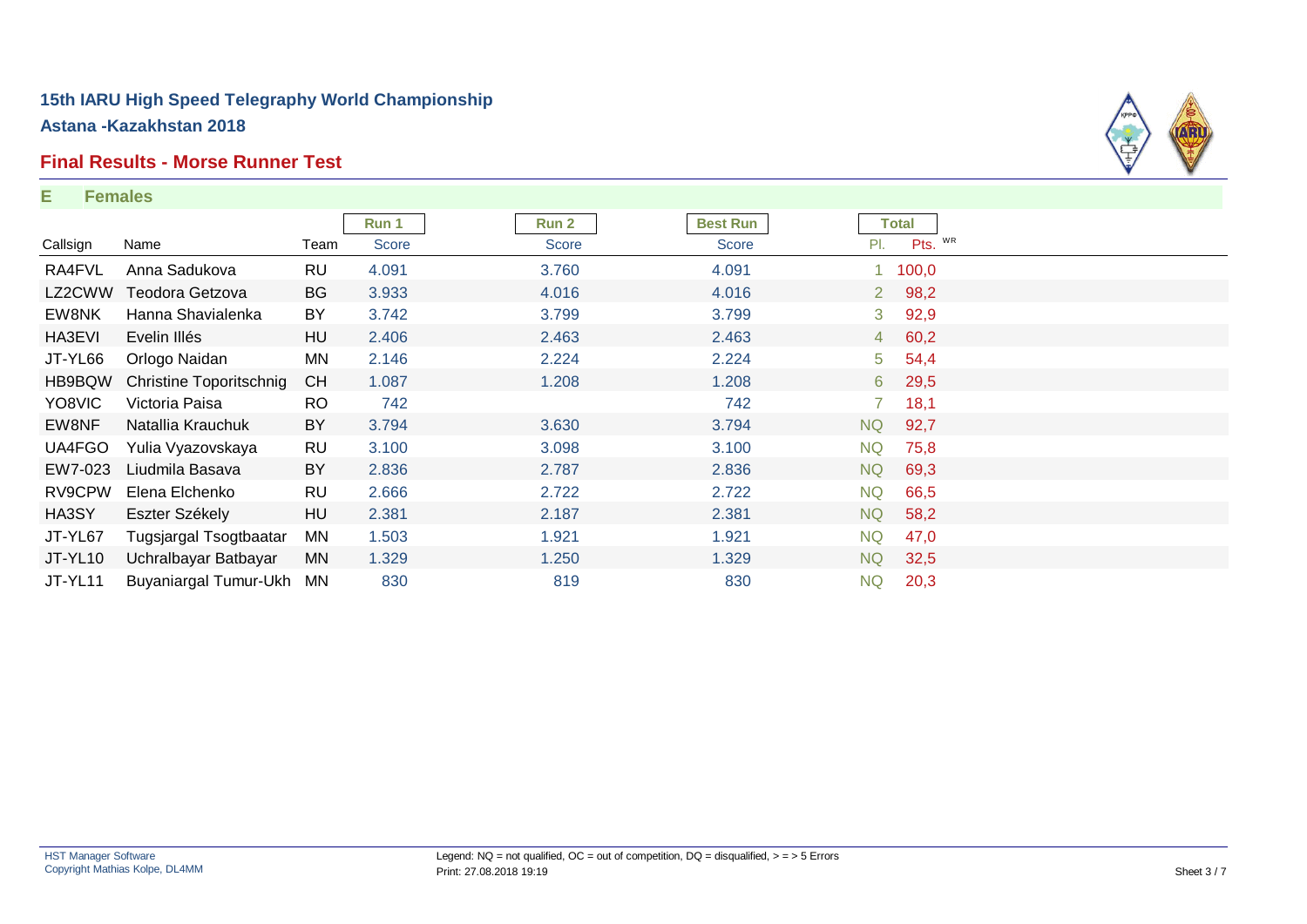# 15th IARU High Speed Telegraphy World Championship

**Astana -Kazakhstan 2018**

## Final Results - Morse Runner Test

**E Females**

| Callsign | Name | Team | Run 1 Score | Run 2 Score | Best Run Score | Total Pl. | Total Pts. WR |
|---|---|---|---|---|---|---|---|
| RA4FVL | Anna Sadukova | RU | 4.091 | 3.760 | 4.091 | 1 | 100,0 |
| LZ2CWW | Teodora Getzova | BG | 3.933 | 4.016 | 4.016 | 2 | 98,2 |
| EW8NK | Hanna Shavialenka | BY | 3.742 | 3.799 | 3.799 | 3 | 92,9 |
| HA3EVI | Evelin Illés | HU | 2.406 | 2.463 | 2.463 | 4 | 60,2 |
| JT-YL66 | Orlogo Naidan | MN | 2.146 | 2.224 | 2.224 | 5 | 54,4 |
| HB9BQW | Christine Toporitschnig | CH | 1.087 | 1.208 | 1.208 | 6 | 29,5 |
| YO8VIC | Victoria Paisa | RO | 742 | | 742 | 7 | 18,1 |
| EW8NF | Natallia Krauchuk | BY | 3.794 | 3.630 | 3.794 | NQ | 92,7 |
| UA4FGO | Yulia Vyazovskaya | RU | 3.100 | 3.098 | 3.100 | NQ | 75,8 |
| EW7-023 | Liudmila Basava | BY | 2.836 | 2.787 | 2.836 | NQ | 69,3 |
| RV9CPW | Elena Elchenko | RU | 2.666 | 2.722 | 2.722 | NQ | 66,5 |
| HA3SY | Eszter Székely | HU | 2.381 | 2.187 | 2.381 | NQ | 58,2 |
| JT-YL67 | Tugsjargal Tsogtbaatar | MN | 1.503 | 1.921 | 1.921 | NQ | 47,0 |
| JT-YL10 | Uchralbayar Batbayar | MN | 1.329 | 1.250 | 1.329 | NQ | 32,5 |
| JT-YL11 | Buyaniargal Tumur-Ukh | MN | 830 | 819 | 830 | NQ | 20,3 |

HST Manager Software
Copyright Mathias Kolpe, DL4MM

Legend: NQ = not qualified, OC = out of competition, DQ = disqualified, > = > 5 Errors
Print: 27.08.2018 19:19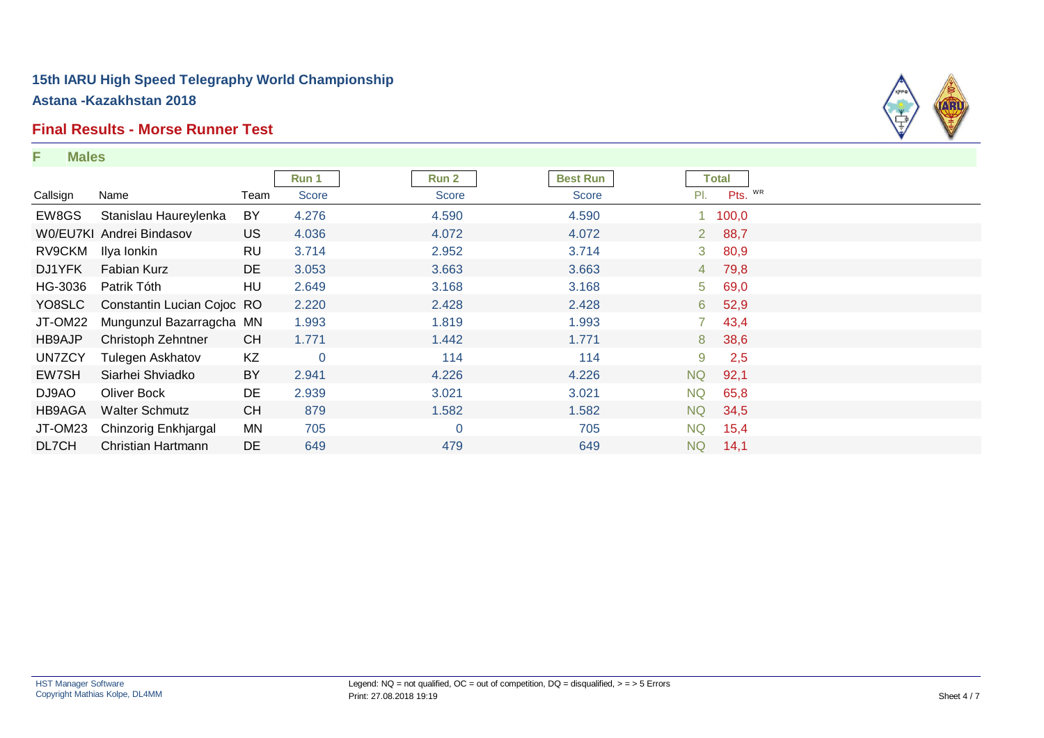# 15th IARU High Speed Telegraphy World Championship

**Astana -Kazakhstan 2018**

## Final Results - Morse Runner Test

**F Males**

| | | | Run 1 | Run 2 | Best Run | Total | |
|---|---|---|---|---|---|---|---|
| Callsign | Name | Team | Score | Score | Score | Pl. | Pts. WR |
| EW8GS | Stanislau Haureylenka | BY | 4.276 | 4.590 | 4.590 | 1 | 100,0 |
| W0/EU7KI | Andrei Bindasov | US | 4.036 | 4.072 | 4.072 | 2 | 88,7 |
| RV9CKM | Ilya Ionkin | RU | 3.714 | 2.952 | 3.714 | 3 | 80,9 |
| DJ1YFK | Fabian Kurz | DE | 3.053 | 3.663 | 3.663 | 4 | 79,8 |
| HG-3036 | Patrik Tóth | HU | 2.649 | 3.168 | 3.168 | 5 | 69,0 |
| YO8SLC | Constantin Lucian Cojoc | RO | 2.220 | 2.428 | 2.428 | 6 | 52,9 |
| JT-OM22 | Mungunzul Bazarragcha | MN | 1.993 | 1.819 | 1.993 | 7 | 43,4 |
| HB9AJP | Christoph Zehntner | CH | 1.771 | 1.442 | 1.771 | 8 | 38,6 |
| UN7ZCY | Tulegen Askhatov | KZ | 0 | 114 | 114 | 9 | 2,5 |
| EW7SH | Siarhei Shviadko | BY | 2.941 | 4.226 | 4.226 | NQ | 92,1 |
| DJ9AO | Oliver Bock | DE | 2.939 | 3.021 | 3.021 | NQ | 65,8 |
| HB9AGA | Walter Schmutz | CH | 879 | 1.582 | 1.582 | NQ | 34,5 |
| JT-OM23 | Chinzorig Enkhjargal | MN | 705 | 0 | 705 | NQ | 15,4 |
| DL7CH | Christian Hartmann | DE | 649 | 479 | 649 | NQ | 14,1 |

HST Manager Software
Copyright Mathias Kolpe, DL4MM

Legend: NQ = not qualified, OC = out of competition, DQ = disqualified, > = > 5 Errors
Print: 27.08.2018 19:19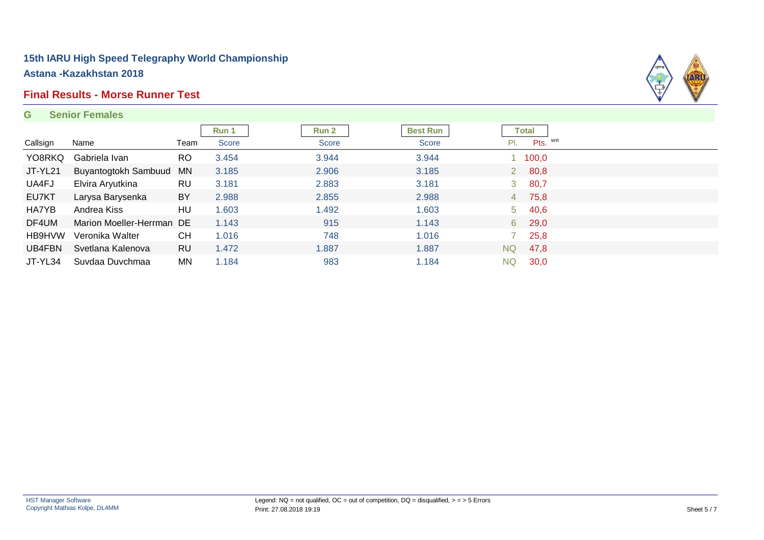# 15th IARU High Speed Telegraphy World Championship

## Astana -Kazakhstan 2018

## Final Results - Morse Runner Test

### G Senior Females

| Callsign | Name | Team | Run 1 Score | Run 2 Score | Best Run Score | Total Pl. | Total Pts. WR |
|---|---|---|---|---|---|---|---|
| YO8RKQ | Gabriela Ivan | RO | 3.454 | 3.944 | 3.944 | 1 | 100,0 |
| JT-YL21 | Buyantogtokh Sambuud | MN | 3.185 | 2.906 | 3.185 | 2 | 80,8 |
| UA4FJ | Elvira Aryutkina | RU | 3.181 | 2.883 | 3.181 | 3 | 80,7 |
| EU7KT | Larysa Barysenka | BY | 2.988 | 2.855 | 2.988 | 4 | 75,8 |
| HA7YB | Andrea Kiss | HU | 1.603 | 1.492 | 1.603 | 5 | 40,6 |
| DF4UM | Marion Moeller-Herrman | DE | 1.143 | 915 | 1.143 | 6 | 29,0 |
| HB9HVW | Veronika Walter | CH | 1.016 | 748 | 1.016 | 7 | 25,8 |
| UB4FBN | Svetlana Kalenova | RU | 1.472 | 1.887 | 1.887 | NQ | 47,8 |
| JT-YL34 | Suvdaa Duvchmaa | MN | 1.184 | 983 | 1.184 | NQ | 30,0 |

HST Manager Software
Copyright Mathias Kolpe, DL4MM

Legend: NQ = not qualified, OC = out of competition, DQ = disqualified, > = > 5 Errors
Print: 27.08.2018 19:19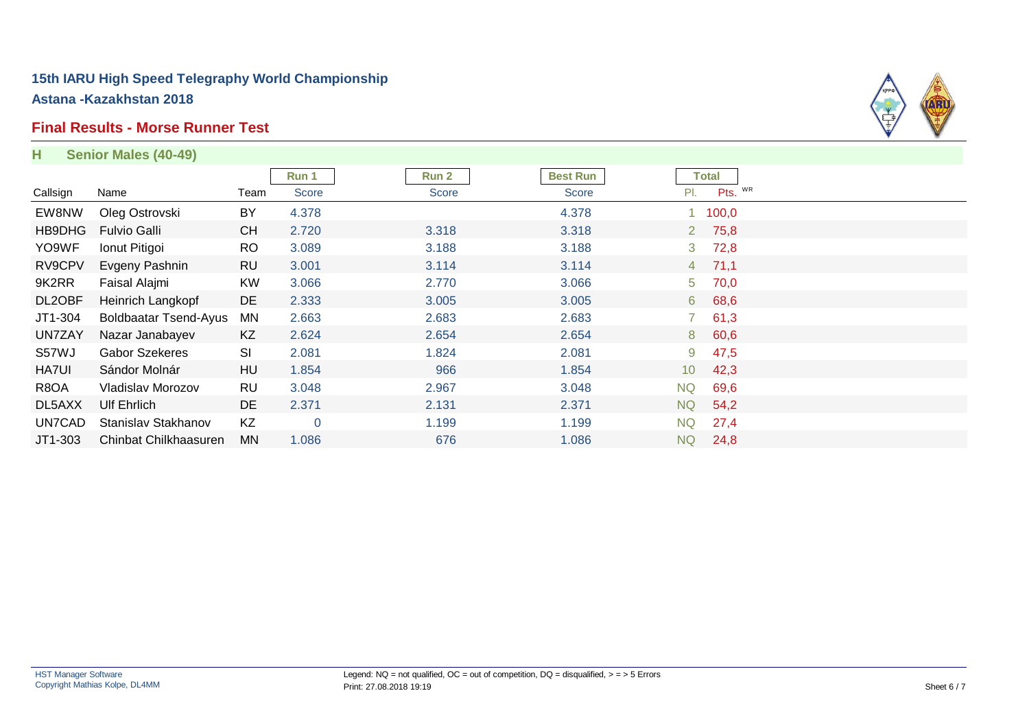# 15th IARU High Speed Telegraphy World Championship

## Astana -Kazakhstan 2018

## Final Results - Morse Runner Test

### H Senior Males (40-49)

| | | | Run 1 | Run 2 | Best Run | Total | |
|---|---|---|---|---|---|---|---|
| Callsign | Name | Team | Score | Score | Score | Pl. | Pts. WR |
| EW8NW | Oleg Ostrovski | BY | 4.378 | | 4.378 | 1 | 100,0 |
| HB9DHG | Fulvio Galli | CH | 2.720 | 3.318 | 3.318 | 2 | 75,8 |
| YO9WF | Ionut Pitigoi | RO | 3.089 | 3.188 | 3.188 | 3 | 72,8 |
| RV9CPV | Evgeny Pashnin | RU | 3.001 | 3.114 | 3.114 | 4 | 71,1 |
| 9K2RR | Faisal Alajmi | KW | 3.066 | 2.770 | 3.066 | 5 | 70,0 |
| DL2OBF | Heinrich Langkopf | DE | 2.333 | 3.005 | 3.005 | 6 | 68,6 |
| JT1-304 | Boldbaatar Tsend-Ayus | MN | 2.663 | 2.683 | 2.683 | 7 | 61,3 |
| UN7ZAY | Nazar Janabayev | KZ | 2.624 | 2.654 | 2.654 | 8 | 60,6 |
| S57WJ | Gabor Szekeres | SI | 2.081 | 1.824 | 2.081 | 9 | 47,5 |
| HA7UI | Sándor Molnár | HU | 1.854 | 966 | 1.854 | 10 | 42,3 |
| R8OA | Vladislav Morozov | RU | 3.048 | 2.967 | 3.048 | NQ | 69,6 |
| DL5AXX | Ulf Ehrlich | DE | 2.371 | 2.131 | 2.371 | NQ | 54,2 |
| UN7CAD | Stanislav Stakhanov | KZ | 0 | 1.199 | 1.199 | NQ | 27,4 |
| JT1-303 | Chinbat Chilkhaasuren | MN | 1.086 | 676 | 1.086 | NQ | 24,8 |

HST Manager Software
Copyright Mathias Kolpe, DL4MM

Legend: NQ = not qualified, OC = out of competition, DQ = disqualified, > = > 5 Errors
Print: 27.08.2018 19:19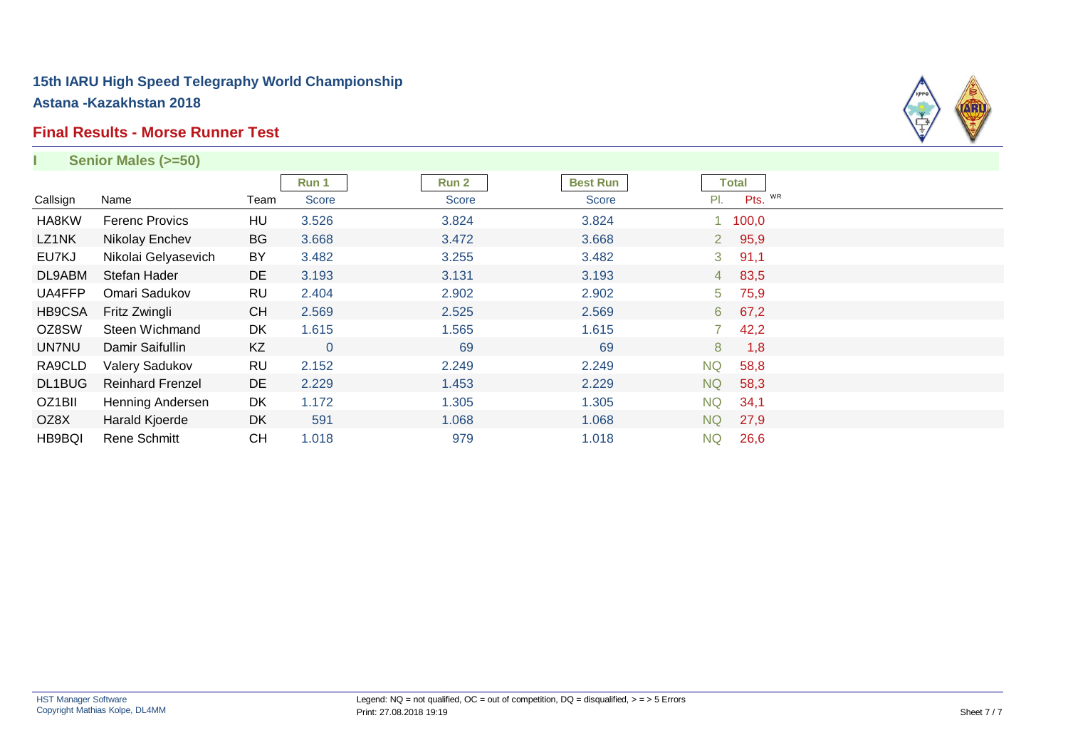# 15th IARU High Speed Telegraphy World Championship

**Astana -Kazakhstan 2018**

## Final Results - Morse Runner Test

### I Senior Males (>=50)

| Callsign | Name | Team | Run 1 Score | Run 2 Score | Best Run Score | Total Pl. | Total Pts. WR |
|---|---|---|---|---|---|---|---|
| HA8KW | Ferenc Provics | HU | 3.526 | 3.824 | 3.824 | 1 | 100,0 |
| LZ1NK | Nikolay Enchev | BG | 3.668 | 3.472 | 3.668 | 2 | 95,9 |
| EU7KJ | Nikolai Gelyasevich | BY | 3.482 | 3.255 | 3.482 | 3 | 91,1 |
| DL9ABM | Stefan Hader | DE | 3.193 | 3.131 | 3.193 | 4 | 83,5 |
| UA4FFP | Omari Sadukov | RU | 2.404 | 2.902 | 2.902 | 5 | 75,9 |
| HB9CSA | Fritz Zwingli | CH | 2.569 | 2.525 | 2.569 | 6 | 67,2 |
| OZ8SW | Steen Wichmand | DK | 1.615 | 1.565 | 1.615 | 7 | 42,2 |
| UN7NU | Damir Saifullin | KZ | 0 | 69 | 69 | 8 | 1,8 |
| RA9CLD | Valery Sadukov | RU | 2.152 | 2.249 | 2.249 | NQ | 58,8 |
| DL1BUG | Reinhard Frenzel | DE | 2.229 | 1.453 | 2.229 | NQ | 58,3 |
| OZ1BII | Henning Andersen | DK | 1.172 | 1.305 | 1.305 | NQ | 34,1 |
| OZ8X | Harald Kjoerde | DK | 591 | 1.068 | 1.068 | NQ | 27,9 |
| HB9BQI | Rene Schmitt | CH | 1.018 | 979 | 1.018 | NQ | 26,6 |

HST Manager Software
Copyright Mathias Kolpe, DL4MM

Legend: NQ = not qualified, OC = out of competition, DQ = disqualified, > = > 5 Errors
Print: 27.08.2018 19:19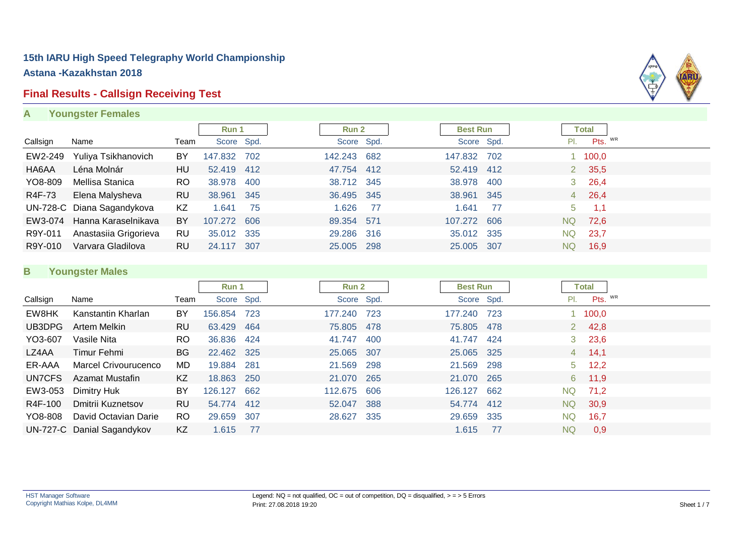# 15th IARU High Speed Telegraphy World Championship

**Astana -Kazakhstan 2018**

## Final Results - Callsign Receiving Test

### A Youngster Females

| Callsign | Name | Team | Run 1 Score | Run 1 Spd. | Run 2 Score | Run 2 Spd. | Best Run Score | Best Run Spd. | Total Pl. | Total Pts. WR |
|---|---|---|---|---|---|---|---|---|---|---|
| EW2-249 | Yuliya Tsikhanovich | BY | 147.832 | 702 | 142.243 | 682 | 147.832 | 702 | 1 | 100,0 |
| HA6AA | Léna Molnár | HU | 52.419 | 412 | 47.754 | 412 | 52.419 | 412 | 2 | 35,5 |
| YO8-809 | Mellisa Stanica | RO | 38.978 | 400 | 38.712 | 345 | 38.978 | 400 | 3 | 26,4 |
| R4F-73 | Elena Malysheva | RU | 38.961 | 345 | 36.495 | 345 | 38.961 | 345 | 4 | 26,4 |
| UN-728-C | Diana Sagandykova | KZ | 1.641 | 75 | 1.626 | 77 | 1.641 | 77 | 5 | 1,1 |
| EW3-074 | Hanna Karaselnikava | BY | 107.272 | 606 | 89.354 | 571 | 107.272 | 606 | NQ | 72,6 |
| R9Y-011 | Anastasiia Grigorieva | RU | 35.012 | 335 | 29.286 | 316 | 35.012 | 335 | NQ | 23,7 |
| R9Y-010 | Varvara Gladilova | RU | 24.117 | 307 | 25.005 | 298 | 25.005 | 307 | NQ | 16,9 |

### B Youngster Males

| Callsign | Name | Team | Run 1 Score | Run 1 Spd. | Run 2 Score | Run 2 Spd. | Best Run Score | Best Run Spd. | Total Pl. | Total Pts. WR |
|---|---|---|---|---|---|---|---|---|---|---|
| EW8HK | Kanstantin Kharlan | BY | 156.854 | 723 | 177.240 | 723 | 177.240 | 723 | 1 | 100,0 |
| UB3DPG | Artem Melkin | RU | 63.429 | 464 | 75.805 | 478 | 75.805 | 478 | 2 | 42,8 |
| YO3-607 | Vasile Nita | RO | 36.836 | 424 | 41.747 | 400 | 41.747 | 424 | 3 | 23,6 |
| LZ4AA | Timur Fehmi | BG | 22.462 | 325 | 25.065 | 307 | 25.065 | 325 | 4 | 14,1 |
| ER-AAA | Marcel Crivourucenco | MD | 19.884 | 281 | 21.569 | 298 | 21.569 | 298 | 5 | 12,2 |
| UN7CFS | Azamat Mustafin | KZ | 18.863 | 250 | 21.070 | 265 | 21.070 | 265 | 6 | 11,9 |
| EW3-053 | Dimitry Huk | BY | 126.127 | 662 | 112.675 | 606 | 126.127 | 662 | NQ | 71,2 |
| R4F-100 | Dmitrii Kuznetsov | RU | 54.774 | 412 | 52.047 | 388 | 54.774 | 412 | NQ | 30,9 |
| YO8-808 | David Octavian Darie | RO | 29.659 | 307 | 28.627 | 335 | 29.659 | 335 | NQ | 16,7 |
| UN-727-C | Danial Sagandykov | KZ | 1.615 | 77 | | | 1.615 | 77 | NQ | 0,9 |

HST Manager Software
Copyright Mathias Kolpe, DL4MM

Legend: NQ = not qualified, OC = out of competition, DQ = disqualified, > = > 5 Errors
Print: 27.08.2018 19:20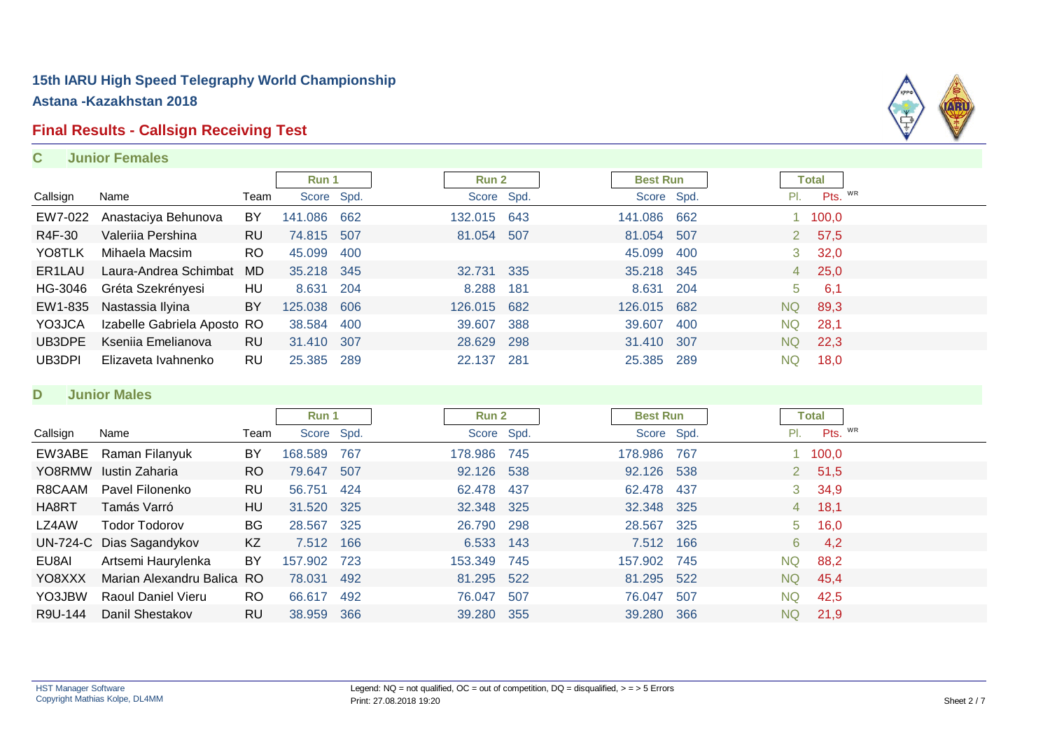# 15th IARU High Speed Telegraphy World Championship

## Astana -Kazakhstan 2018

## Final Results - Callsign Receiving Test

### C Junior Females

| Callsign | Name | Team | Run 1 Score | Run 1 Spd. | Run 2 Score | Run 2 Spd. | Best Run Score | Best Run Spd. | Total Pl. | Total Pts. WR |
|---|---|---|---|---|---|---|---|---|---|---|
| EW7-022 | Anastaciya Behunova | BY | 141.086 | 662 | 132.015 | 643 | 141.086 | 662 | 1 | 100,0 |
| R4F-30 | Valeriia Pershina | RU | 74.815 | 507 | 81.054 | 507 | 81.054 | 507 | 2 | 57,5 |
| YO8TLK | Mihaela Macsim | RO | 45.099 | 400 | | | 45.099 | 400 | 3 | 32,0 |
| ER1LAU | Laura-Andrea Schimbat | MD | 35.218 | 345 | 32.731 | 335 | 35.218 | 345 | 4 | 25,0 |
| HG-3046 | Gréta Szekrényesi | HU | 8.631 | 204 | 8.288 | 181 | 8.631 | 204 | 5 | 6,1 |
| EW1-835 | Nastassia Ilyina | BY | 125.038 | 606 | 126.015 | 682 | 126.015 | 682 | NQ | 89,3 |
| YO3JCA | Izabelle Gabriela Aposto | RO | 38.584 | 400 | 39.607 | 388 | 39.607 | 400 | NQ | 28,1 |
| UB3DPE | Kseniia Emelianova | RU | 31.410 | 307 | 28.629 | 298 | 31.410 | 307 | NQ | 22,3 |
| UB3DPI | Elizaveta Ivahnenko | RU | 25.385 | 289 | 22.137 | 281 | 25.385 | 289 | NQ | 18,0 |

### D Junior Males

| Callsign | Name | Team | Run 1 Score | Run 1 Spd. | Run 2 Score | Run 2 Spd. | Best Run Score | Best Run Spd. | Total Pl. | Total Pts. WR |
|---|---|---|---|---|---|---|---|---|---|---|
| EW3ABE | Raman Filanyuk | BY | 168.589 | 767 | 178.986 | 745 | 178.986 | 767 | 1 | 100,0 |
| YO8RMW | Iustin Zaharia | RO | 79.647 | 507 | 92.126 | 538 | 92.126 | 538 | 2 | 51,5 |
| R8CAAM | Pavel Filonenko | RU | 56.751 | 424 | 62.478 | 437 | 62.478 | 437 | 3 | 34,9 |
| HA8RT | Tamás Varró | HU | 31.520 | 325 | 32.348 | 325 | 32.348 | 325 | 4 | 18,1 |
| LZ4AW | Todor Todorov | BG | 28.567 | 325 | 26.790 | 298 | 28.567 | 325 | 5 | 16,0 |
| UN-724-C | Dias Sagandykov | KZ | 7.512 | 166 | 6.533 | 143 | 7.512 | 166 | 6 | 4,2 |
| EU8AI | Artsemi Haurylenka | BY | 157.902 | 723 | 153.349 | 745 | 157.902 | 745 | NQ | 88,2 |
| YO8XXX | Marian Alexandru Balica | RO | 78.031 | 492 | 81.295 | 522 | 81.295 | 522 | NQ | 45,4 |
| YO3JBW | Raoul Daniel Vieru | RO | 66.617 | 492 | 76.047 | 507 | 76.047 | 507 | NQ | 42,5 |
| R9U-144 | Danil Shestakov | RU | 38.959 | 366 | 39.280 | 355 | 39.280 | 366 | NQ | 21,9 |

HST Manager Software
Copyright Mathias Kolpe, DL4MM

Legend: NQ = not qualified, OC = out of competition, DQ = disqualified, > = > 5 Errors
Print: 27.08.2018 19:20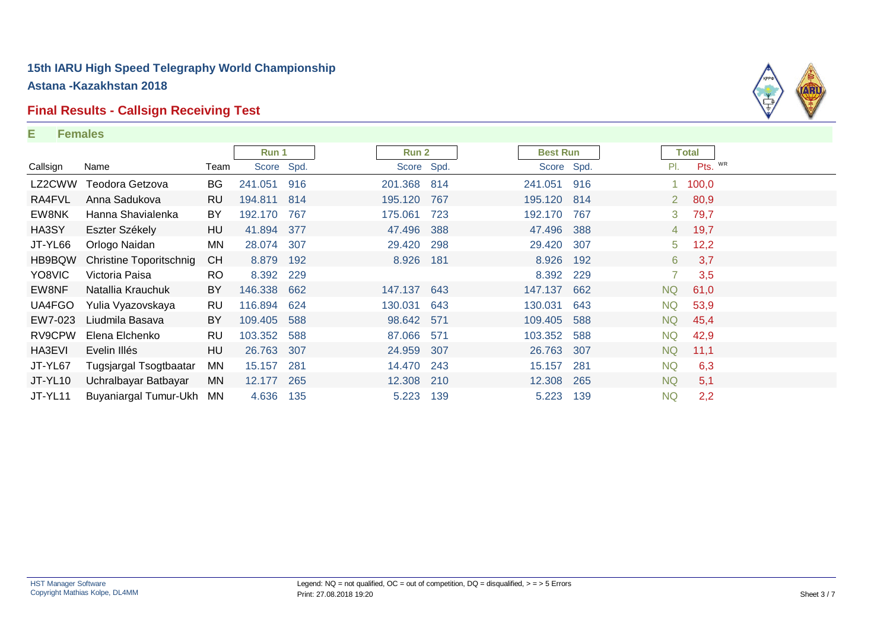# 15th IARU High Speed Telegraphy World Championship

## Astana -Kazakhstan 2018

## Final Results - Callsign Receiving Test

**E Females**

| | | | Run 1 | | Run 2 | | Best Run | | Total | |
|---|---|---|---|---|---|---|---|---|---|---|
| Callsign | Name | Team | Score | Spd. | Score | Spd. | Score | Spd. | Pl. | Pts. WR |
| LZ2CWW | Teodora Getzova | BG | 241.051 | 916 | 201.368 | 814 | 241.051 | 916 | 1 | 100,0 |
| RA4FVL | Anna Sadukova | RU | 194.811 | 814 | 195.120 | 767 | 195.120 | 814 | 2 | 80,9 |
| EW8NK | Hanna Shavialenka | BY | 192.170 | 767 | 175.061 | 723 | 192.170 | 767 | 3 | 79,7 |
| HA3SY | Eszter Székely | HU | 41.894 | 377 | 47.496 | 388 | 47.496 | 388 | 4 | 19,7 |
| JT-YL66 | Orlogo Naidan | MN | 28.074 | 307 | 29.420 | 298 | 29.420 | 307 | 5 | 12,2 |
| HB9BQW | Christine Toporitschnig | CH | 8.879 | 192 | 8.926 | 181 | 8.926 | 192 | 6 | 3,7 |
| YO8VIC | Victoria Paisa | RO | 8.392 | 229 | | | 8.392 | 229 | 7 | 3,5 |
| EW8NF | Natallia Krauchuk | BY | 146.338 | 662 | 147.137 | 643 | 147.137 | 662 | NQ | 61,0 |
| UA4FGO | Yulia Vyazovskaya | RU | 116.894 | 624 | 130.031 | 643 | 130.031 | 643 | NQ | 53,9 |
| EW7-023 | Liudmila Basava | BY | 109.405 | 588 | 98.642 | 571 | 109.405 | 588 | NQ | 45,4 |
| RV9CPW | Elena Elchenko | RU | 103.352 | 588 | 87.066 | 571 | 103.352 | 588 | NQ | 42,9 |
| HA3EVI | Evelin Illés | HU | 26.763 | 307 | 24.959 | 307 | 26.763 | 307 | NQ | 11,1 |
| JT-YL67 | Tugsjargal Tsogtbaatar | MN | 15.157 | 281 | 14.470 | 243 | 15.157 | 281 | NQ | 6,3 |
| JT-YL10 | Uchralbayar Batbayar | MN | 12.177 | 265 | 12.308 | 210 | 12.308 | 265 | NQ | 5,1 |
| JT-YL11 | Buyaniargal Tumur-Ukh | MN | 4.636 | 135 | 5.223 | 139 | 5.223 | 139 | NQ | 2,2 |

HST Manager Software
Copyright Mathias Kolpe, DL4MM

Legend: NQ = not qualified, OC = out of competition, DQ = disqualified, > = > 5 Errors
Print: 27.08.2018 19:20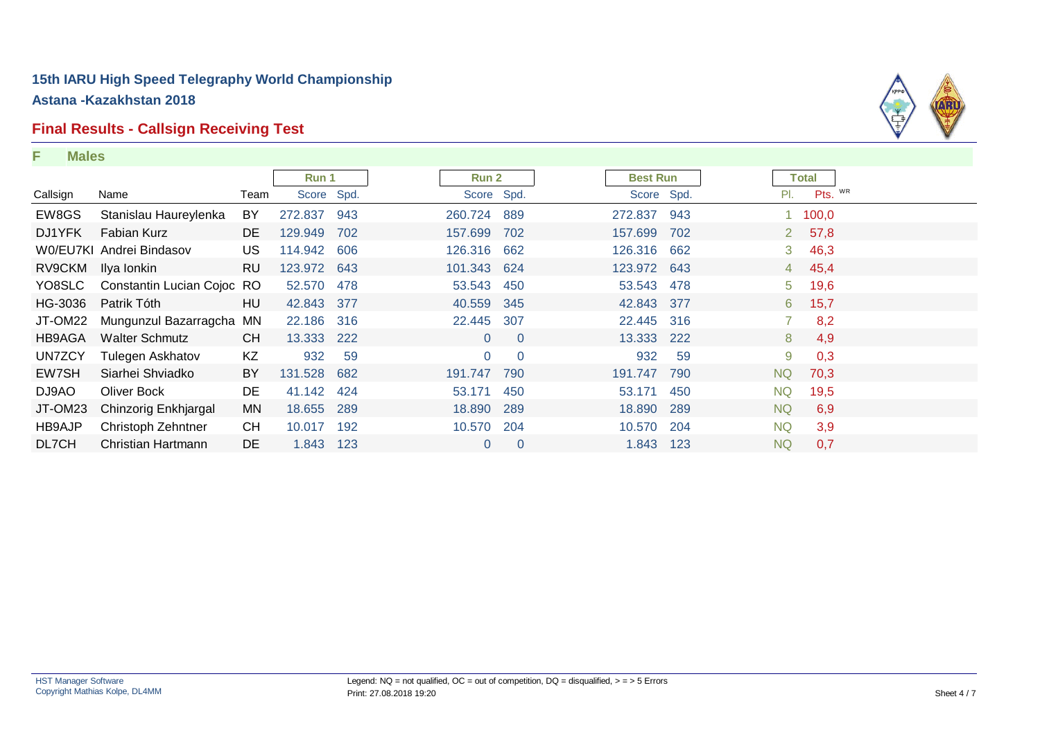## 15th IARU High Speed Telegraphy World Championship

### Astana -Kazakhstan 2018

### Final Results - Callsign Receiving Test

**F Males**

| Callsign | Name | Team | Run 1 Score | Run 1 Spd. | Run 2 Score | Run 2 Spd. | Best Run Score | Best Run Spd. | Total Pl. | Total Pts. WR |
|---|---|---|---|---|---|---|---|---|---|---|
| EW8GS | Stanislau Haureylenka | BY | 272.837 | 943 | 260.724 | 889 | 272.837 | 943 | 1 | 100,0 |
| DJ1YFK | Fabian Kurz | DE | 129.949 | 702 | 157.699 | 702 | 157.699 | 702 | 2 | 57,8 |
| W0/EU7KI | Andrei Bindasov | US | 114.942 | 606 | 126.316 | 662 | 126.316 | 662 | 3 | 46,3 |
| RV9CKM | Ilya Ionkin | RU | 123.972 | 643 | 101.343 | 624 | 123.972 | 643 | 4 | 45,4 |
| YO8SLC | Constantin Lucian Cojoc | RO | 52.570 | 478 | 53.543 | 450 | 53.543 | 478 | 5 | 19,6 |
| HG-3036 | Patrik Tóth | HU | 42.843 | 377 | 40.559 | 345 | 42.843 | 377 | 6 | 15,7 |
| JT-OM22 | Mungunzul Bazarragcha | MN | 22.186 | 316 | 22.445 | 307 | 22.445 | 316 | 7 | 8,2 |
| HB9AGA | Walter Schmutz | CH | 13.333 | 222 | 0 | 0 | 13.333 | 222 | 8 | 4,9 |
| UN7ZCY | Tulegen Askhatov | KZ | 932 | 59 | 0 | 0 | 932 | 59 | 9 | 0,3 |
| EW7SH | Siarhei Shviadko | BY | 131.528 | 682 | 191.747 | 790 | 191.747 | 790 | NQ | 70,3 |
| DJ9AO | Oliver Bock | DE | 41.142 | 424 | 53.171 | 450 | 53.171 | 450 | NQ | 19,5 |
| JT-OM23 | Chinzorig Enkhjargal | MN | 18.655 | 289 | 18.890 | 289 | 18.890 | 289 | NQ | 6,9 |
| HB9AJP | Christoph Zehntner | CH | 10.017 | 192 | 10.570 | 204 | 10.570 | 204 | NQ | 3,9 |
| DL7CH | Christian Hartmann | DE | 1.843 | 123 | 0 | 0 | 1.843 | 123 | NQ | 0,7 |

HST Manager Software
Copyright Mathias Kolpe, DL4MM

Legend: NQ = not qualified, OC = out of competition, DQ = disqualified, > = > 5 Errors
Print: 27.08.2018 19:20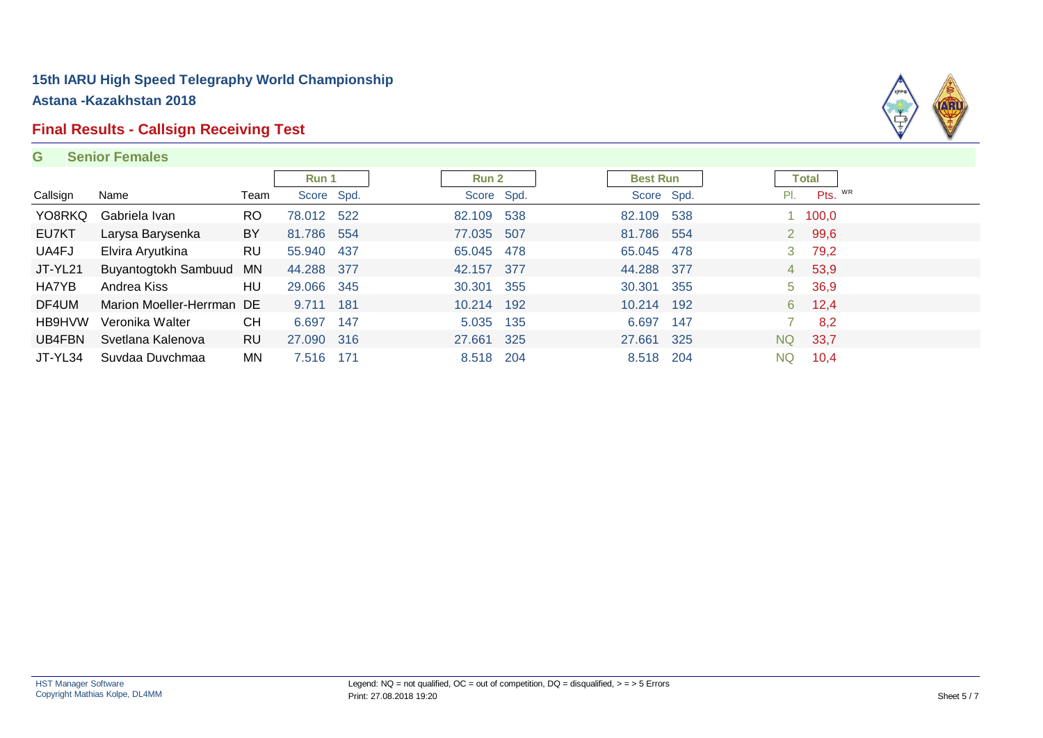# 15th IARU High Speed Telegraphy World Championship

## Astana -Kazakhstan 2018

## Final Results - Callsign Receiving Test

### G Senior Females

| | | | Run 1 | | Run 2 | | Best Run | | Total | |
|---|---|---|---|---|---|---|---|---|---|---|
| Callsign | Name | Team | Score | Spd. | Score | Spd. | Score | Spd. | Pl. | Pts. WR |
| YO8RKQ | Gabriela Ivan | RO | 78.012 | 522 | 82.109 | 538 | 82.109 | 538 | 1 | 100,0 |
| EU7KT | Larysa Barysenka | BY | 81.786 | 554 | 77.035 | 507 | 81.786 | 554 | 2 | 99,6 |
| UA4FJ | Elvira Aryutkina | RU | 55.940 | 437 | 65.045 | 478 | 65.045 | 478 | 3 | 79,2 |
| JT-YL21 | Buyantogtokh Sambuud | MN | 44.288 | 377 | 42.157 | 377 | 44.288 | 377 | 4 | 53,9 |
| HA7YB | Andrea Kiss | HU | 29.066 | 345 | 30.301 | 355 | 30.301 | 355 | 5 | 36,9 |
| DF4UM | Marion Moeller-Herrman | DE | 9.711 | 181 | 10.214 | 192 | 10.214 | 192 | 6 | 12,4 |
| HB9HVW | Veronika Walter | CH | 6.697 | 147 | 5.035 | 135 | 6.697 | 147 | 7 | 8,2 |
| UB4FBN | Svetlana Kalenova | RU | 27.090 | 316 | 27.661 | 325 | 27.661 | 325 | NQ | 33,7 |
| JT-YL34 | Suvdaa Duvchmaa | MN | 7.516 | 171 | 8.518 | 204 | 8.518 | 204 | NQ | 10,4 |

HST Manager Software
Copyright Mathias Kolpe, DL4MM

Legend: NQ = not qualified, OC = out of competition, DQ = disqualified, > = > 5 Errors
Print: 27.08.2018 19:20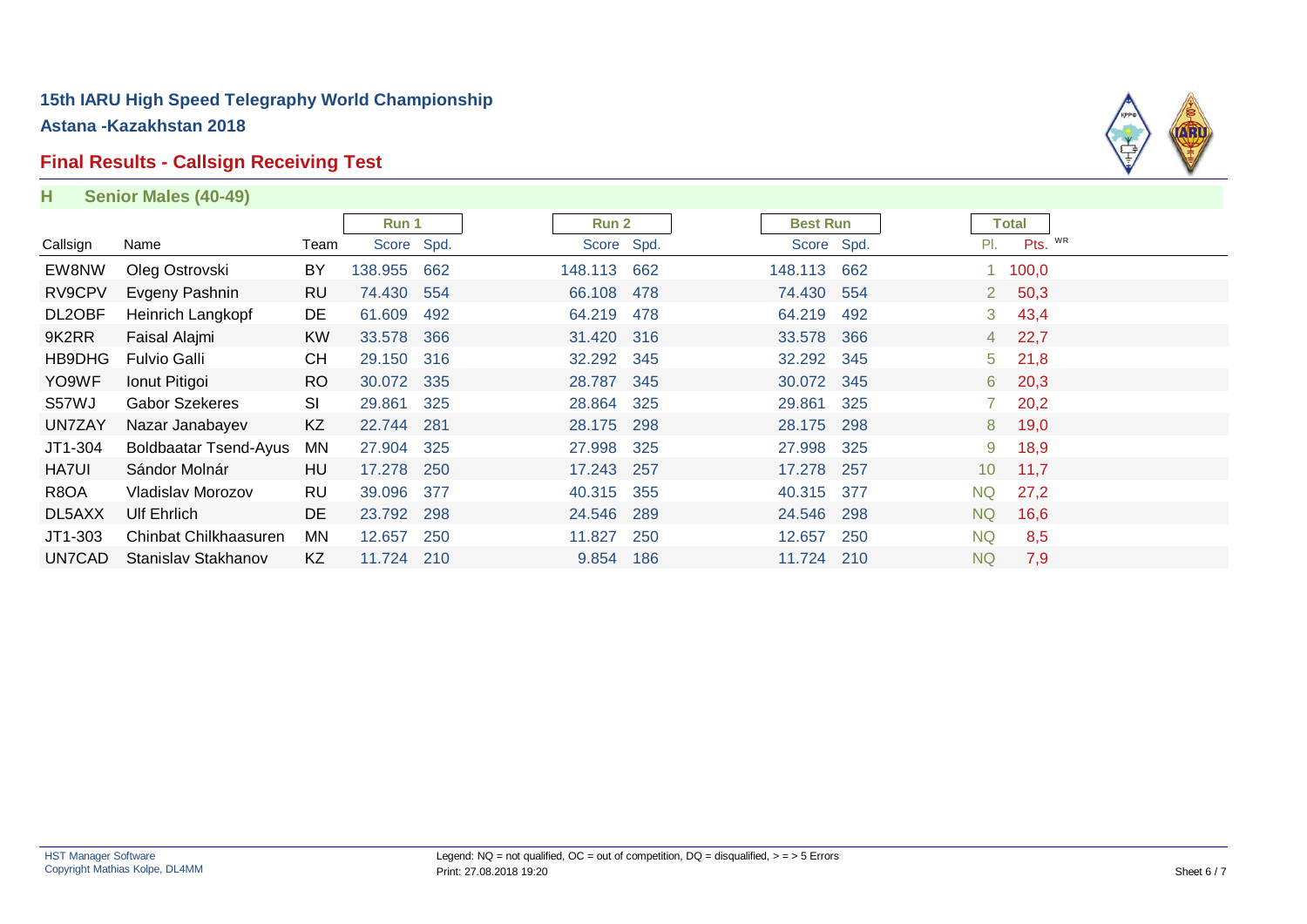# 15th IARU High Speed Telegraphy World Championship

**Astana -Kazakhstan 2018**

## Final Results - Callsign Receiving Test

### H Senior Males (40-49)

| | | | Run 1 | | Run 2 | | Best Run | | Total | |
|---|---|---|---|---|---|---|---|---|---|---|
| Callsign | Name | Team | Score | Spd. | Score | Spd. | Score | Spd. | Pl. | Pts. WR |
| EW8NW | Oleg Ostrovski | BY | 138.955 | 662 | 148.113 | 662 | 148.113 | 662 | 1 | 100,0 |
| RV9CPV | Evgeny Pashnin | RU | 74.430 | 554 | 66.108 | 478 | 74.430 | 554 | 2 | 50,3 |
| DL2OBF | Heinrich Langkopf | DE | 61.609 | 492 | 64.219 | 478 | 64.219 | 492 | 3 | 43,4 |
| 9K2RR | Faisal Alajmi | KW | 33.578 | 366 | 31.420 | 316 | 33.578 | 366 | 4 | 22,7 |
| HB9DHG | Fulvio Galli | CH | 29.150 | 316 | 32.292 | 345 | 32.292 | 345 | 5 | 21,8 |
| YO9WF | Ionut Pitigoi | RO | 30.072 | 335 | 28.787 | 345 | 30.072 | 345 | 6 | 20,3 |
| S57WJ | Gabor Szekeres | SI | 29.861 | 325 | 28.864 | 325 | 29.861 | 325 | 7 | 20,2 |
| UN7ZAY | Nazar Janabayev | KZ | 22.744 | 281 | 28.175 | 298 | 28.175 | 298 | 8 | 19,0 |
| JT1-304 | Boldbaatar Tsend-Ayus | MN | 27.904 | 325 | 27.998 | 325 | 27.998 | 325 | 9 | 18,9 |
| HA7UI | Sándor Molnár | HU | 17.278 | 250 | 17.243 | 257 | 17.278 | 257 | 10 | 11,7 |
| R8OA | Vladislav Morozov | RU | 39.096 | 377 | 40.315 | 355 | 40.315 | 377 | NQ | 27,2 |
| DL5AXX | Ulf Ehrlich | DE | 23.792 | 298 | 24.546 | 289 | 24.546 | 298 | NQ | 16,6 |
| JT1-303 | Chinbat Chilkhaasuren | MN | 12.657 | 250 | 11.827 | 250 | 12.657 | 250 | NQ | 8,5 |
| UN7CAD | Stanislav Stakhanov | KZ | 11.724 | 210 | 9.854 | 186 | 11.724 | 210 | NQ | 7,9 |

HST Manager Software
Copyright Mathias Kolpe, DL4MM

Legend: NQ = not qualified, OC = out of competition, DQ = disqualified, > = > 5 Errors
Print: 27.08.2018 19:20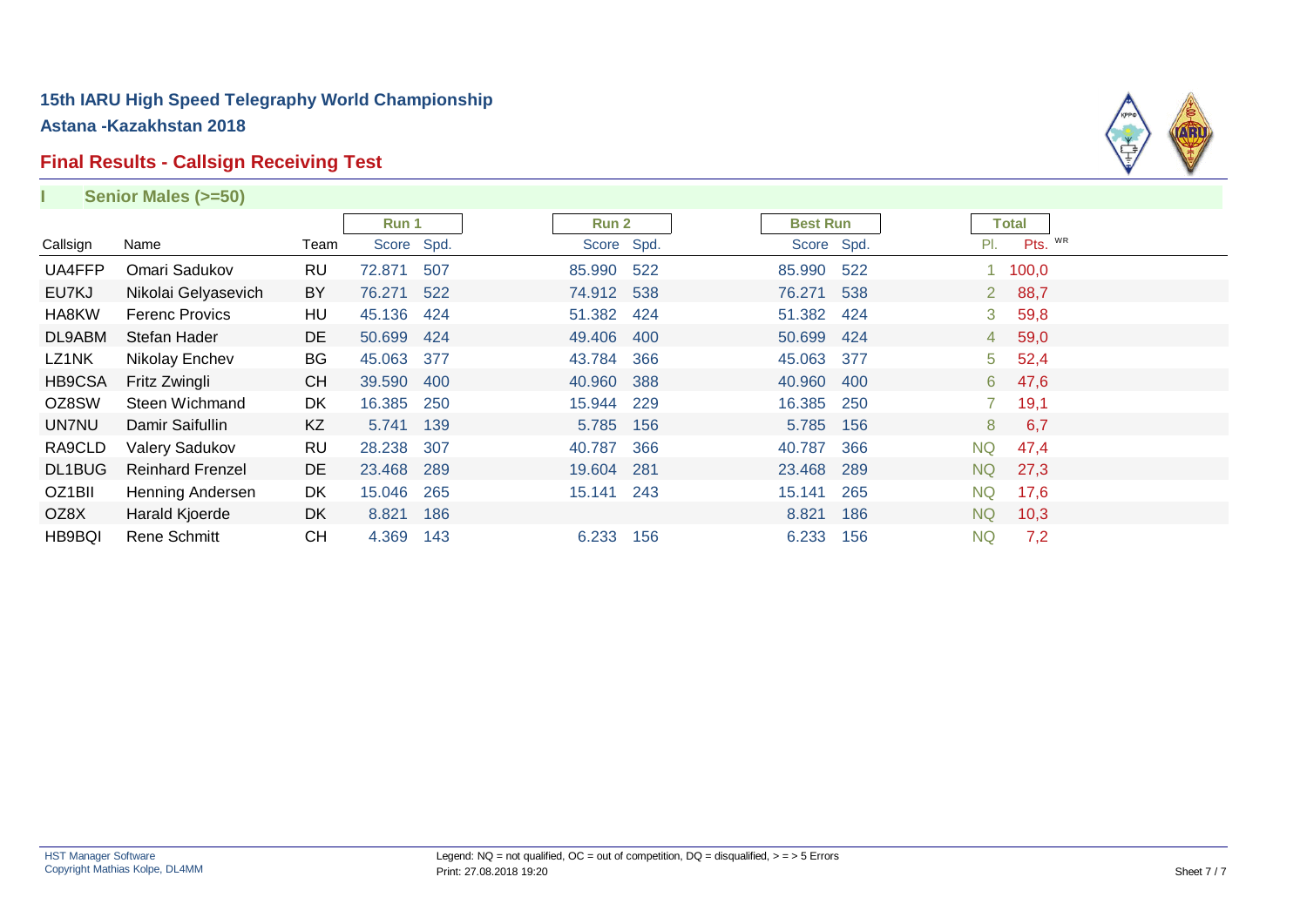## 15th IARU High Speed Telegraphy World Championship

**Astana -Kazakhstan 2018**

### Final Results - Callsign Receiving Test

**I Senior Males (>=50)**

| | | | Run 1 | | Run 2 | | Best Run | | Total | |
|---|---|---|---|---|---|---|---|---|---|---|
| Callsign | Name | Team | Score | Spd. | Score | Spd. | Score | Spd. | Pl. | Pts. WR |
| UA4FFP | Omari Sadukov | RU | 72.871 | 507 | 85.990 | 522 | 85.990 | 522 | 1 | 100,0 |
| EU7KJ | Nikolai Gelyasevich | BY | 76.271 | 522 | 74.912 | 538 | 76.271 | 538 | 2 | 88,7 |
| HA8KW | Ferenc Provics | HU | 45.136 | 424 | 51.382 | 424 | 51.382 | 424 | 3 | 59,8 |
| DL9ABM | Stefan Hader | DE | 50.699 | 424 | 49.406 | 400 | 50.699 | 424 | 4 | 59,0 |
| LZ1NK | Nikolay Enchev | BG | 45.063 | 377 | 43.784 | 366 | 45.063 | 377 | 5 | 52,4 |
| HB9CSA | Fritz Zwingli | CH | 39.590 | 400 | 40.960 | 388 | 40.960 | 400 | 6 | 47,6 |
| OZ8SW | Steen Wichmand | DK | 16.385 | 250 | 15.944 | 229 | 16.385 | 250 | 7 | 19,1 |
| UN7NU | Damir Saifullin | KZ | 5.741 | 139 | 5.785 | 156 | 5.785 | 156 | 8 | 6,7 |
| RA9CLD | Valery Sadukov | RU | 28.238 | 307 | 40.787 | 366 | 40.787 | 366 | NQ | 47,4 |
| DL1BUG | Reinhard Frenzel | DE | 23.468 | 289 | 19.604 | 281 | 23.468 | 289 | NQ | 27,3 |
| OZ1BII | Henning Andersen | DK | 15.046 | 265 | 15.141 | 243 | 15.141 | 265 | NQ | 17,6 |
| OZ8X | Harald Kjoerde | DK | 8.821 | 186 | | | 8.821 | 186 | NQ | 10,3 |
| HB9BQI | Rene Schmitt | CH | 4.369 | 143 | 6.233 | 156 | 6.233 | 156 | NQ | 7,2 |

HST Manager Software
Copyright Mathias Kolpe, DL4MM

Legend: NQ = not qualified, OC = out of competition, DQ = disqualified, > = > 5 Errors
Print: 27.08.2018 19:20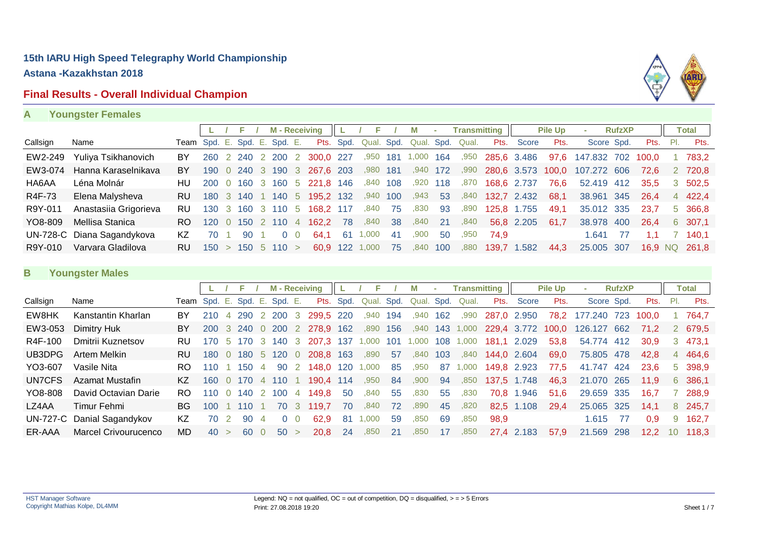# 15th IARU High Speed Telegraphy World Championship

**Astana -Kazakhstan 2018**

## Final Results - Overall Individual Champion

### A Youngster Females

| | | | L | / | F | / | M - Receiving | | | L | / | F | / | M | - | Transmitting | | | Pile Up | | - | RufzXP | | Total | |
|---|---|---|---|---|---|---|---|---|---|---|---|---|---|---|---|---|---|---|---|---|---|---|---|---|---|
| Callsign | Name | Team | Spd. | E. | Spd. | E. | Spd. | E. | Pts. | Spd. | Qual. | Spd. | Qual. | Spd. | Qual. | | Pts. | Score | Pts. | Score | Spd. | Pts. | Pl. | Pts. | |
| EW2-249 | Yuliya Tsikhanovich | BY | 260 | 2 | 240 | 2 | 200 | 2 | 300,0 | 227 | ,950 | 181 | 1,000 | 164 | ,950 | | 285,6 | 3.486 | 97,6 | 147.832 | 702 | 100,0 | 1 | 783,2 | |
| EW3-074 | Hanna Karaselnikava | BY | 190 | 0 | 240 | 3 | 190 | 3 | 267,6 | 203 | ,980 | 181 | ,940 | 172 | ,990 | | 280,6 | 3.573 | 100,0 | 107.272 | 606 | 72,6 | 2 | 720,8 | |
| HA6AA | Léna Molnár | HU | 200 | 0 | 160 | 3 | 160 | 5 | 221,8 | 146 | ,840 | 108 | ,920 | 118 | ,870 | | 168,6 | 2.737 | 76,6 | 52.419 | 412 | 35,5 | 3 | 502,5 | |
| R4F-73 | Elena Malysheva | RU | 180 | 3 | 140 | 1 | 140 | 5 | 195,2 | 132 | ,940 | 100 | ,943 | 53 | ,840 | | 132,7 | 2.432 | 68,1 | 38.961 | 345 | 26,4 | 4 | 422,4 | |
| R9Y-011 | Anastasiia Grigorieva | RU | 130 | 3 | 160 | 3 | 110 | 5 | 168,2 | 117 | ,840 | 75 | ,830 | 93 | ,890 | | 125,8 | 1.755 | 49,1 | 35.012 | 335 | 23,7 | 5 | 366,8 | |
| YO8-809 | Mellisa Stanica | RO | 120 | 0 | 150 | 2 | 110 | 4 | 162,2 | 78 | ,840 | 38 | ,840 | 21 | ,840 | | 56,8 | 2.205 | 61,7 | 38.978 | 400 | 26,4 | 6 | 307,1 | |
| UN-728-C | Diana Sagandykova | KZ | 70 | 1 | 90 | 1 | 0 | 0 | 64,1 | 61 | 1,000 | 41 | ,900 | 50 | ,950 | | 74,9 | | | 1.641 | 77 | 1,1 | 7 | 140,1 | |
| R9Y-010 | Varvara Gladilova | RU | 150 | > | 150 | 5 | 110 | > | 60,9 | 122 | 1,000 | 75 | ,840 | 100 | ,880 | | 139,7 | 1.582 | 44,3 | 25.005 | 307 | 16,9 | NQ | 261,8 | |

### B Youngster Males

| | | | L | / | F | / | M - Receiving | | | L | / | F | / | M | - | Transmitting | | | Pile Up | | - | RufzXP | | Total | |
|---|---|---|---|---|---|---|---|---|---|---|---|---|---|---|---|---|---|---|---|---|---|---|---|---|---|
| Callsign | Name | Team | Spd. | E. | Spd. | E. | Spd. | E. | Pts. | Spd. | Qual. | Spd. | Qual. | Spd. | Qual. | | Pts. | Score | Pts. | Score | Spd. | Pts. | Pl. | Pts. | |
| EW8HK | Kanstantin Kharlan | BY | 210 | 4 | 290 | 2 | 200 | 3 | 299,5 | 220 | ,940 | 194 | ,940 | 162 | ,990 | | 287,0 | 2.950 | 78,2 | 177.240 | 723 | 100,0 | 1 | 764,7 | |
| EW3-053 | Dimitry Huk | BY | 200 | 3 | 240 | 0 | 200 | 2 | 278,9 | 162 | ,890 | 156 | ,940 | 143 | 1,000 | | 229,4 | 3.772 | 100,0 | 126.127 | 662 | 71,2 | 2 | 679,5 | |
| R4F-100 | Dmitrii Kuznetsov | RU | 170 | 5 | 170 | 3 | 140 | 3 | 207,3 | 137 | 1,000 | 101 | 1,000 | 108 | 1,000 | | 181,1 | 2.029 | 53,8 | 54.774 | 412 | 30,9 | 3 | 473,1 | |
| UB3DPG | Artem Melkin | RU | 180 | 0 | 180 | 5 | 120 | 0 | 208,8 | 163 | ,890 | 57 | ,840 | 103 | ,840 | | 144,0 | 2.604 | 69,0 | 75.805 | 478 | 42,8 | 4 | 464,6 | |
| YO3-607 | Vasile Nita | RO | 110 | 1 | 150 | 4 | 90 | 2 | 148,0 | 120 | 1,000 | 85 | ,950 | 87 | 1,000 | | 149,8 | 2.923 | 77,5 | 41.747 | 424 | 23,6 | 5 | 398,9 | |
| UN7CFS | Azamat Mustafin | KZ | 160 | 0 | 170 | 4 | 110 | 1 | 190,4 | 114 | ,950 | 84 | ,900 | 94 | ,850 | | 137,5 | 1.748 | 46,3 | 21.070 | 265 | 11,9 | 6 | 386,1 | |
| YO8-808 | David Octavian Darie | RO | 110 | 0 | 140 | 2 | 100 | 4 | 149,8 | 50 | ,840 | 55 | ,830 | 55 | ,830 | | 70,8 | 1.946 | 51,6 | 29.659 | 335 | 16,7 | 7 | 288,9 | |
| LZ4AA | Timur Fehmi | BG | 100 | 1 | 110 | 1 | 70 | 3 | 119,7 | 70 | ,840 | 72 | ,890 | 45 | ,820 | | 82,5 | 1.108 | 29,4 | 25.065 | 325 | 14,1 | 8 | 245,7 | |
| UN-727-C | Danial Sagandykov | KZ | 70 | 2 | 90 | 4 | 0 | 0 | 62,9 | 81 | 1,000 | 59 | ,850 | 69 | ,850 | | 98,9 | | | 1.615 | 77 | 0,9 | 9 | 162,7 | |
| ER-AAA | Marcel Crivourucenco | MD | 40 | > | 60 | 0 | 50 | > | 20,8 | 24 | ,850 | 21 | ,850 | 17 | ,850 | | 27,4 | 2.183 | 57,9 | 21.569 | 298 | 12,2 | 10 | 118,3 | |

HST Manager Software
Copyright Mathias Kolpe, DL4MM

Legend: NQ = not qualified, OC = out of competition, DQ = disqualified, > = > 5 Errors
Print: 27.08.2018 19:20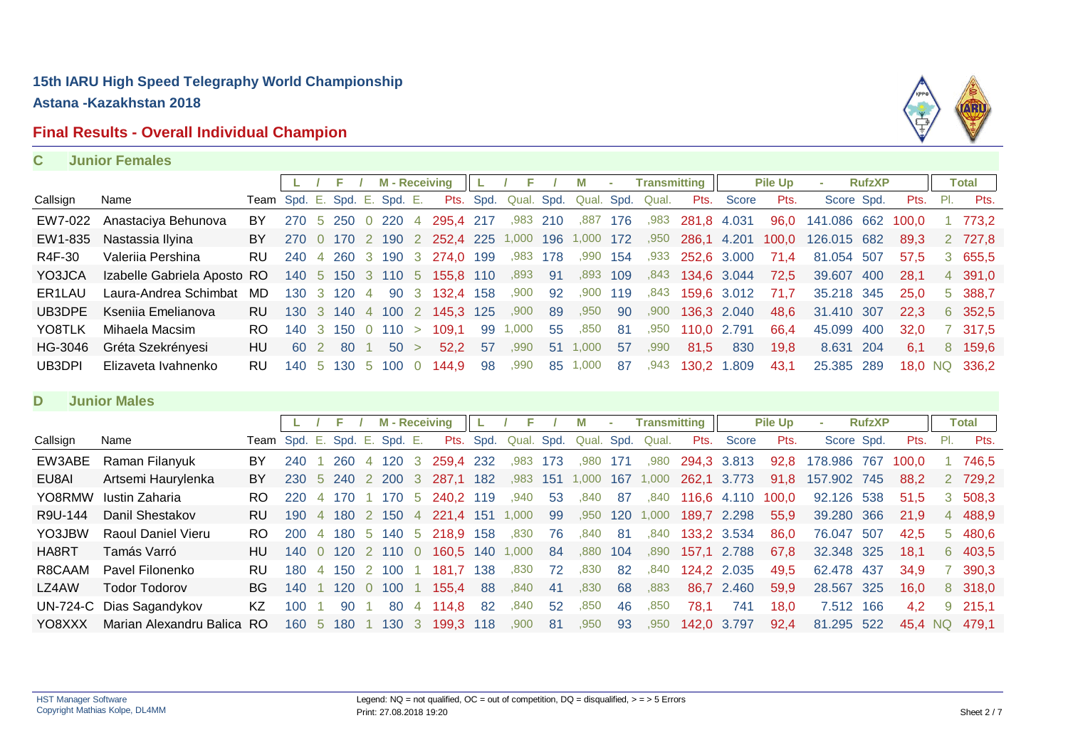# 15th IARU High Speed Telegraphy World Championship

**Astana -Kazakhstan 2018**

## Final Results - Overall Individual Champion

### C Junior Females

| | | | L | / | F | / | M - Receiving | | | L | / | F | / | M | - | Transmitting | | Pile Up | | - | RufzXP | | Total | |
|---|---|---|---|---|---|---|---|---|---|---|---|---|---|---|---|---|---|---|---|---|---|---|---|---|
| Callsign | Name | Team | Spd. | E. | Spd. | E. | Spd. | E. | Pts. | Spd. | Qual. | Spd. | Qual. | Spd. | Qual. | Pts. | Score | Pts. | Score | Spd. | Pts. | Pl. | Pts. |
| EW7-022 | Anastaciya Behunova | BY | 270 | 5 | 250 | 0 | 220 | 4 | 295,4 | 217 | ,983 | 210 | ,887 | 176 | ,983 | 281,8 | 4.031 | 96,0 | 141.086 | 662 | 100,0 | 1 | 773,2 |
| EW1-835 | Nastassia Ilyina | BY | 270 | 0 | 170 | 2 | 190 | 2 | 252,4 | 225 | 1,000 | 196 | 1,000 | 172 | ,950 | 286,1 | 4.201 | 100,0 | 126.015 | 682 | 89,3 | 2 | 727,8 |
| R4F-30 | Valeriia Pershina | RU | 240 | 4 | 260 | 3 | 190 | 3 | 274,0 | 199 | ,983 | 178 | ,990 | 154 | ,933 | 252,6 | 3.000 | 71,4 | 81.054 | 507 | 57,5 | 3 | 655,5 |
| YO3JCA | Izabelle Gabriela Aposto | RO | 140 | 5 | 150 | 3 | 110 | 5 | 155,8 | 110 | ,893 | 91 | ,893 | 109 | ,843 | 134,6 | 3.044 | 72,5 | 39.607 | 400 | 28,1 | 4 | 391,0 |
| ER1LAU | Laura-Andrea Schimbat | MD | 130 | 3 | 120 | 4 | 90 | 3 | 132,4 | 158 | ,900 | 92 | ,900 | 119 | ,843 | 159,6 | 3.012 | 71,7 | 35.218 | 345 | 25,0 | 5 | 388,7 |
| UB3DPE | Kseniia Emelianova | RU | 130 | 3 | 140 | 4 | 100 | 2 | 145,3 | 125 | ,900 | 89 | ,950 | 90 | ,900 | 136,3 | 2.040 | 48,6 | 31.410 | 307 | 22,3 | 6 | 352,5 |
| YO8TLK | Mihaela Macsim | RO | 140 | 3 | 150 | 0 | 110 | > | 109,1 | 99 | 1,000 | 55 | ,850 | 81 | ,950 | 110,0 | 2.791 | 66,4 | 45.099 | 400 | 32,0 | 7 | 317,5 |
| HG-3046 | Gréta Szekrényesi | HU | 60 | 2 | 80 | 1 | 50 | > | 52,2 | 57 | ,990 | 51 | 1,000 | 57 | ,990 | 81,5 | 830 | 19,8 | 8.631 | 204 | 6,1 | 8 | 159,6 |
| UB3DPI | Elizaveta Ivahnenko | RU | 140 | 5 | 130 | 5 | 100 | 0 | 144,9 | 98 | ,990 | 85 | 1,000 | 87 | ,943 | 130,2 | 1.809 | 43,1 | 25.385 | 289 | 18,0 | NQ | 336,2 |

### D Junior Males

| | | | L | / | F | / | M - Receiving | | | L | / | F | / | M | - | Transmitting | | Pile Up | | - | RufzXP | | Total | |
|---|---|---|---|---|---|---|---|---|---|---|---|---|---|---|---|---|---|---|---|---|---|---|---|---|
| Callsign | Name | Team | Spd. | E. | Spd. | E. | Spd. | E. | Pts. | Spd. | Qual. | Spd. | Qual. | Spd. | Qual. | Pts. | Score | Pts. | Score | Spd. | Pts. | Pl. | Pts. |
| EW3ABE | Raman Filanyuk | BY | 240 | 1 | 260 | 4 | 120 | 3 | 259,4 | 232 | ,983 | 173 | ,980 | 171 | ,980 | 294,3 | 3.813 | 92,8 | 178.986 | 767 | 100,0 | 1 | 746,5 |
| EU8AI | Artsemi Haurylenka | BY | 230 | 5 | 240 | 2 | 200 | 3 | 287,1 | 182 | ,983 | 151 | 1,000 | 167 | 1,000 | 262,1 | 3.773 | 91,8 | 157.902 | 745 | 88,2 | 2 | 729,2 |
| YO8RMW | Iustin Zaharia | RO | 220 | 4 | 170 | 1 | 170 | 5 | 240,2 | 119 | ,940 | 53 | ,840 | 87 | ,840 | 116,6 | 4.110 | 100,0 | 92.126 | 538 | 51,5 | 3 | 508,3 |
| R9U-144 | Danil Shestakov | RU | 190 | 4 | 180 | 2 | 150 | 4 | 221,4 | 151 | 1,000 | 99 | ,950 | 120 | 1,000 | 189,7 | 2.298 | 55,9 | 39.280 | 366 | 21,9 | 4 | 488,9 |
| YO3JBW | Raoul Daniel Vieru | RO | 200 | 4 | 180 | 5 | 140 | 5 | 218,9 | 158 | ,830 | 76 | ,840 | 81 | ,840 | 133,2 | 3.534 | 86,0 | 76.047 | 507 | 42,5 | 5 | 480,6 |
| HA8RT | Tamás Varró | HU | 140 | 0 | 120 | 2 | 110 | 0 | 160,5 | 140 | 1,000 | 84 | ,880 | 104 | ,890 | 157,1 | 2.788 | 67,8 | 32.348 | 325 | 18,1 | 6 | 403,5 |
| R8CAAM | Pavel Filonenko | RU | 180 | 4 | 150 | 2 | 100 | 1 | 181,7 | 138 | ,830 | 72 | ,830 | 82 | ,840 | 124,2 | 2.035 | 49,5 | 62.478 | 437 | 34,9 | 7 | 390,3 |
| LZ4AW | Todor Todorov | BG | 140 | 1 | 120 | 0 | 100 | 1 | 155,4 | 88 | ,840 | 41 | ,830 | 68 | ,883 | 86,7 | 2.460 | 59,9 | 28.567 | 325 | 16,0 | 8 | 318,0 |
| UN-724-C | Dias Sagandykov | KZ | 100 | 1 | 90 | 1 | 80 | 4 | 114,8 | 82 | ,840 | 52 | ,850 | 46 | ,850 | 78,1 | 741 | 18,0 | 7.512 | 166 | 4,2 | 9 | 215,1 |
| YO8XXX | Marian Alexandru Balica | RO | 160 | 5 | 180 | 1 | 130 | 3 | 199,3 | 118 | ,900 | 81 | ,950 | 93 | ,950 | 142,0 | 3.797 | 92,4 | 81.295 | 522 | 45,4 | NQ | 479,1 |

Legend: NQ = not qualified, OC = out of competition, DQ = disqualified, > = > 5 Errors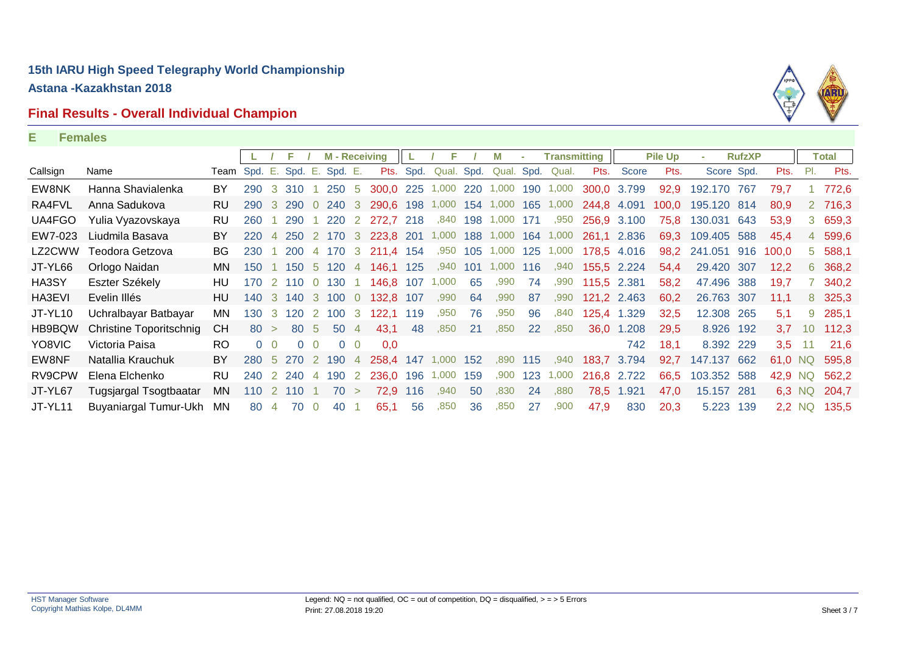## 15th IARU High Speed Telegraphy World Championship

**Astana -Kazakhstan 2018**

### Final Results - Overall Individual Champion

**E Females**

| | | | L | / | F | / | M - Receiving | | | L | / | F | / | M | - | Transmitting | | Pile Up | | - | RufzXP | | | Total |
|---|---|---|---|---|---|---|---|---|---|---|---|---|---|---|---|---|---|---|---|---|---|---|---|---|
| Callsign | Name | Team | Spd. | E. | Spd. | E. | Spd. | E. | Pts. | Spd. | Qual. | Spd. | Qual. | Spd. | Qual. | Pts. | Score | Pts. | Score | Spd. | Pts. | Pl. | Pts. |
| EW8NK | Hanna Shavialenka | BY | 290 | 3 | 310 | 1 | 250 | 5 | 300,0 | 225 | 1,000 | 220 | 1,000 | 190 | 1,000 | 300,0 | 3.799 | 92,9 | 192.170 | 767 | 79,7 | 1 | 772,6 |
| RA4FVL | Anna Sadukova | RU | 290 | 3 | 290 | 0 | 240 | 3 | 290,6 | 198 | 1,000 | 154 | 1,000 | 165 | 1,000 | 244,8 | 4.091 | 100,0 | 195.120 | 814 | 80,9 | 2 | 716,3 |
| UA4FGO | Yulia Vyazovskaya | RU | 260 | 1 | 290 | 1 | 220 | 2 | 272,7 | 218 | ,840 | 198 | 1,000 | 171 | ,950 | 256,9 | 3.100 | 75,8 | 130.031 | 643 | 53,9 | 3 | 659,3 |
| EW7-023 | Liudmila Basava | BY | 220 | 4 | 250 | 2 | 170 | 3 | 223,8 | 201 | 1,000 | 188 | 1,000 | 164 | 1,000 | 261,1 | 2.836 | 69,3 | 109.405 | 588 | 45,4 | 4 | 599,6 |
| LZ2CWW | Teodora Getzova | BG | 230 | 1 | 200 | 4 | 170 | 3 | 211,4 | 154 | ,950 | 105 | 1,000 | 125 | 1,000 | 178,5 | 4.016 | 98,2 | 241.051 | 916 | 100,0 | 5 | 588,1 |
| JT-YL66 | Orlogo Naidan | MN | 150 | 1 | 150 | 5 | 120 | 4 | 146,1 | 125 | ,940 | 101 | 1,000 | 116 | ,940 | 155,5 | 2.224 | 54,4 | 29.420 | 307 | 12,2 | 6 | 368,2 |
| HA3SY | Eszter Székely | HU | 170 | 2 | 110 | 0 | 130 | 1 | 146,8 | 107 | 1,000 | 65 | ,990 | 74 | ,990 | 115,5 | 2.381 | 58,2 | 47.496 | 388 | 19,7 | 7 | 340,2 |
| HA3EVI | Evelin Illés | HU | 140 | 3 | 140 | 3 | 100 | 0 | 132,8 | 107 | ,990 | 64 | ,990 | 87 | ,990 | 121,2 | 2.463 | 60,2 | 26.763 | 307 | 11,1 | 8 | 325,3 |
| JT-YL10 | Uchralbayar Batbayar | MN | 130 | 3 | 120 | 2 | 100 | 3 | 122,1 | 119 | ,950 | 76 | ,950 | 96 | ,840 | 125,4 | 1.329 | 32,5 | 12.308 | 265 | 5,1 | 9 | 285,1 |
| HB9BQW | Christine Toporitschnig | CH | 80 | > | 80 | 5 | 50 | 4 | 43,1 | 48 | ,850 | 21 | ,850 | 22 | ,850 | 36,0 | 1.208 | 29,5 | 8.926 | 192 | 3,7 | 10 | 112,3 |
| YO8VIC | Victoria Paisa | RO | 0 | 0 | 0 | 0 | 0 | 0 | 0,0 | | | | | | | | 742 | 18,1 | 8.392 | 229 | 3,5 | 11 | 21,6 |
| EW8NF | Natallia Krauchuk | BY | 280 | 5 | 270 | 2 | 190 | 4 | 258,4 | 147 | 1,000 | 152 | ,890 | 115 | ,940 | 183,7 | 3.794 | 92,7 | 147.137 | 662 | 61,0 | NQ | 595,8 |
| RV9CPW | Elena Elchenko | RU | 240 | 2 | 240 | 4 | 190 | 2 | 236,0 | 196 | 1,000 | 159 | ,900 | 123 | 1,000 | 216,8 | 2.722 | 66,5 | 103.352 | 588 | 42,9 | NQ | 562,2 |
| JT-YL67 | Tugsjargal Tsogtbaatar | MN | 110 | 2 | 110 | 1 | 70 | > | 72,9 | 116 | ,940 | 50 | ,830 | 24 | ,880 | 78,5 | 1.921 | 47,0 | 15.157 | 281 | 6,3 | NQ | 204,7 |
| JT-YL11 | Buyaniargal Tumur-Ukh | MN | 80 | 4 | 70 | 0 | 40 | 1 | 65,1 | 56 | ,850 | 36 | ,850 | 27 | ,900 | 47,9 | 830 | 20,3 | 5.223 | 139 | 2,2 | NQ | 135,5 |

HST Manager Software
Copyright Mathias Kolpe, DL4MM

Legend: NQ = not qualified, OC = out of competition, DQ = disqualified, > = > 5 Errors
Print: 27.08.2018 19:20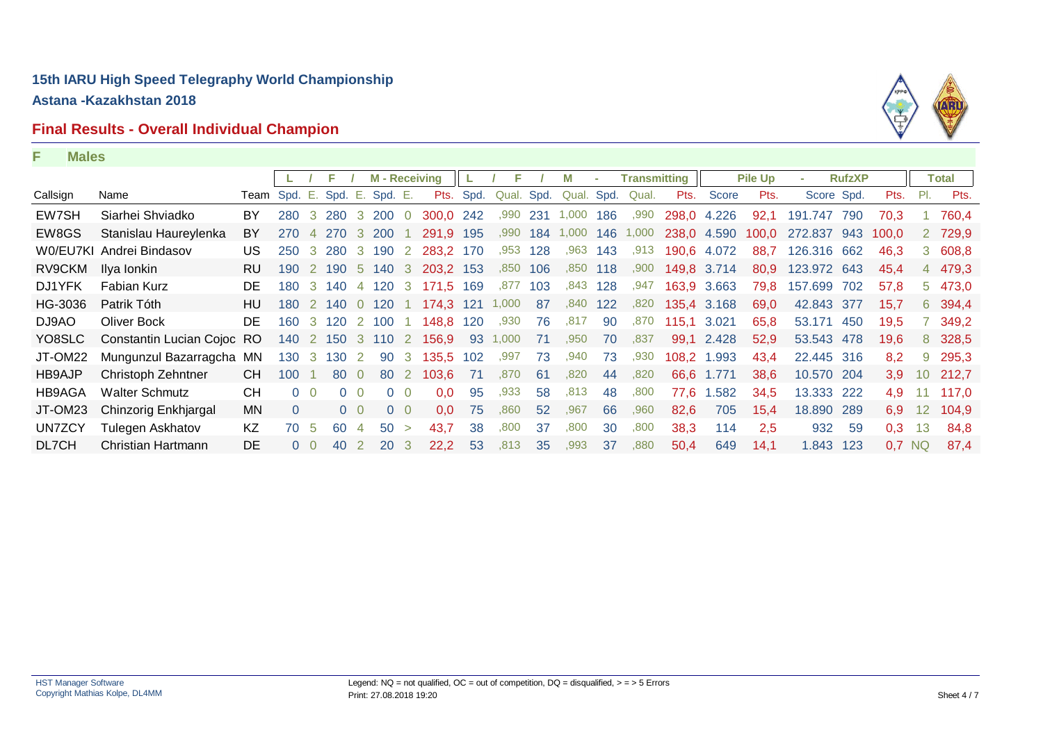**15th IARU High Speed Telegraphy World Championship**

**Astana -Kazakhstan 2018**

## Final Results - Overall Individual Champion

**F Males**

| | | | L | / | F | / | M - Receiving | | | L | / | F | / | M | - | Transmitting | | Pile Up | | - | RufzXP | | | Total |
|---|---|---|---|---|---|---|---|---|---|---|---|---|---|---|---|---|---|---|---|---|---|---|---|---|
| Callsign | Name | Team | Spd. | E. | Spd. | E. | Spd. | E. | Pts. | Spd. | Qual. | Spd. | Qual. | Spd. | Qual. | Pts. | Score | Pts. | Score | Spd. | Pts. | Pl. | Pts. |
| EW7SH | Siarhei Shviadko | BY | 280 | 3 | 280 | 3 | 200 | 0 | 300,0 | 242 | ,990 | 231 | 1,000 | 186 | ,990 | 298,0 | 4.226 | 92,1 | 191.747 | 790 | 70,3 | 1 | 760,4 |
| EW8GS | Stanislau Haureylenka | BY | 270 | 4 | 270 | 3 | 200 | 1 | 291,9 | 195 | ,990 | 184 | 1,000 | 146 | 1,000 | 238,0 | 4.590 | 100,0 | 272.837 | 943 | 100,0 | 2 | 729,9 |
| W0/EU7KI | Andrei Bindasov | US | 250 | 3 | 280 | 3 | 190 | 2 | 283,2 | 170 | ,953 | 128 | ,963 | 143 | ,913 | 190,6 | 4.072 | 88,7 | 126.316 | 662 | 46,3 | 3 | 608,8 |
| RV9CKM | Ilya Ionkin | RU | 190 | 2 | 190 | 5 | 140 | 3 | 203,2 | 153 | ,850 | 106 | ,850 | 118 | ,900 | 149,8 | 3.714 | 80,9 | 123.972 | 643 | 45,4 | 4 | 479,3 |
| DJ1YFK | Fabian Kurz | DE | 180 | 3 | 140 | 4 | 120 | 3 | 171,5 | 169 | ,877 | 103 | ,843 | 128 | ,947 | 163,9 | 3.663 | 79,8 | 157.699 | 702 | 57,8 | 5 | 473,0 |
| HG-3036 | Patrik Tóth | HU | 180 | 2 | 140 | 0 | 120 | 1 | 174,3 | 121 | 1,000 | 87 | ,840 | 122 | ,820 | 135,4 | 3.168 | 69,0 | 42.843 | 377 | 15,7 | 6 | 394,4 |
| DJ9AO | Oliver Bock | DE | 160 | 3 | 120 | 2 | 100 | 1 | 148,8 | 120 | ,930 | 76 | ,817 | 90 | ,870 | 115,1 | 3.021 | 65,8 | 53.171 | 450 | 19,5 | 7 | 349,2 |
| YO8SLC | Constantin Lucian Cojoc | RO | 140 | 2 | 150 | 3 | 110 | 2 | 156,9 | 93 | 1,000 | 71 | ,950 | 70 | ,837 | 99,1 | 2.428 | 52,9 | 53.543 | 478 | 19,6 | 8 | 328,5 |
| JT-OM22 | Mungunzul Bazarragcha | MN | 130 | 3 | 130 | 2 | 90 | 3 | 135,5 | 102 | ,997 | 73 | ,940 | 73 | ,930 | 108,2 | 1.993 | 43,4 | 22.445 | 316 | 8,2 | 9 | 295,3 |
| HB9AJP | Christoph Zehntner | CH | 100 | 1 | 80 | 0 | 80 | 2 | 103,6 | 71 | ,870 | 61 | ,820 | 44 | ,820 | 66,6 | 1.771 | 38,6 | 10.570 | 204 | 3,9 | 10 | 212,7 |
| HB9AGA | Walter Schmutz | CH | 0 | 0 | 0 | 0 | 0 | 0 | 0,0 | 95 | ,933 | 58 | ,813 | 48 | ,800 | 77,6 | 1.582 | 34,5 | 13.333 | 222 | 4,9 | 11 | 117,0 |
| JT-OM23 | Chinzorig Enkhjargal | MN | 0 | | 0 | 0 | 0 | 0 | 0,0 | 75 | ,860 | 52 | ,967 | 66 | ,960 | 82,6 | 705 | 15,4 | 18.890 | 289 | 6,9 | 12 | 104,9 |
| UN7ZCY | Tulegen Askhatov | KZ | 70 | 5 | 60 | 4 | 50 | > | 43,7 | 38 | ,800 | 37 | ,800 | 30 | ,800 | 38,3 | 114 | 2,5 | 932 | 59 | 0,3 | 13 | 84,8 |
| DL7CH | Christian Hartmann | DE | 0 | 0 | 40 | 2 | 20 | 3 | 22,2 | 53 | ,813 | 35 | ,993 | 37 | ,880 | 50,4 | 649 | 14,1 | 1.843 | 123 | 0,7 | NQ | 87,4 |

HST Manager Software
Copyright Mathias Kolpe, DL4MM

Legend: NQ = not qualified, OC = out of competition, DQ = disqualified, > = > 5 Errors
Print: 27.08.2018 19:20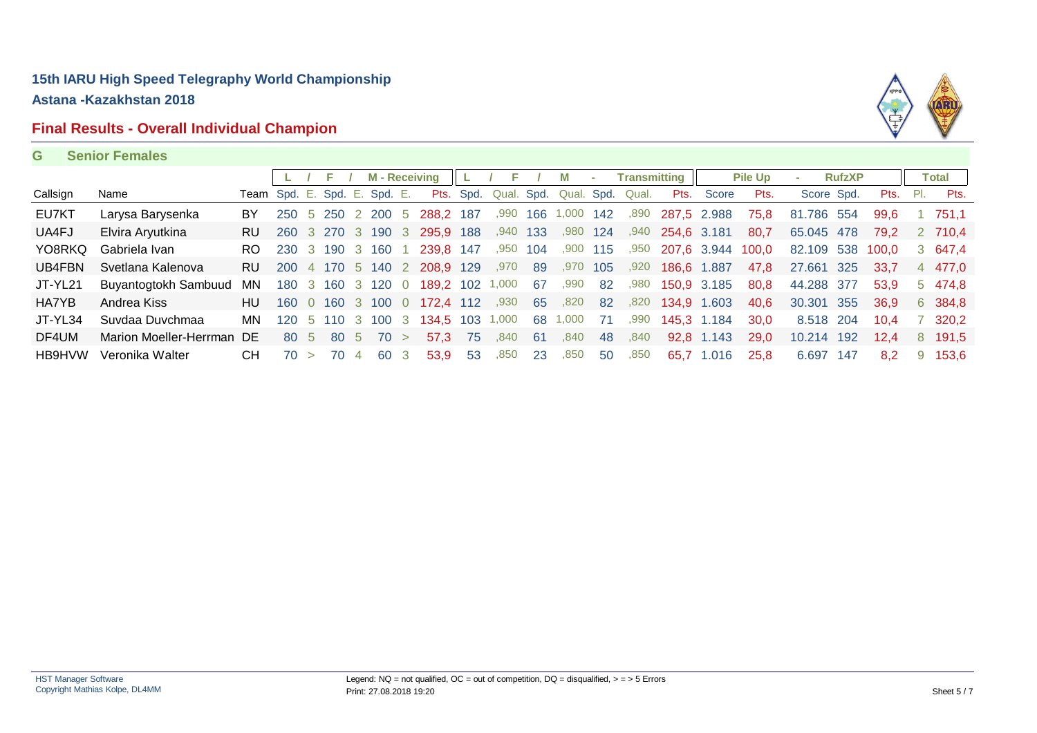# 15th IARU High Speed Telegraphy World Championship

**Astana -Kazakhstan 2018**

## Final Results - Overall Individual Champion

**G Senior Females**

| | | | L | / | F | / | M - Receiving | | | L | / F | / | M | - | Transmitting | | Pile Up | - | RufzXP | | | Total | |
|---|---|---|---|---|---|---|---|---|---|---|---|---|---|---|---|---|---|---|---|---|---|---|---|
| Callsign | Name | Team | Spd. | E. | Spd. | E. | Spd. | E. | Pts. | Spd. | Qual. | Spd. | Qual. | Spd. | Qual. | Pts. | Score | Pts. | Score | Spd. | Pts. | Pl. | Pts. |
| EU7KT | Larysa Barysenka | BY | 250 | 5 | 250 | 2 | 200 | 5 | 288,2 | 187 | ,990 | 166 | 1,000 | 142 | ,890 | 287,5 | 2.988 | 75,8 | 81.786 | 554 | 99,6 | 1 | 751,1 |
| UA4FJ | Elvira Aryutkina | RU | 260 | 3 | 270 | 3 | 190 | 3 | 295,9 | 188 | ,940 | 133 | ,980 | 124 | ,940 | 254,6 | 3.181 | 80,7 | 65.045 | 478 | 79,2 | 2 | 710,4 |
| YO8RKQ | Gabriela Ivan | RO | 230 | 3 | 190 | 3 | 160 | 1 | 239,8 | 147 | ,950 | 104 | ,900 | 115 | ,950 | 207,6 | 3.944 | 100,0 | 82.109 | 538 | 100,0 | 3 | 647,4 |
| UB4FBN | Svetlana Kalenova | RU | 200 | 4 | 170 | 5 | 140 | 2 | 208,9 | 129 | ,970 | 89 | ,970 | 105 | ,920 | 186,6 | 1.887 | 47,8 | 27.661 | 325 | 33,7 | 4 | 477,0 |
| JT-YL21 | Buyantogtokh Sambuud | MN | 180 | 3 | 160 | 3 | 120 | 0 | 189,2 | 102 | 1,000 | 67 | ,990 | 82 | ,980 | 150,9 | 3.185 | 80,8 | 44.288 | 377 | 53,9 | 5 | 474,8 |
| HA7YB | Andrea Kiss | HU | 160 | 0 | 160 | 3 | 100 | 0 | 172,4 | 112 | ,930 | 65 | ,820 | 82 | ,820 | 134,9 | 1.603 | 40,6 | 30.301 | 355 | 36,9 | 6 | 384,8 |
| JT-YL34 | Suvdaa Duvchmaa | MN | 120 | 5 | 110 | 3 | 100 | 3 | 134,5 | 103 | 1,000 | 68 | 1,000 | 71 | ,990 | 145,3 | 1.184 | 30,0 | 8.518 | 204 | 10,4 | 7 | 320,2 |
| DF4UM | Marion Moeller-Herrman | DE | 80 | 5 | 80 | 5 | 70 | > | 57,3 | 75 | ,840 | 61 | ,840 | 48 | ,840 | 92,8 | 1.143 | 29,0 | 10.214 | 192 | 12,4 | 8 | 191,5 |
| HB9HVW | Veronika Walter | CH | 70 | > | 70 | 4 | 60 | 3 | 53,9 | 53 | ,850 | 23 | ,850 | 50 | ,850 | 65,7 | 1.016 | 25,8 | 6.697 | 147 | 8,2 | 9 | 153,6 |

HST Manager Software
Copyright Mathias Kolpe, DL4MM

Legend: NQ = not qualified, OC = out of competition, DQ = disqualified, > = > 5 Errors
Print: 27.08.2018 19:20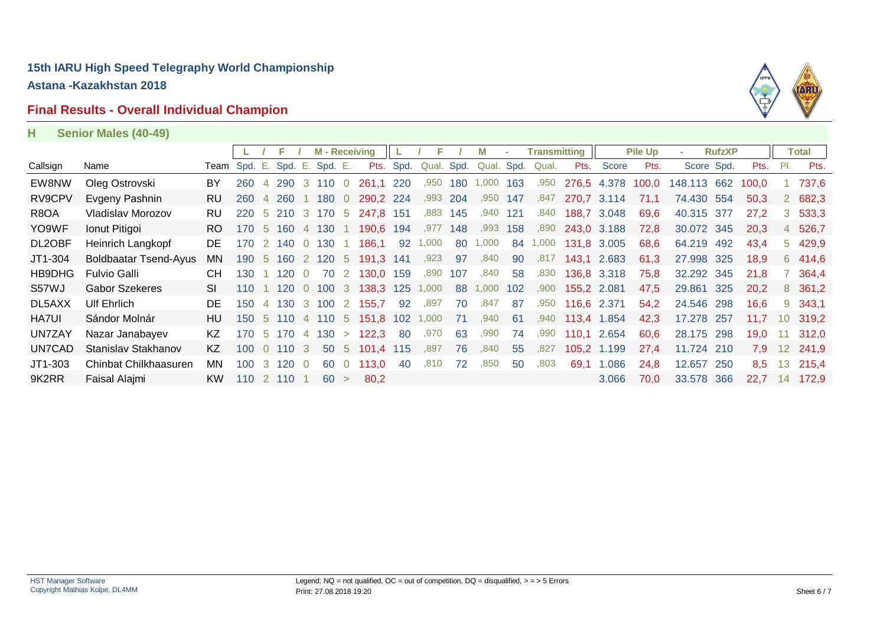## 15th IARU High Speed Telegraphy World Championship

**Astana -Kazakhstan 2018**

## Final Results - Overall Individual Champion

### H Senior Males (40-49)

| | | | L / F / M - Receiving | | | | | | | L / F / M - Transmitting | | | | | | | Pile Up | | RufzXP | | | Total | |
|---|---|---|---|---|---|---|---|---|---|---|---|---|---|---|---|---|---|---|---|---|---|---|---|
| Callsign | Name | Team | Spd. | E. | Spd. | E. | Spd. | E. | Pts. | Spd. | Qual. | Spd. | Qual. | Spd. | Qual. | Pts. | Score | Pts. | Score | Spd. | Pts. | Pl. | Pts. |
| EW8NW | Oleg Ostrovski | BY | 260 | 4 | 290 | 3 | 110 | 0 | 261,1 | 220 | ,950 | 180 | 1,000 | 163 | ,950 | 276,5 | 4.378 | 100,0 | 148.113 | 662 | 100,0 | 1 | 737,6 |
| RV9CPV | Evgeny Pashnin | RU | 260 | 4 | 260 | 1 | 180 | 0 | 290,2 | 224 | ,993 | 204 | ,950 | 147 | ,847 | 270,7 | 3.114 | 71,1 | 74.430 | 554 | 50,3 | 2 | 682,3 |
| R8OA | Vladislav Morozov | RU | 220 | 5 | 210 | 3 | 170 | 5 | 247,8 | 151 | ,883 | 145 | ,940 | 121 | ,840 | 188,7 | 3.048 | 69,6 | 40.315 | 377 | 27,2 | 3 | 533,3 |
| YO9WF | Ionut Pitigoi | RO | 170 | 5 | 160 | 4 | 130 | 1 | 190,6 | 194 | ,977 | 148 | ,993 | 158 | ,890 | 243,0 | 3.188 | 72,8 | 30.072 | 345 | 20,3 | 4 | 526,7 |
| DL2OBF | Heinrich Langkopf | DE | 170 | 2 | 140 | 0 | 130 | 1 | 186,1 | 92 | 1,000 | 80 | 1,000 | 84 | 1,000 | 131,8 | 3.005 | 68,6 | 64.219 | 492 | 43,4 | 5 | 429,9 |
| JT1-304 | Boldbaatar Tsend-Ayus | MN | 190 | 5 | 160 | 2 | 120 | 5 | 191,3 | 141 | ,923 | 97 | ,840 | 90 | ,817 | 143,1 | 2.683 | 61,3 | 27.998 | 325 | 18,9 | 6 | 414,6 |
| HB9DHG | Fulvio Galli | CH | 130 | 1 | 120 | 0 | 70 | 2 | 130,0 | 159 | ,890 | 107 | ,840 | 58 | ,830 | 136,8 | 3.318 | 75,8 | 32.292 | 345 | 21,8 | 7 | 364,4 |
| S57WJ | Gabor Szekeres | SI | 110 | 1 | 120 | 0 | 100 | 3 | 138,3 | 125 | 1,000 | 88 | 1,000 | 102 | ,900 | 155,2 | 2.081 | 47,5 | 29.861 | 325 | 20,2 | 8 | 361,2 |
| DL5AXX | Ulf Ehrlich | DE | 150 | 4 | 130 | 3 | 100 | 2 | 155,7 | 92 | ,897 | 70 | ,847 | 87 | ,950 | 116,6 | 2.371 | 54,2 | 24.546 | 298 | 16,6 | 9 | 343,1 |
| HA7UI | Sándor Molnár | HU | 150 | 5 | 110 | 4 | 110 | 5 | 151,8 | 102 | 1,000 | 71 | ,940 | 61 | ,940 | 113,4 | 1.854 | 42,3 | 17.278 | 257 | 11,7 | 10 | 319,2 |
| UN7ZAY | Nazar Janabayev | KZ | 170 | 5 | 170 | 4 | 130 | > | 122,3 | 80 | ,970 | 63 | ,990 | 74 | ,990 | 110,1 | 2.654 | 60,6 | 28.175 | 298 | 19,0 | 11 | 312,0 |
| UN7CAD | Stanislav Stakhanov | KZ | 100 | 0 | 110 | 3 | 50 | 5 | 101,4 | 115 | ,897 | 76 | ,840 | 55 | ,827 | 105,2 | 1.199 | 27,4 | 11.724 | 210 | 7,9 | 12 | 241,9 |
| JT1-303 | Chinbat Chilkhaasuren | MN | 100 | 3 | 120 | 0 | 60 | 0 | 113,0 | 40 | ,810 | 72 | ,850 | 50 | ,803 | 69,1 | 1.086 | 24,8 | 12.657 | 250 | 8,5 | 13 | 215,4 |
| 9K2RR | Faisal Alajmi | KW | 110 | 2 | 110 | 1 | 60 | > | 80,2 | | | | | | | | 3.066 | 70,0 | 33.578 | 366 | 22,7 | 14 | 172,9 |

HST Manager Software
Copyright Mathias Kolpe, DL4MM

Legend: NQ = not qualified, OC = out of competition, DQ = disqualified, > = > 5 Errors
Print: 27.08.2018 19:20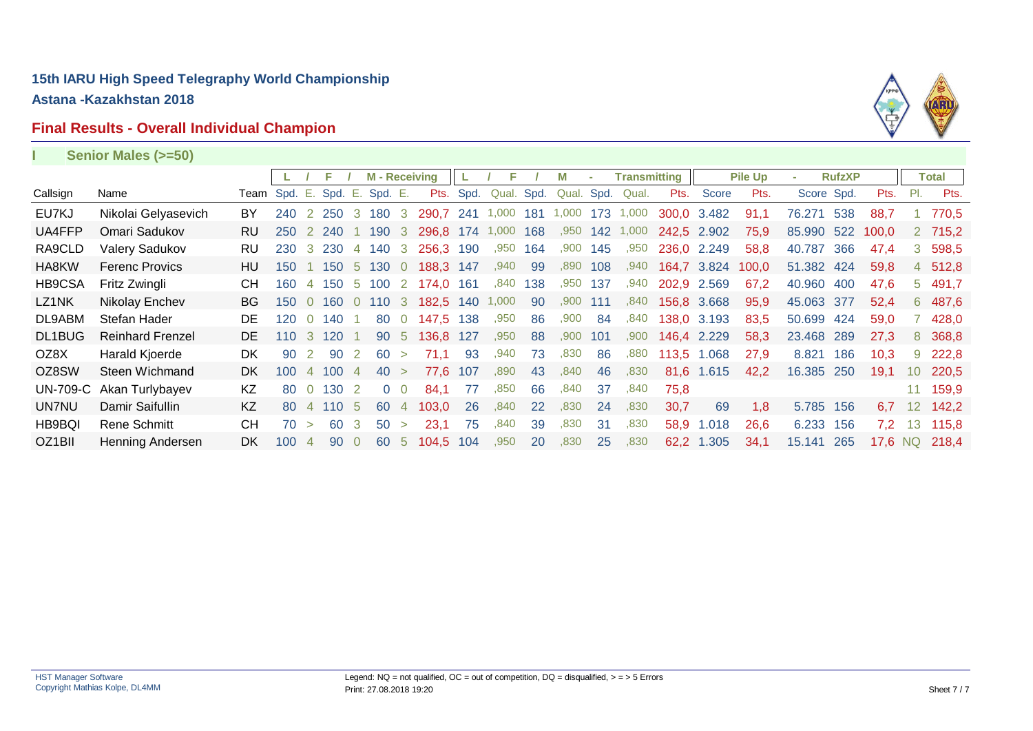# 15th IARU High Speed Telegraphy World Championship

**Astana -Kazakhstan 2018**

## Final Results - Overall Individual Champion

### I Senior Males (>=50)

| | | | L / | | F / | | M - Receiving | | | L / | F / | | M - | Transmitting | | | Pile Up | | - RufzXP | | | Total | |
|---|---|---|---|---|---|---|---|---|---|---|---|---|---|---|---|---|---|---|---|---|---|---|---|
| Callsign | Name | Team | Spd. | E. | Spd. | E. | Spd. | E. | Pts. | Spd. | Qual. | Spd. | Qual. | Spd. | Qual. | Pts. | Score | Pts. | Score | Spd. | Pts. | Pl. | Pts. |
| EU7KJ | Nikolai Gelyasevich | BY | 240 | 2 | 250 | 3 | 180 | 3 | 290,7 | 241 | 1,000 | 181 | 1,000 | 173 | 1,000 | 300,0 | 3.482 | 91,1 | 76.271 | 538 | 88,7 | 1 | 770,5 |
| UA4FFP | Omari Sadukov | RU | 250 | 2 | 240 | 1 | 190 | 3 | 296,8 | 174 | 1,000 | 168 | ,950 | 142 | 1,000 | 242,5 | 2.902 | 75,9 | 85.990 | 522 | 100,0 | 2 | 715,2 |
| RA9CLD | Valery Sadukov | RU | 230 | 3 | 230 | 4 | 140 | 3 | 256,3 | 190 | ,950 | 164 | ,900 | 145 | ,950 | 236,0 | 2.249 | 58,8 | 40.787 | 366 | 47,4 | 3 | 598,5 |
| HA8KW | Ferenc Provics | HU | 150 | 1 | 150 | 5 | 130 | 0 | 188,3 | 147 | ,940 | 99 | ,890 | 108 | ,940 | 164,7 | 3.824 | 100,0 | 51.382 | 424 | 59,8 | 4 | 512,8 |
| HB9CSA | Fritz Zwingli | CH | 160 | 4 | 150 | 5 | 100 | 2 | 174,0 | 161 | ,840 | 138 | ,950 | 137 | ,940 | 202,9 | 2.569 | 67,2 | 40.960 | 400 | 47,6 | 5 | 491,7 |
| LZ1NK | Nikolay Enchev | BG | 150 | 0 | 160 | 0 | 110 | 3 | 182,5 | 140 | 1,000 | 90 | ,900 | 111 | ,840 | 156,8 | 3.668 | 95,9 | 45.063 | 377 | 52,4 | 6 | 487,6 |
| DL9ABM | Stefan Hader | DE | 120 | 0 | 140 | 1 | 80 | 0 | 147,5 | 138 | ,950 | 86 | ,900 | 84 | ,840 | 138,0 | 3.193 | 83,5 | 50.699 | 424 | 59,0 | 7 | 428,0 |
| DL1BUG | Reinhard Frenzel | DE | 110 | 3 | 120 | 1 | 90 | 5 | 136,8 | 127 | ,950 | 88 | ,900 | 101 | ,900 | 146,4 | 2.229 | 58,3 | 23.468 | 289 | 27,3 | 8 | 368,8 |
| OZ8X | Harald Kjoerde | DK | 90 | 2 | 90 | 2 | 60 | > | 71,1 | 93 | ,940 | 73 | ,830 | 86 | ,880 | 113,5 | 1.068 | 27,9 | 8.821 | 186 | 10,3 | 9 | 222,8 |
| OZ8SW | Steen Wichmand | DK | 100 | 4 | 100 | 4 | 40 | > | 77,6 | 107 | ,890 | 43 | ,840 | 46 | ,830 | 81,6 | 1.615 | 42,2 | 16.385 | 250 | 19,1 | 10 | 220,5 |
| UN-709-C | Akan Turlybayev | KZ | 80 | 0 | 130 | 2 | 0 | 0 | 84,1 | 77 | ,850 | 66 | ,840 | 37 | ,840 | 75,8 | | | | | | 11 | 159,9 |
| UN7NU | Damir Saifullin | KZ | 80 | 4 | 110 | 5 | 60 | 4 | 103,0 | 26 | ,840 | 22 | ,830 | 24 | ,830 | 30,7 | 69 | 1,8 | 5.785 | 156 | 6,7 | 12 | 142,2 |
| HB9BQI | Rene Schmitt | CH | 70 | > | 60 | 3 | 50 | > | 23,1 | 75 | ,840 | 39 | ,830 | 31 | ,830 | 58,9 | 1.018 | 26,6 | 6.233 | 156 | 7,2 | 13 | 115,8 |
| OZ1BII | Henning Andersen | DK | 100 | 4 | 90 | 0 | 60 | 5 | 104,5 | 104 | ,950 | 20 | ,830 | 25 | ,830 | 62,2 | 1.305 | 34,1 | 15.141 | 265 | 17,6 | NQ | 218,4 |

HST Manager Software
Copyright Mathias Kolpe, DL4MM

Legend: NQ = not qualified, OC = out of competition, DQ = disqualified, > = > 5 Errors
Print: 27.08.2018 19:20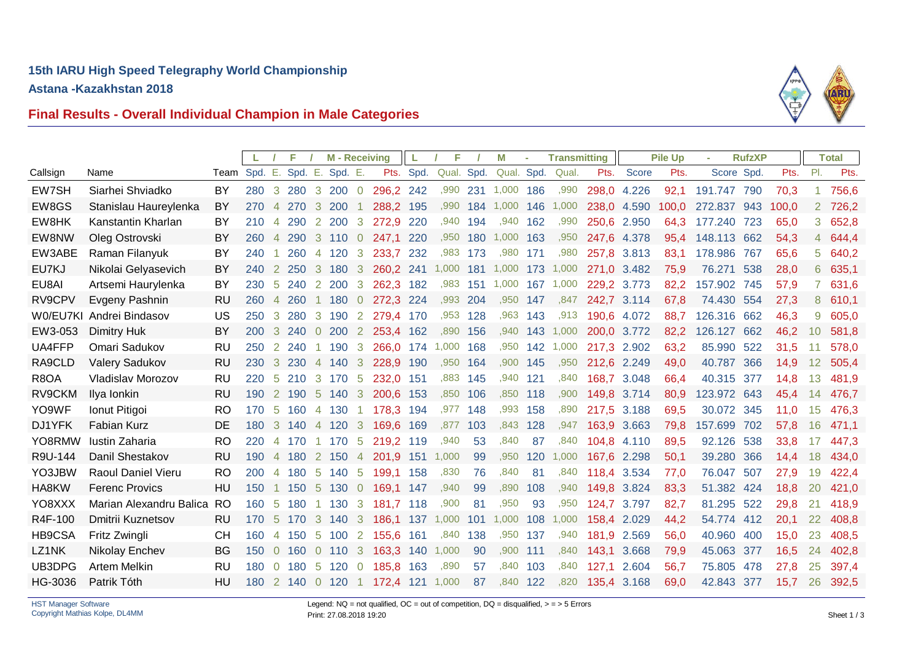**15th IARU High Speed Telegraphy World Championship**

**Astana -Kazakhstan 2018**

## Final Results - Overall Individual Champion in Male Categories

| | | | L | / | F | / | M - Receiving | | | L | / | F | / | M | - | Transmitting | | Pile Up | | - | RufzXP | | Total | |
|---|---|---|---|---|---|---|---|---|---|---|---|---|---|---|---|---|---|---|---|---|---|---|---|---|
| Callsign | Name | Team | Spd. | E. | Spd. | E. | Spd. | E. | Pts. | Spd. | Qual. | Spd. | Qual. | Spd. | Qual. | Pts. | Score | Pts. | Score | Spd. | Pts. | Pl. | Pts. |
| EW7SH | Siarhei Shviadko | BY | 280 | 3 | 280 | 3 | 200 | 0 | 296,2 | 242 | ,990 | 231 | 1,000 | 186 | ,990 | 298,0 | 4.226 | 92,1 | 191.747 | 790 | 70,3 | 1 | 756,6 |
| EW8GS | Stanislau Haureylenka | BY | 270 | 4 | 270 | 3 | 200 | 1 | 288,2 | 195 | ,990 | 184 | 1,000 | 146 | 1,000 | 238,0 | 4.590 | 100,0 | 272.837 | 943 | 100,0 | 2 | 726,2 |
| EW8HK | Kanstantin Kharlan | BY | 210 | 4 | 290 | 2 | 200 | 3 | 272,9 | 220 | ,940 | 194 | ,940 | 162 | ,990 | 250,6 | 2.950 | 64,3 | 177.240 | 723 | 65,0 | 3 | 652,8 |
| EW8NW | Oleg Ostrovski | BY | 260 | 4 | 290 | 3 | 110 | 0 | 247,1 | 220 | ,950 | 180 | 1,000 | 163 | ,950 | 247,6 | 4.378 | 95,4 | 148.113 | 662 | 54,3 | 4 | 644,4 |
| EW3ABE | Raman Filanyuk | BY | 240 | 1 | 260 | 4 | 120 | 3 | 233,7 | 232 | ,983 | 173 | ,980 | 171 | ,980 | 257,8 | 3.813 | 83,1 | 178.986 | 767 | 65,6 | 5 | 640,2 |
| EU7KJ | Nikolai Gelyasevich | BY | 240 | 2 | 250 | 3 | 180 | 3 | 260,2 | 241 | 1,000 | 181 | 1,000 | 173 | 1,000 | 271,0 | 3.482 | 75,9 | 76.271 | 538 | 28,0 | 6 | 635,1 |
| EU8AI | Artsemi Haurylenka | BY | 230 | 5 | 240 | 2 | 200 | 3 | 262,3 | 182 | ,983 | 151 | 1,000 | 167 | 1,000 | 229,2 | 3.773 | 82,2 | 157.902 | 745 | 57,9 | 7 | 631,6 |
| RV9CPV | Evgeny Pashnin | RU | 260 | 4 | 260 | 1 | 180 | 0 | 272,3 | 224 | ,993 | 204 | ,950 | 147 | ,847 | 242,7 | 3.114 | 67,8 | 74.430 | 554 | 27,3 | 8 | 610,1 |
| W0/EU7KI | Andrei Bindasov | US | 250 | 3 | 280 | 3 | 190 | 2 | 279,4 | 170 | ,953 | 128 | ,963 | 143 | ,913 | 190,6 | 4.072 | 88,7 | 126.316 | 662 | 46,3 | 9 | 605,0 |
| EW3-053 | Dimitry Huk | BY | 200 | 3 | 240 | 0 | 200 | 2 | 253,4 | 162 | ,890 | 156 | ,940 | 143 | 1,000 | 200,0 | 3.772 | 82,2 | 126.127 | 662 | 46,2 | 10 | 581,8 |
| UA4FFP | Omari Sadukov | RU | 250 | 2 | 240 | 1 | 190 | 3 | 266,0 | 174 | 1,000 | 168 | ,950 | 142 | 1,000 | 217,3 | 2.902 | 63,2 | 85.990 | 522 | 31,5 | 11 | 578,0 |
| RA9CLD | Valery Sadukov | RU | 230 | 3 | 230 | 4 | 140 | 3 | 228,9 | 190 | ,950 | 164 | ,900 | 145 | ,950 | 212,6 | 2.249 | 49,0 | 40.787 | 366 | 14,9 | 12 | 505,4 |
| R8OA | Vladislav Morozov | RU | 220 | 5 | 210 | 3 | 170 | 5 | 232,0 | 151 | ,883 | 145 | ,940 | 121 | ,840 | 168,7 | 3.048 | 66,4 | 40.315 | 377 | 14,8 | 13 | 481,9 |
| RV9CKM | Ilya Ionkin | RU | 190 | 2 | 190 | 5 | 140 | 3 | 200,6 | 153 | ,850 | 106 | ,850 | 118 | ,900 | 149,8 | 3.714 | 80,9 | 123.972 | 643 | 45,4 | 14 | 476,7 |
| YO9WF | Ionut Pitigoi | RO | 170 | 5 | 160 | 4 | 130 | 1 | 178,3 | 194 | ,977 | 148 | ,993 | 158 | ,890 | 217,5 | 3.188 | 69,5 | 30.072 | 345 | 11,0 | 15 | 476,3 |
| DJ1YFK | Fabian Kurz | DE | 180 | 3 | 140 | 4 | 120 | 3 | 169,6 | 169 | ,877 | 103 | ,843 | 128 | ,947 | 163,9 | 3.663 | 79,8 | 157.699 | 702 | 57,8 | 16 | 471,1 |
| YO8RMW | Iustin Zaharia | RO | 220 | 4 | 170 | 1 | 170 | 5 | 219,2 | 119 | ,940 | 53 | ,840 | 87 | ,840 | 104,8 | 4.110 | 89,5 | 92.126 | 538 | 33,8 | 17 | 447,3 |
| R9U-144 | Danil Shestakov | RU | 190 | 4 | 180 | 2 | 150 | 4 | 201,9 | 151 | 1,000 | 99 | ,950 | 120 | 1,000 | 167,6 | 2.298 | 50,1 | 39.280 | 366 | 14,4 | 18 | 434,0 |
| YO3JBW | Raoul Daniel Vieru | RO | 200 | 4 | 180 | 5 | 140 | 5 | 199,1 | 158 | ,830 | 76 | ,840 | 81 | ,840 | 118,4 | 3.534 | 77,0 | 76.047 | 507 | 27,9 | 19 | 422,4 |
| HA8KW | Ferenc Provics | HU | 150 | 1 | 150 | 5 | 130 | 0 | 169,1 | 147 | ,940 | 99 | ,890 | 108 | ,940 | 149,8 | 3.824 | 83,3 | 51.382 | 424 | 18,8 | 20 | 421,0 |
| YO8XXX | Marian Alexandru Balica | RO | 160 | 5 | 180 | 1 | 130 | 3 | 181,7 | 118 | ,900 | 81 | ,950 | 93 | ,950 | 124,7 | 3.797 | 82,7 | 81.295 | 522 | 29,8 | 21 | 418,9 |
| R4F-100 | Dmitrii Kuznetsov | RU | 170 | 5 | 170 | 3 | 140 | 3 | 186,1 | 137 | 1,000 | 101 | 1,000 | 108 | 1,000 | 158,4 | 2.029 | 44,2 | 54.774 | 412 | 20,1 | 22 | 408,8 |
| HB9CSA | Fritz Zwingli | CH | 160 | 4 | 150 | 5 | 100 | 2 | 155,6 | 161 | ,840 | 138 | ,950 | 137 | ,940 | 181,9 | 2.569 | 56,0 | 40.960 | 400 | 15,0 | 23 | 408,5 |
| LZ1NK | Nikolay Enchev | BG | 150 | 0 | 160 | 0 | 110 | 3 | 163,3 | 140 | 1,000 | 90 | ,900 | 111 | ,840 | 143,1 | 3.668 | 79,9 | 45.063 | 377 | 16,5 | 24 | 402,8 |
| UB3DPG | Artem Melkin | RU | 180 | 0 | 180 | 5 | 120 | 0 | 185,8 | 163 | ,890 | 57 | ,840 | 103 | ,840 | 127,1 | 2.604 | 56,7 | 75.805 | 478 | 27,8 | 25 | 397,4 |
| HG-3036 | Patrik Tóth | HU | 180 | 2 | 140 | 0 | 120 | 1 | 172,4 | 121 | 1,000 | 87 | ,840 | 122 | ,820 | 135,4 | 3.168 | 69,0 | 42.843 | 377 | 15,7 | 26 | 392,5 |

HST Manager Software
Copyright Mathias Kolpe, DL4MM

Legend: NQ = not qualified, OC = out of competition, DQ = disqualified, > = > 5 Errors
Print: 27.08.2018 19:20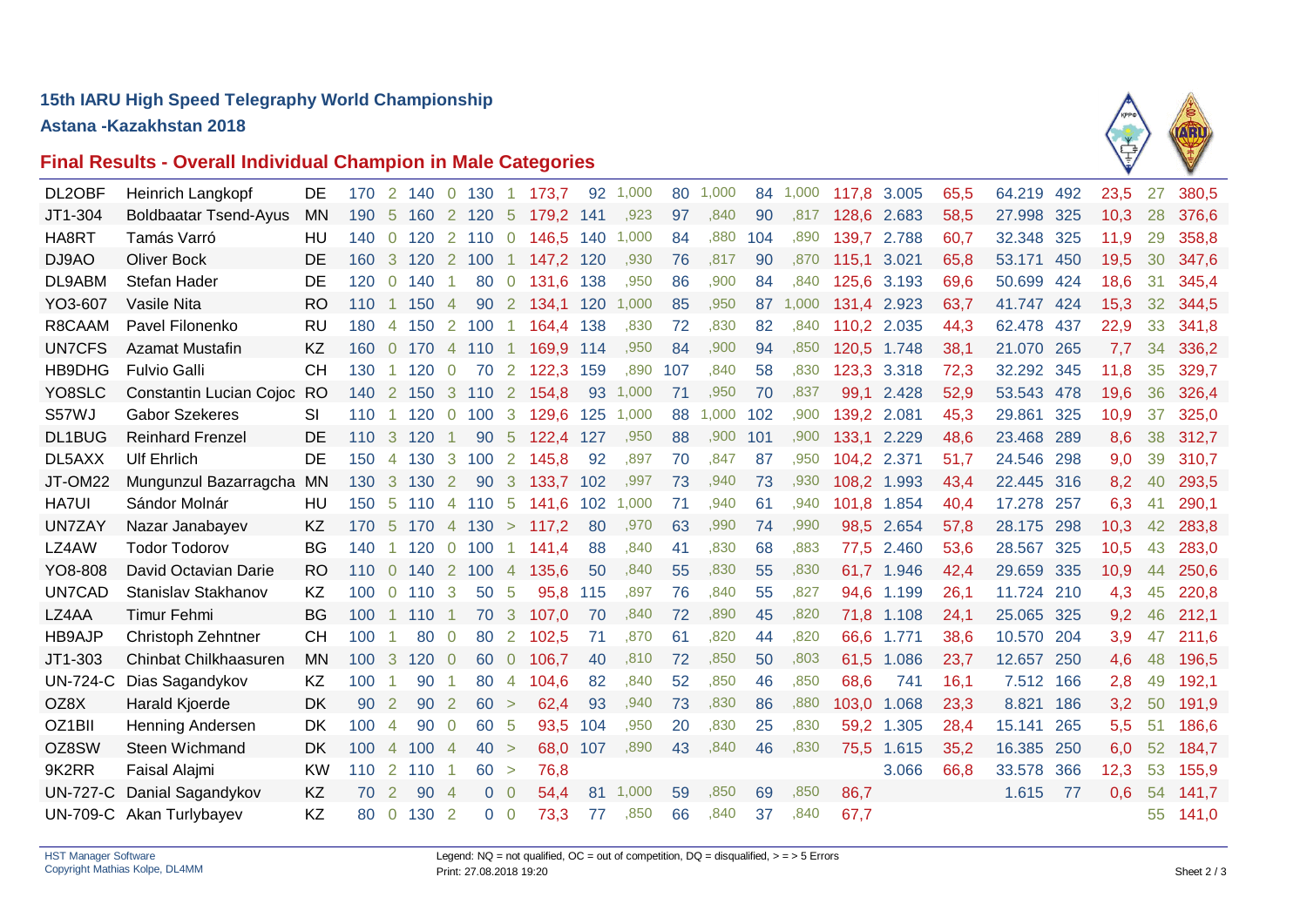## 15th IARU High Speed Telegraphy World Championship

### Astana -Kazakhstan 2018

### Final Results - Overall Individual Champion in Male Categories

| Call | Name | Country | | | | | | | | | | | | | | | | | | | | | | |
|---|---|---|---|---|---|---|---|---|---|---|---|---|---|---|---|---|---|---|---|---|---|---|---|---|
| DL2OBF | Heinrich Langkopf | DE | 170 | 2 | 140 | 0 | 130 | 1 | 173,7 | 92 | 1,000 | 80 | 1,000 | 84 | 1,000 | 117,8 | 3.005 | 65,5 | 64.219 | 492 | 23,5 | 27 | 380,5 |
| JT1-304 | Boldbaatar Tsend-Ayus | MN | 190 | 5 | 160 | 2 | 120 | 5 | 179,2 | 141 | ,923 | 97 | ,840 | 90 | ,817 | 128,6 | 2.683 | 58,5 | 27.998 | 325 | 10,3 | 28 | 376,6 |
| HA8RT | Tamás Varró | HU | 140 | 0 | 120 | 2 | 110 | 0 | 146,5 | 140 | 1,000 | 84 | ,880 | 104 | ,890 | 139,7 | 2.788 | 60,7 | 32.348 | 325 | 11,9 | 29 | 358,8 |
| DJ9AO | Oliver Bock | DE | 160 | 3 | 120 | 2 | 100 | 1 | 147,2 | 120 | ,930 | 76 | ,817 | 90 | ,870 | 115,1 | 3.021 | 65,8 | 53.171 | 450 | 19,5 | 30 | 347,6 |
| DL9ABM | Stefan Hader | DE | 120 | 0 | 140 | 1 | 80 | 0 | 131,6 | 138 | ,950 | 86 | ,900 | 84 | ,840 | 125,6 | 3.193 | 69,6 | 50.699 | 424 | 18,6 | 31 | 345,4 |
| YO3-607 | Vasile Nita | RO | 110 | 1 | 150 | 4 | 90 | 2 | 134,1 | 120 | 1,000 | 85 | ,950 | 87 | 1,000 | 131,4 | 2.923 | 63,7 | 41.747 | 424 | 15,3 | 32 | 344,5 |
| R8CAAM | Pavel Filonenko | RU | 180 | 4 | 150 | 2 | 100 | 1 | 164,4 | 138 | ,830 | 72 | ,830 | 82 | ,840 | 110,2 | 2.035 | 44,3 | 62.478 | 437 | 22,9 | 33 | 341,8 |
| UN7CFS | Azamat Mustafin | KZ | 160 | 0 | 170 | 4 | 110 | 1 | 169,9 | 114 | ,950 | 84 | ,900 | 94 | ,850 | 120,5 | 1.748 | 38,1 | 21.070 | 265 | 7,7 | 34 | 336,2 |
| HB9DHG | Fulvio Galli | CH | 130 | 1 | 120 | 0 | 70 | 2 | 122,3 | 159 | ,890 | 107 | ,840 | 58 | ,830 | 123,3 | 3.318 | 72,3 | 32.292 | 345 | 11,8 | 35 | 329,7 |
| YO8SLC | Constantin Lucian Cojoc | RO | 140 | 2 | 150 | 3 | 110 | 2 | 154,8 | 93 | 1,000 | 71 | ,950 | 70 | ,837 | 99,1 | 2.428 | 52,9 | 53.543 | 478 | 19,6 | 36 | 326,4 |
| S57WJ | Gabor Szekeres | SI | 110 | 1 | 120 | 0 | 100 | 3 | 129,6 | 125 | 1,000 | 88 | 1,000 | 102 | ,900 | 139,2 | 2.081 | 45,3 | 29.861 | 325 | 10,9 | 37 | 325,0 |
| DL1BUG | Reinhard Frenzel | DE | 110 | 3 | 120 | 1 | 90 | 5 | 122,4 | 127 | ,950 | 88 | ,900 | 101 | ,900 | 133,1 | 2.229 | 48,6 | 23.468 | 289 | 8,6 | 38 | 312,7 |
| DL5AXX | Ulf Ehrlich | DE | 150 | 4 | 130 | 3 | 100 | 2 | 145,8 | 92 | ,897 | 70 | ,847 | 87 | ,950 | 104,2 | 2.371 | 51,7 | 24.546 | 298 | 9,0 | 39 | 310,7 |
| JT-OM22 | Mungunzul Bazarragcha | MN | 130 | 3 | 130 | 2 | 90 | 3 | 133,7 | 102 | ,997 | 73 | ,940 | 73 | ,930 | 108,2 | 1.993 | 43,4 | 22.445 | 316 | 8,2 | 40 | 293,5 |
| HA7UI | Sándor Molnár | HU | 150 | 5 | 110 | 4 | 110 | 5 | 141,6 | 102 | 1,000 | 71 | ,940 | 61 | ,940 | 101,8 | 1.854 | 40,4 | 17.278 | 257 | 6,3 | 41 | 290,1 |
| UN7ZAY | Nazar Janabayev | KZ | 170 | 5 | 170 | 4 | 130 | > | 117,2 | 80 | ,970 | 63 | ,990 | 74 | ,990 | 98,5 | 2.654 | 57,8 | 28.175 | 298 | 10,3 | 42 | 283,8 |
| LZ4AW | Todor Todorov | BG | 140 | 1 | 120 | 0 | 100 | 1 | 141,4 | 88 | ,840 | 41 | ,830 | 68 | ,883 | 77,5 | 2.460 | 53,6 | 28.567 | 325 | 10,5 | 43 | 283,0 |
| YO8-808 | David Octavian Darie | RO | 110 | 0 | 140 | 2 | 100 | 4 | 135,6 | 50 | ,840 | 55 | ,830 | 55 | ,830 | 61,7 | 1.946 | 42,4 | 29.659 | 335 | 10,9 | 44 | 250,6 |
| UN7CAD | Stanislav Stakhanov | KZ | 100 | 0 | 110 | 3 | 50 | 5 | 95,8 | 115 | ,897 | 76 | ,840 | 55 | ,827 | 94,6 | 1.199 | 26,1 | 11.724 | 210 | 4,3 | 45 | 220,8 |
| LZ4AA | Timur Fehmi | BG | 100 | 1 | 110 | 1 | 70 | 3 | 107,0 | 70 | ,840 | 72 | ,890 | 45 | ,820 | 71,8 | 1.108 | 24,1 | 25.065 | 325 | 9,2 | 46 | 212,1 |
| HB9AJP | Christoph Zehntner | CH | 100 | 1 | 80 | 0 | 80 | 2 | 102,5 | 71 | ,870 | 61 | ,820 | 44 | ,820 | 66,6 | 1.771 | 38,6 | 10.570 | 204 | 3,9 | 47 | 211,6 |
| JT1-303 | Chinbat Chilkhaasuren | MN | 100 | 3 | 120 | 0 | 60 | 0 | 106,7 | 40 | ,810 | 72 | ,850 | 50 | ,803 | 61,5 | 1.086 | 23,7 | 12.657 | 250 | 4,6 | 48 | 196,5 |
| UN-724-C | Dias Sagandykov | KZ | 100 | 1 | 90 | 1 | 80 | 4 | 104,6 | 82 | ,840 | 52 | ,850 | 46 | ,850 | 68,6 | 741 | 16,1 | 7.512 | 166 | 2,8 | 49 | 192,1 |
| OZ8X | Harald Kjoerde | DK | 90 | 2 | 90 | 2 | 60 | > | 62,4 | 93 | ,940 | 73 | ,830 | 86 | ,880 | 103,0 | 1.068 | 23,3 | 8.821 | 186 | 3,2 | 50 | 191,9 |
| OZ1BII | Henning Andersen | DK | 100 | 4 | 90 | 0 | 60 | 5 | 93,5 | 104 | ,950 | 20 | ,830 | 25 | ,830 | 59,2 | 1.305 | 28,4 | 15.141 | 265 | 5,5 | 51 | 186,6 |
| OZ8SW | Steen Wichmand | DK | 100 | 4 | 100 | 4 | 40 | > | 68,0 | 107 | ,890 | 43 | ,840 | 46 | ,830 | 75,5 | 1.615 | 35,2 | 16.385 | 250 | 6,0 | 52 | 184,7 |
| 9K2RR | Faisal Alajmi | KW | 110 | 2 | 110 | 1 | 60 | > | 76,8 | | | | | | | | 3.066 | 66,8 | 33.578 | 366 | 12,3 | 53 | 155,9 |
| UN-727-C | Danial Sagandykov | KZ | 70 | 2 | 90 | 4 | 0 | 0 | 54,4 | 81 | 1,000 | 59 | ,850 | 69 | ,850 | 86,7 | | | 1.615 | 77 | 0,6 | 54 | 141,7 |
| UN-709-C | Akan Turlybayev | KZ | 80 | 0 | 130 | 2 | 0 | 0 | 73,3 | 77 | ,850 | 66 | ,840 | 37 | ,840 | 67,7 | | | | | | 55 | 141,0 |

HST Manager Software
Copyright Mathias Kolpe, DL4MM

Legend: NQ = not qualified, OC = out of competition, DQ = disqualified, > = > 5 Errors
Print: 27.08.2018 19:20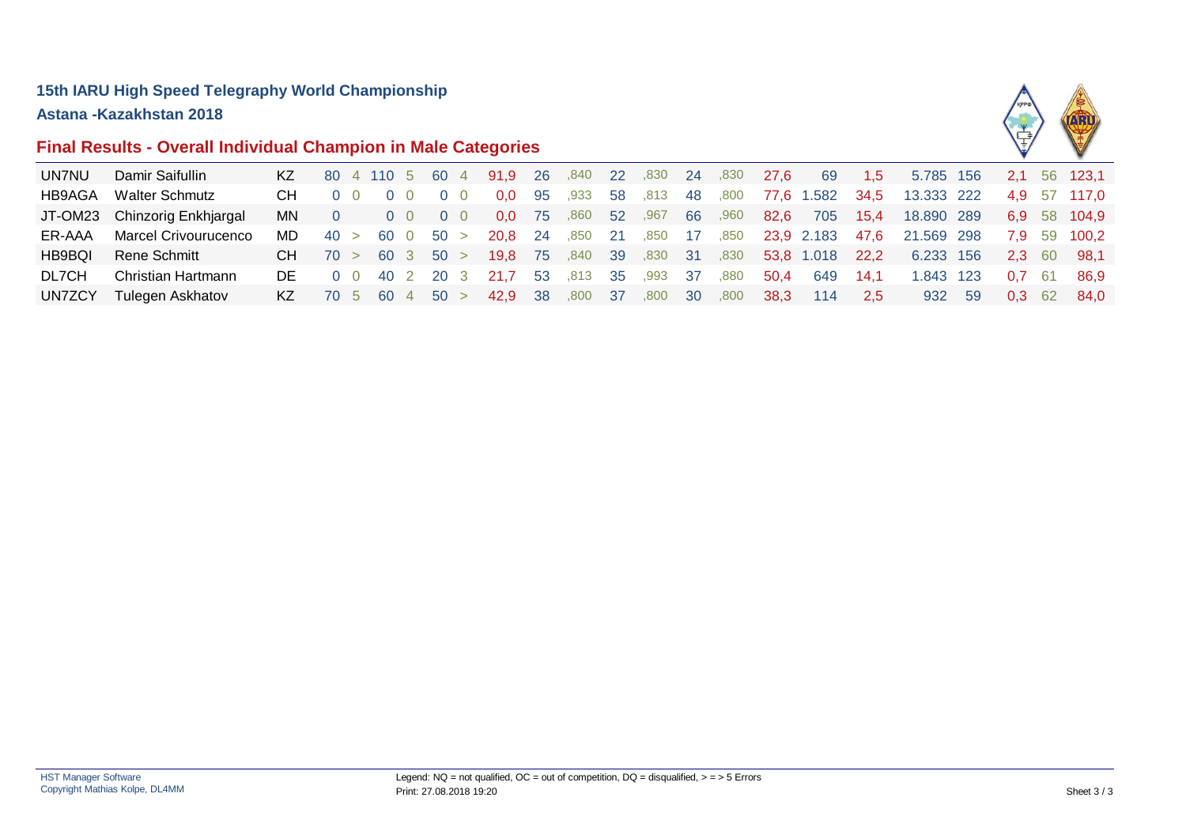**15th IARU High Speed Telegraphy World Championship**

**Astana -Kazakhstan 2018**

## Final Results - Overall Individual Champion in Male Categories

| | | | | | | | | | | | | | | | | | | | | | | | | |
|---|---|---|---|---|---|---|---|---|---|---|---|---|---|---|---|---|---|---|---|---|---|---|---|---|
| UN7NU | Damir Saifullin | KZ | 80 | 4 | 110 | 5 | 60 | 4 | 91,9 | 26 | ,840 | 22 | ,830 | 24 | ,830 | 27,6 | 69 | 1,5 | 5.785 | 156 | 2,1 | 56 | 123,1 |
| HB9AGA | Walter Schmutz | CH | 0 | 0 | 0 | 0 | 0 | 0 | 0,0 | 95 | ,933 | 58 | ,813 | 48 | ,800 | 77,6 | 1.582 | 34,5 | 13.333 | 222 | 4,9 | 57 | 117,0 |
| JT-OM23 | Chinzorig Enkhjargal | MN | 0 | | 0 | 0 | 0 | 0 | 0,0 | 75 | ,860 | 52 | ,967 | 66 | ,960 | 82,6 | 705 | 15,4 | 18.890 | 289 | 6,9 | 58 | 104,9 |
| ER-AAA | Marcel Crivourucenco | MD | 40 | > | 60 | 0 | 50 | > | 20,8 | 24 | ,850 | 21 | ,850 | 17 | ,850 | 23,9 | 2.183 | 47,6 | 21.569 | 298 | 7,9 | 59 | 100,2 |
| HB9BQI | Rene Schmitt | CH | 70 | > | 60 | 3 | 50 | > | 19,8 | 75 | ,840 | 39 | ,830 | 31 | ,830 | 53,8 | 1.018 | 22,2 | 6.233 | 156 | 2,3 | 60 | 98,1 |
| DL7CH | Christian Hartmann | DE | 0 | 0 | 40 | 2 | 20 | 3 | 21,7 | 53 | ,813 | 35 | ,993 | 37 | ,880 | 50,4 | 649 | 14,1 | 1.843 | 123 | 0,7 | 61 | 86,9 |
| UN7ZCY | Tulegen Askhatov | KZ | 70 | 5 | 60 | 4 | 50 | > | 42,9 | 38 | ,800 | 37 | ,800 | 30 | ,800 | 38,3 | 114 | 2,5 | 932 | 59 | 0,3 | 62 | 84,0 |

HST Manager Software
Copyright Mathias Kolpe, DL4MM

Legend: NQ = not qualified, OC = out of competition, DQ = disqualified, > = > 5 Errors
Print: 27.08.2018 19:20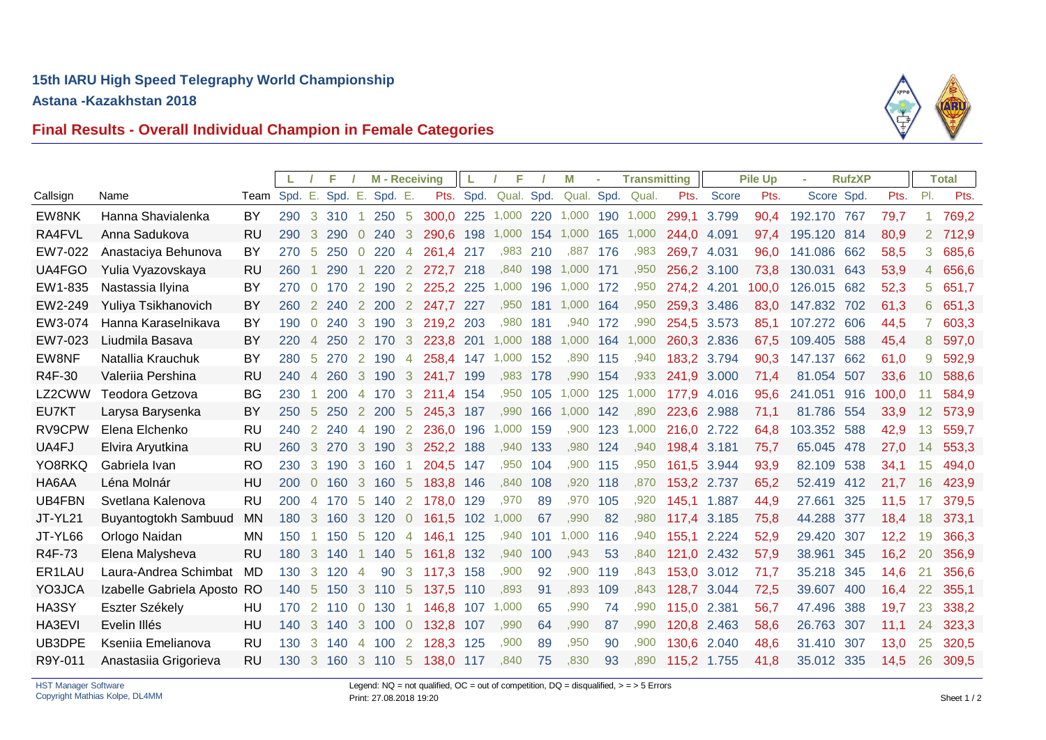**15th IARU High Speed Telegraphy World Championship**

**Astana -Kazakhstan 2018**

## Final Results - Overall Individual Champion in Female Categories

| | | | L | | F | | M - Receiving | | | L | | F | | M | | Transmitting | | Pile Up | | RufzXP | | | Total | |
|---|---|---|---|---|---|---|---|---|---|---|---|---|---|---|---|---|---|---|---|---|---|---|---|---|
| Callsign | Name | Team | Spd. | E. | Spd. | E. | Spd. | E. | Pts. | Spd. | Qual. | Spd. | Qual. | Spd. | Qual. | Pts. | Score | Pts. | Score | Spd. | Pts. | Pl. | Pts. |
| EW8NK | Hanna Shavialenka | BY | 290 | 3 | 310 | 1 | 250 | 5 | 300,0 | 225 | 1,000 | 220 | 1,000 | 190 | 1,000 | 299,1 | 3.799 | 90,4 | 192.170 | 767 | 79,7 | 1 | 769,2 |
| RA4FVL | Anna Sadukova | RU | 290 | 3 | 290 | 0 | 240 | 3 | 290,6 | 198 | 1,000 | 154 | 1,000 | 165 | 1,000 | 244,0 | 4.091 | 97,4 | 195.120 | 814 | 80,9 | 2 | 712,9 |
| EW7-022 | Anastaciya Behunova | BY | 270 | 5 | 250 | 0 | 220 | 4 | 261,4 | 217 | ,983 | 210 | ,887 | 176 | ,983 | 269,7 | 4.031 | 96,0 | 141.086 | 662 | 58,5 | 3 | 685,6 |
| UA4FGO | Yulia Vyazovskaya | RU | 260 | 1 | 290 | 1 | 220 | 2 | 272,7 | 218 | ,840 | 198 | 1,000 | 171 | ,950 | 256,2 | 3.100 | 73,8 | 130.031 | 643 | 53,9 | 4 | 656,6 |
| EW1-835 | Nastassia Ilyina | BY | 270 | 0 | 170 | 2 | 190 | 2 | 225,2 | 225 | 1,000 | 196 | 1,000 | 172 | ,950 | 274,2 | 4.201 | 100,0 | 126.015 | 682 | 52,3 | 5 | 651,7 |
| EW2-249 | Yuliya Tsikhanovich | BY | 260 | 2 | 240 | 2 | 200 | 2 | 247,7 | 227 | ,950 | 181 | 1,000 | 164 | ,950 | 259,3 | 3.486 | 83,0 | 147.832 | 702 | 61,3 | 6 | 651,3 |
| EW3-074 | Hanna Karaselnikava | BY | 190 | 0 | 240 | 3 | 190 | 3 | 219,2 | 203 | ,980 | 181 | ,940 | 172 | ,990 | 254,5 | 3.573 | 85,1 | 107.272 | 606 | 44,5 | 7 | 603,3 |
| EW7-023 | Liudmila Basava | BY | 220 | 4 | 250 | 2 | 170 | 3 | 223,8 | 201 | 1,000 | 188 | 1,000 | 164 | 1,000 | 260,3 | 2.836 | 67,5 | 109.405 | 588 | 45,4 | 8 | 597,0 |
| EW8NF | Natallia Krauchuk | BY | 280 | 5 | 270 | 2 | 190 | 4 | 258,4 | 147 | 1,000 | 152 | ,890 | 115 | ,940 | 183,2 | 3.794 | 90,3 | 147.137 | 662 | 61,0 | 9 | 592,9 |
| R4F-30 | Valeriia Pershina | RU | 240 | 4 | 260 | 3 | 190 | 3 | 241,7 | 199 | ,983 | 178 | ,990 | 154 | ,933 | 241,9 | 3.000 | 71,4 | 81.054 | 507 | 33,6 | 10 | 588,6 |
| LZ2CWW | Teodora Getzova | BG | 230 | 1 | 200 | 4 | 170 | 3 | 211,4 | 154 | ,950 | 105 | 1,000 | 125 | 1,000 | 177,9 | 4.016 | 95,6 | 241.051 | 916 | 100,0 | 11 | 584,9 |
| EU7KT | Larysa Barysenka | BY | 250 | 5 | 250 | 2 | 200 | 5 | 245,3 | 187 | ,990 | 166 | 1,000 | 142 | ,890 | 223,6 | 2.988 | 71,1 | 81.786 | 554 | 33,9 | 12 | 573,9 |
| RV9CPW | Elena Elchenko | RU | 240 | 2 | 240 | 4 | 190 | 2 | 236,0 | 196 | 1,000 | 159 | ,900 | 123 | 1,000 | 216,0 | 2.722 | 64,8 | 103.352 | 588 | 42,9 | 13 | 559,7 |
| UA4FJ | Elvira Aryutkina | RU | 260 | 3 | 270 | 3 | 190 | 3 | 252,2 | 188 | ,940 | 133 | ,980 | 124 | ,940 | 198,4 | 3.181 | 75,7 | 65.045 | 478 | 27,0 | 14 | 553,3 |
| YO8RKQ | Gabriela Ivan | RO | 230 | 3 | 190 | 3 | 160 | 1 | 204,5 | 147 | ,950 | 104 | ,900 | 115 | ,950 | 161,5 | 3.944 | 93,9 | 82.109 | 538 | 34,1 | 15 | 494,0 |
| HA6AA | Léna Molnár | HU | 200 | 0 | 160 | 3 | 160 | 5 | 183,8 | 146 | ,840 | 108 | ,920 | 118 | ,870 | 153,2 | 2.737 | 65,2 | 52.419 | 412 | 21,7 | 16 | 423,9 |
| UB4FBN | Svetlana Kalenova | RU | 200 | 4 | 170 | 5 | 140 | 2 | 178,0 | 129 | ,970 | 89 | ,970 | 105 | ,920 | 145,1 | 1.887 | 44,9 | 27.661 | 325 | 11,5 | 17 | 379,5 |
| JT-YL21 | Buyantogtokh Sambuud | MN | 180 | 3 | 160 | 3 | 120 | 0 | 161,5 | 102 | 1,000 | 67 | ,990 | 82 | ,980 | 117,4 | 3.185 | 75,8 | 44.288 | 377 | 18,4 | 18 | 373,1 |
| JT-YL66 | Orlogo Naidan | MN | 150 | 1 | 150 | 5 | 120 | 4 | 146,1 | 125 | ,940 | 101 | 1,000 | 116 | ,940 | 155,1 | 2.224 | 52,9 | 29.420 | 307 | 12,2 | 19 | 366,3 |
| R4F-73 | Elena Malysheva | RU | 180 | 3 | 140 | 1 | 140 | 5 | 161,8 | 132 | ,940 | 100 | ,943 | 53 | ,840 | 121,0 | 2.432 | 57,9 | 38.961 | 345 | 16,2 | 20 | 356,9 |
| ER1LAU | Laura-Andrea Schimbat | MD | 130 | 3 | 120 | 4 | 90 | 3 | 117,3 | 158 | ,900 | 92 | ,900 | 119 | ,843 | 153,0 | 3.012 | 71,7 | 35.218 | 345 | 14,6 | 21 | 356,6 |
| YO3JCA | Izabelle Gabriela Aposto | RO | 140 | 5 | 150 | 3 | 110 | 5 | 137,5 | 110 | ,893 | 91 | ,893 | 109 | ,843 | 128,7 | 3.044 | 72,5 | 39.607 | 400 | 16,4 | 22 | 355,1 |
| HA3SY | Eszter Székely | HU | 170 | 2 | 110 | 0 | 130 | 1 | 146,8 | 107 | 1,000 | 65 | ,990 | 74 | ,990 | 115,0 | 2.381 | 56,7 | 47.496 | 388 | 19,7 | 23 | 338,2 |
| HA3EVI | Evelin Illés | HU | 140 | 3 | 140 | 3 | 100 | 0 | 132,8 | 107 | ,990 | 64 | ,990 | 87 | ,990 | 120,8 | 2.463 | 58,6 | 26.763 | 307 | 11,1 | 24 | 323,3 |
| UB3DPE | Kseniia Emelianova | RU | 130 | 3 | 140 | 4 | 100 | 2 | 128,3 | 125 | ,900 | 89 | ,950 | 90 | ,900 | 130,6 | 2.040 | 48,6 | 31.410 | 307 | 13,0 | 25 | 320,5 |
| R9Y-011 | Anastasiia Grigorieva | RU | 130 | 3 | 160 | 3 | 110 | 5 | 138,0 | 117 | ,840 | 75 | ,830 | 93 | ,890 | 115,2 | 1.755 | 41,8 | 35.012 | 335 | 14,5 | 26 | 309,5 |

HST Manager Software
Copyright Mathias Kolpe, DL4MM

Legend: NQ = not qualified, OC = out of competition, DQ = disqualified, > = > 5 Errors
Print: 27.08.2018 19:20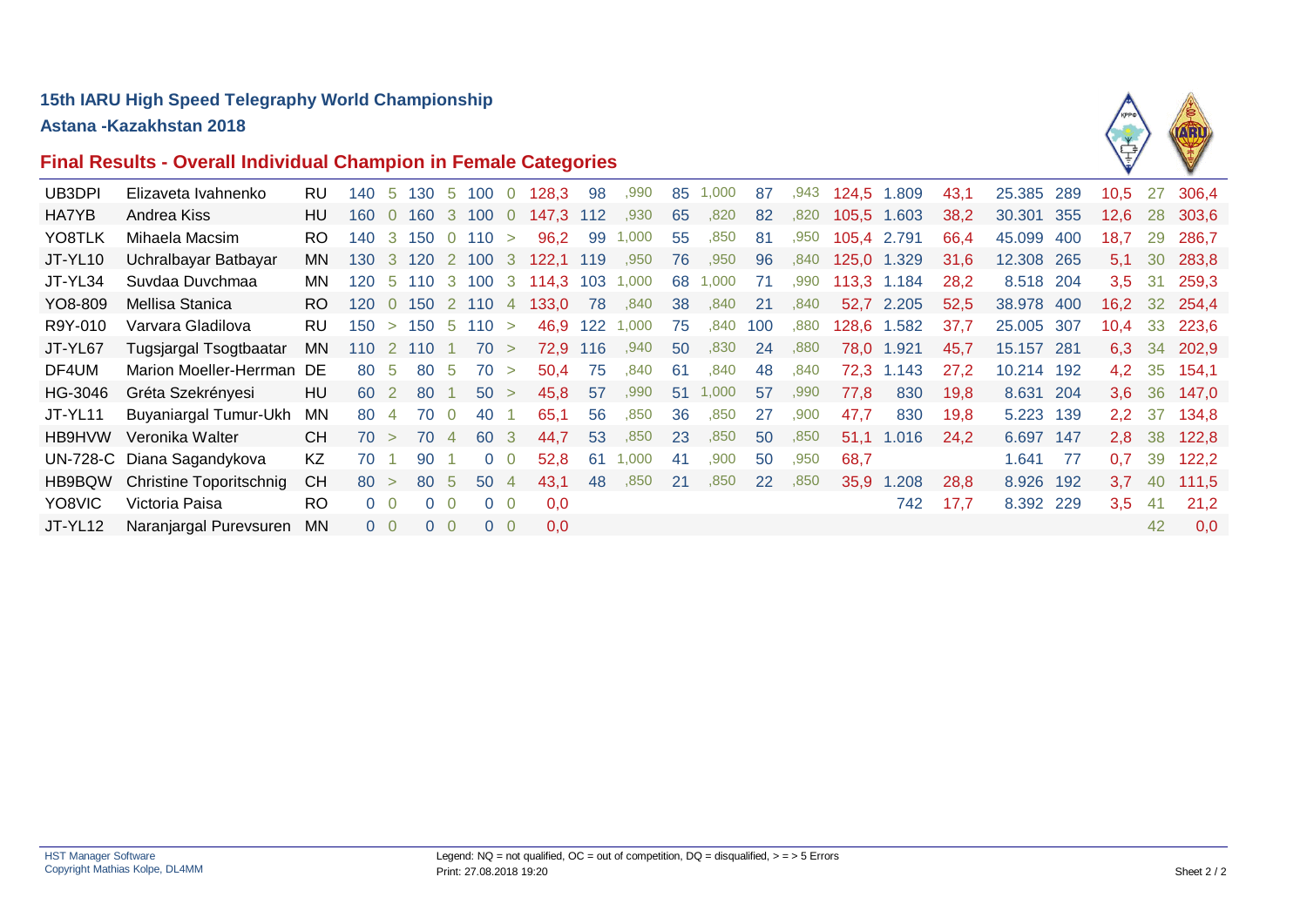# 15th IARU High Speed Telegraphy World Championship

## Astana -Kazakhstan 2018

## Final Results - Overall Individual Champion in Female Categories

| | | | | | | | | | | | | | | | | | | | | | | | |
|---|---|---|---|---|---|---|---|---|---|---|---|---|---|---|---|---|---|---|---|---|---|---|---|
| UB3DPI | Elizaveta Ivahnenko | RU | 140 | 5 | 130 | 5 | 100 | 0 | 128,3 | 98 | ,990 | 85 | 1,000 | 87 | ,943 | 124,5 | 1.809 | 43,1 | 25.385 | 289 | 10,5 | 27 | 306,4 |
| HA7YB | Andrea Kiss | HU | 160 | 0 | 160 | 3 | 100 | 0 | 147,3 | 112 | ,930 | 65 | ,820 | 82 | ,820 | 105,5 | 1.603 | 38,2 | 30.301 | 355 | 12,6 | 28 | 303,6 |
| YO8TLK | Mihaela Macsim | RO | 140 | 3 | 150 | 0 | 110 | > | 96,2 | 99 | 1,000 | 55 | ,850 | 81 | ,950 | 105,4 | 2.791 | 66,4 | 45.099 | 400 | 18,7 | 29 | 286,7 |
| JT-YL10 | Uchralbayar Batbayar | MN | 130 | 3 | 120 | 2 | 100 | 3 | 122,1 | 119 | ,950 | 76 | ,950 | 96 | ,840 | 125,0 | 1.329 | 31,6 | 12.308 | 265 | 5,1 | 30 | 283,8 |
| JT-YL34 | Suvdaa Duvchmaa | MN | 120 | 5 | 110 | 3 | 100 | 3 | 114,3 | 103 | 1,000 | 68 | 1,000 | 71 | ,990 | 113,3 | 1.184 | 28,2 | 8.518 | 204 | 3,5 | 31 | 259,3 |
| YO8-809 | Mellisa Stanica | RO | 120 | 0 | 150 | 2 | 110 | 4 | 133,0 | 78 | ,840 | 38 | ,840 | 21 | ,840 | 52,7 | 2.205 | 52,5 | 38.978 | 400 | 16,2 | 32 | 254,4 |
| R9Y-010 | Varvara Gladilova | RU | 150 | > | 150 | 5 | 110 | > | 46,9 | 122 | 1,000 | 75 | ,840 | 100 | ,880 | 128,6 | 1.582 | 37,7 | 25.005 | 307 | 10,4 | 33 | 223,6 |
| JT-YL67 | Tugsjargal Tsogtbaatar | MN | 110 | 2 | 110 | 1 | 70 | > | 72,9 | 116 | ,940 | 50 | ,830 | 24 | ,880 | 78,0 | 1.921 | 45,7 | 15.157 | 281 | 6,3 | 34 | 202,9 |
| DF4UM | Marion Moeller-Herrman | DE | 80 | 5 | 80 | 5 | 70 | > | 50,4 | 75 | ,840 | 61 | ,840 | 48 | ,840 | 72,3 | 1.143 | 27,2 | 10.214 | 192 | 4,2 | 35 | 154,1 |
| HG-3046 | Gréta Szekrényesi | HU | 60 | 2 | 80 | 1 | 50 | > | 45,8 | 57 | ,990 | 51 | 1,000 | 57 | ,990 | 77,8 | 830 | 19,8 | 8.631 | 204 | 3,6 | 36 | 147,0 |
| JT-YL11 | Buyaniargal Tumur-Ukh | MN | 80 | 4 | 70 | 0 | 40 | 1 | 65,1 | 56 | ,850 | 36 | ,850 | 27 | ,900 | 47,7 | 830 | 19,8 | 5.223 | 139 | 2,2 | 37 | 134,8 |
| HB9HVW | Veronika Walter | CH | 70 | > | 70 | 4 | 60 | 3 | 44,7 | 53 | ,850 | 23 | ,850 | 50 | ,850 | 51,1 | 1.016 | 24,2 | 6.697 | 147 | 2,8 | 38 | 122,8 |
| UN-728-C | Diana Sagandykova | KZ | 70 | 1 | 90 | 1 | 0 | 0 | 52,8 | 61 | 1,000 | 41 | ,900 | 50 | ,950 | 68,7 | | | 1.641 | 77 | 0,7 | 39 | 122,2 |
| HB9BQW | Christine Toporitschnig | CH | 80 | > | 80 | 5 | 50 | 4 | 43,1 | 48 | ,850 | 21 | ,850 | 22 | ,850 | 35,9 | 1.208 | 28,8 | 8.926 | 192 | 3,7 | 40 | 111,5 |
| YO8VIC | Victoria Paisa | RO | 0 | 0 | 0 | 0 | 0 | 0 | 0,0 | | | | | | | | 742 | 17,7 | 8.392 | 229 | 3,5 | 41 | 21,2 |
| JT-YL12 | Naranjargal Purevsuren | MN | 0 | 0 | 0 | 0 | 0 | 0 | 0,0 | | | | | | | | | | | | | 42 | 0,0 |

HST Manager Software
Copyright Mathias Kolpe, DL4MM

Legend: NQ = not qualified, OC = out of competition, DQ = disqualified, > = > 5 Errors
Print: 27.08.2018 19:20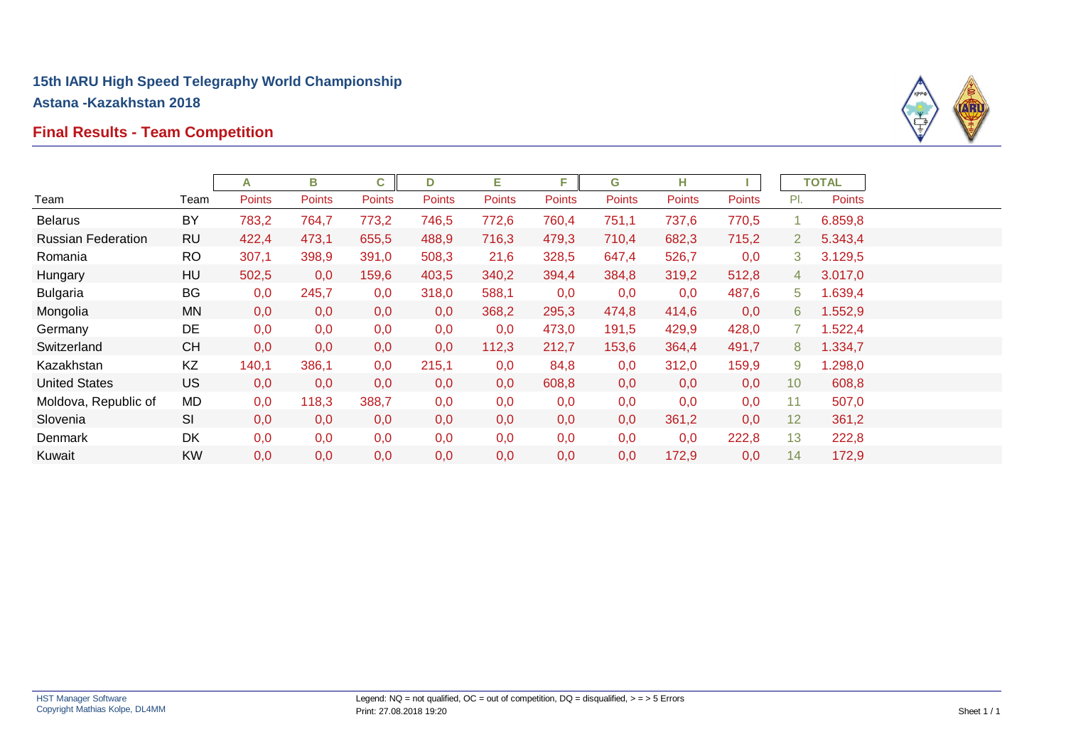# 15th IARU High Speed Telegraphy World Championship

**Astana -Kazakhstan 2018**

## Final Results - Team Competition

| | | A | B | C | D | E | F | G | H | I | TOTAL | |
|---|---|---|---|---|---|---|---|---|---|---|---|---|
| Team | Team | Points | Points | Points | Points | Points | Points | Points | Points | Points | Pl. | Points |
| Belarus | BY | 783,2 | 764,7 | 773,2 | 746,5 | 772,6 | 760,4 | 751,1 | 737,6 | 770,5 | 1 | 6.859,8 |
| Russian Federation | RU | 422,4 | 473,1 | 655,5 | 488,9 | 716,3 | 479,3 | 710,4 | 682,3 | 715,2 | 2 | 5.343,4 |
| Romania | RO | 307,1 | 398,9 | 391,0 | 508,3 | 21,6 | 328,5 | 647,4 | 526,7 | 0,0 | 3 | 3.129,5 |
| Hungary | HU | 502,5 | 0,0 | 159,6 | 403,5 | 340,2 | 394,4 | 384,8 | 319,2 | 512,8 | 4 | 3.017,0 |
| Bulgaria | BG | 0,0 | 245,7 | 0,0 | 318,0 | 588,1 | 0,0 | 0,0 | 0,0 | 487,6 | 5 | 1.639,4 |
| Mongolia | MN | 0,0 | 0,0 | 0,0 | 0,0 | 368,2 | 295,3 | 474,8 | 414,6 | 0,0 | 6 | 1.552,9 |
| Germany | DE | 0,0 | 0,0 | 0,0 | 0,0 | 0,0 | 473,0 | 191,5 | 429,9 | 428,0 | 7 | 1.522,4 |
| Switzerland | CH | 0,0 | 0,0 | 0,0 | 0,0 | 112,3 | 212,7 | 153,6 | 364,4 | 491,7 | 8 | 1.334,7 |
| Kazakhstan | KZ | 140,1 | 386,1 | 0,0 | 215,1 | 0,0 | 84,8 | 0,0 | 312,0 | 159,9 | 9 | 1.298,0 |
| United States | US | 0,0 | 0,0 | 0,0 | 0,0 | 0,0 | 608,8 | 0,0 | 0,0 | 0,0 | 10 | 608,8 |
| Moldova, Republic of | MD | 0,0 | 118,3 | 388,7 | 0,0 | 0,0 | 0,0 | 0,0 | 0,0 | 0,0 | 11 | 507,0 |
| Slovenia | SI | 0,0 | 0,0 | 0,0 | 0,0 | 0,0 | 0,0 | 0,0 | 361,2 | 0,0 | 12 | 361,2 |
| Denmark | DK | 0,0 | 0,0 | 0,0 | 0,0 | 0,0 | 0,0 | 0,0 | 0,0 | 222,8 | 13 | 222,8 |
| Kuwait | KW | 0,0 | 0,0 | 0,0 | 0,0 | 0,0 | 0,0 | 0,0 | 172,9 | 0,0 | 14 | 172,9 |

HST Manager Software
Copyright Mathias Kolpe, DL4MM

Legend: NQ = not qualified, OC = out of competition, DQ = disqualified, > = > 5 Errors
Print: 27.08.2018 19:20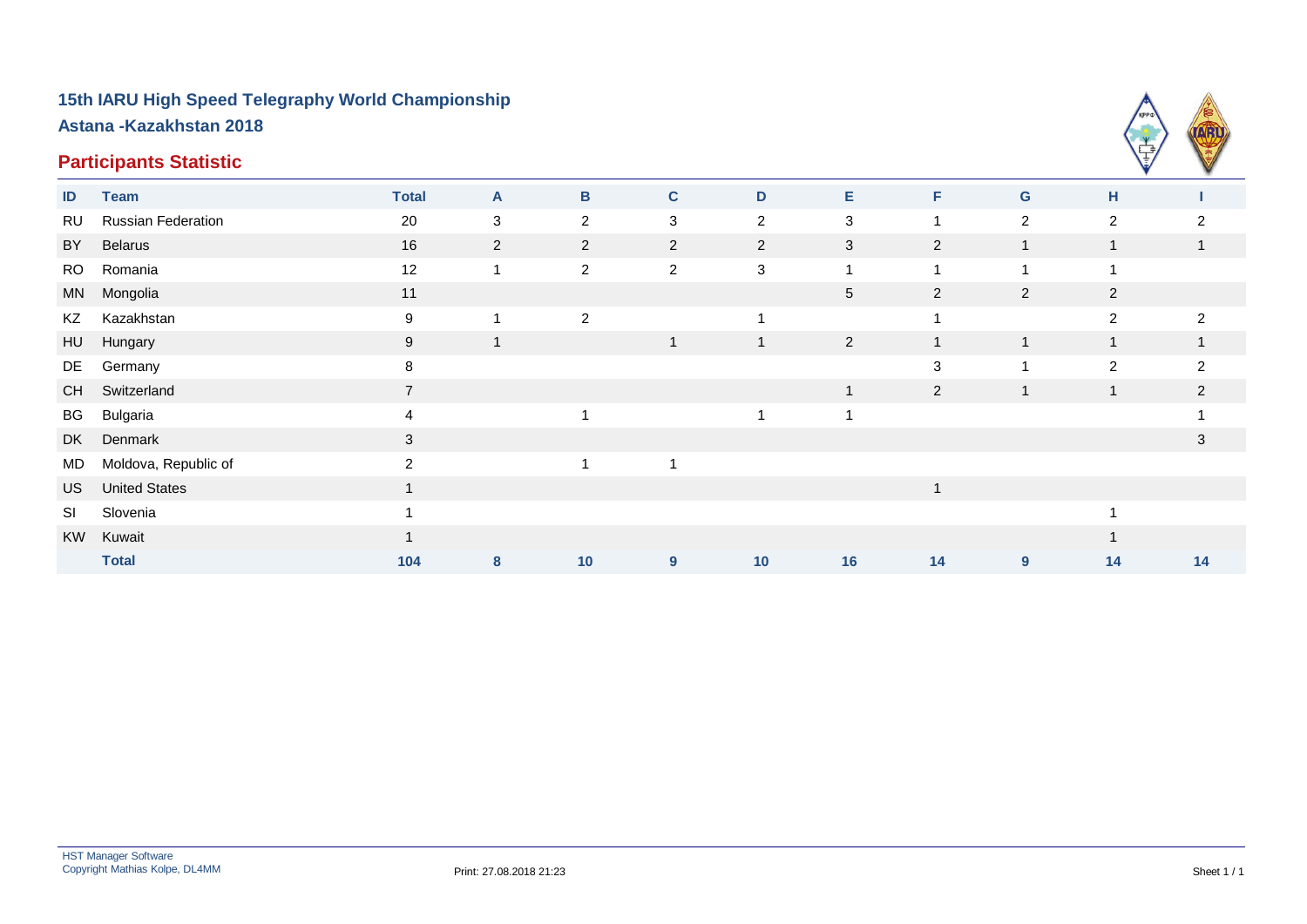## 15th IARU High Speed Telegraphy World Championship

**Astana -Kazakhstan 2018**

### Participants Statistic

| ID | Team | Total | A | B | C | D | E | F | G | H | I |
|---|---|---|---|---|---|---|---|---|---|---|---|
| RU | Russian Federation | 20 | 3 | 2 | 3 | 2 | 3 | 1 | 2 | 2 | 2 |
| BY | Belarus | 16 | 2 | 2 | 2 | 2 | 3 | 2 | 1 | 1 | 1 |
| RO | Romania | 12 | 1 | 2 | 2 | 3 | 1 | 1 | 1 | 1 | |
| MN | Mongolia | 11 | | | | | 5 | 2 | 2 | 2 | |
| KZ | Kazakhstan | 9 | 1 | 2 | | 1 | | 1 | | 2 | 2 |
| HU | Hungary | 9 | 1 | | 1 | 1 | 2 | 1 | 1 | 1 | 1 |
| DE | Germany | 8 | | | | | | 3 | 1 | 2 | 2 |
| CH | Switzerland | 7 | | | | | 1 | 2 | 1 | 1 | 2 |
| BG | Bulgaria | 4 | | 1 | | 1 | 1 | | | | 1 |
| DK | Denmark | 3 | | | | | | | | | 3 |
| MD | Moldova, Republic of | 2 | | 1 | 1 | | | | | | |
| US | United States | 1 | | | | | | 1 | | | |
| SI | Slovenia | 1 | | | | | | | | 1 | |
| KW | Kuwait | 1 | | | | | | | | 1 | |
| | **Total** | **104** | **8** | **10** | **9** | **10** | **16** | **14** | **9** | **14** | **14** |